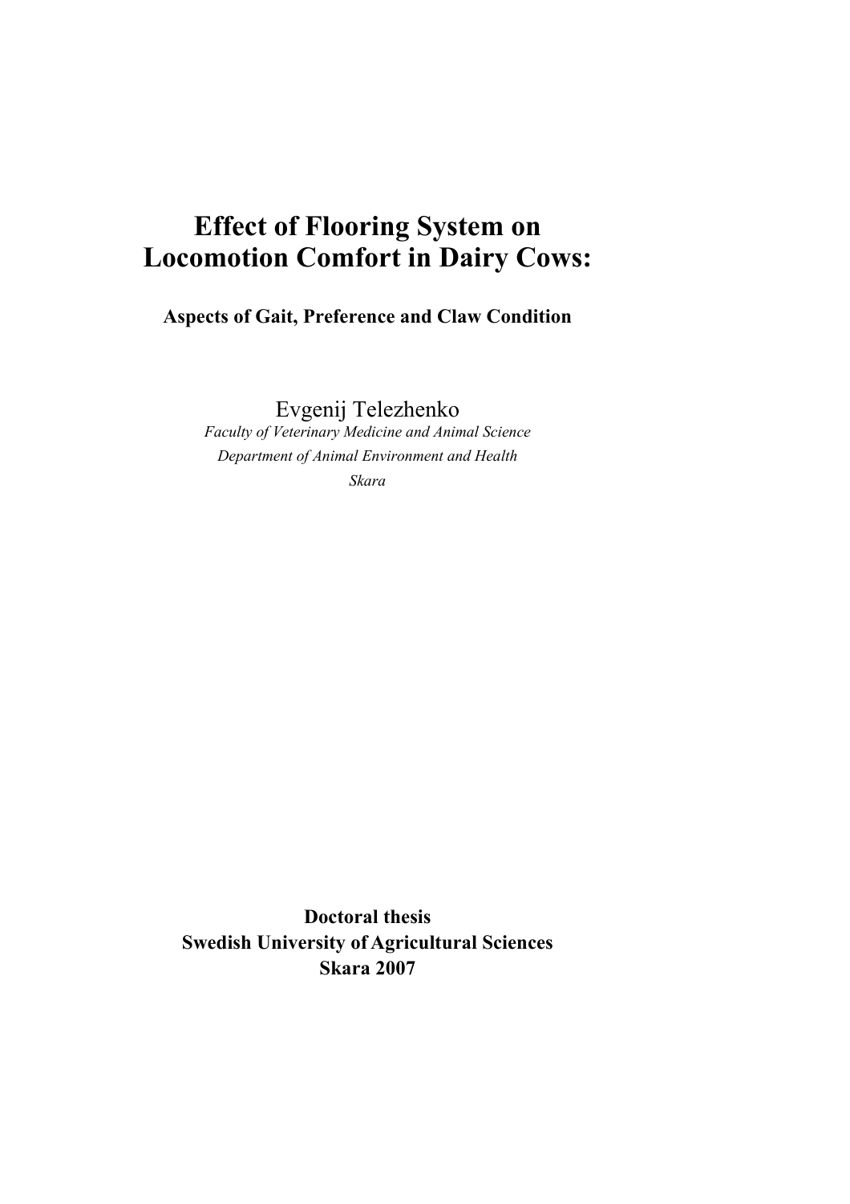# Effect of Flooring System on Locomotion Comfort in Dairy Cows:

### Aspects of Gait, Preference and Claw Condition

Evgenij Telezhenko

*Faculty of Veterinary Medicine and Animal Science*

*Department of Animal Environment and Health*

*Skara*

**Doctoral thesis**
**Swedish University of Agricultural Sciences**
**Skara 2007**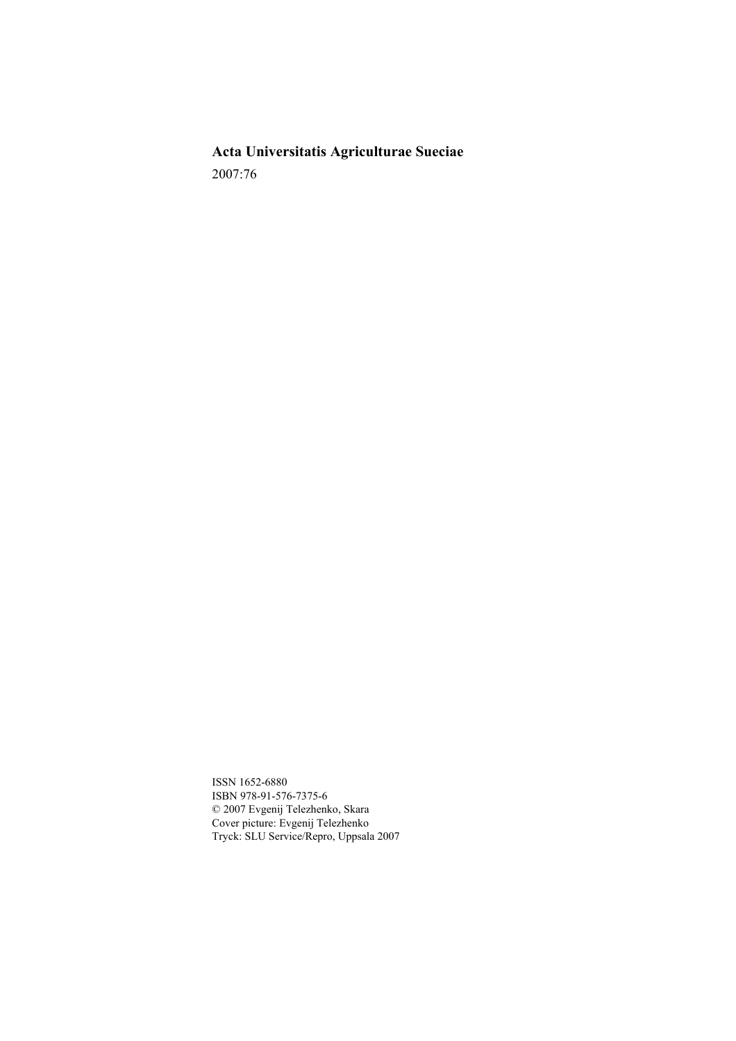**Acta Universitatis Agriculturae Sueciae**

2007:76

ISSN 1652-6880
ISBN 978-91-576-7375-6
© 2007 Evgenij Telezhenko, Skara
Cover picture: Evgenij Telezhenko
Tryck: SLU Service/Repro, Uppsala 2007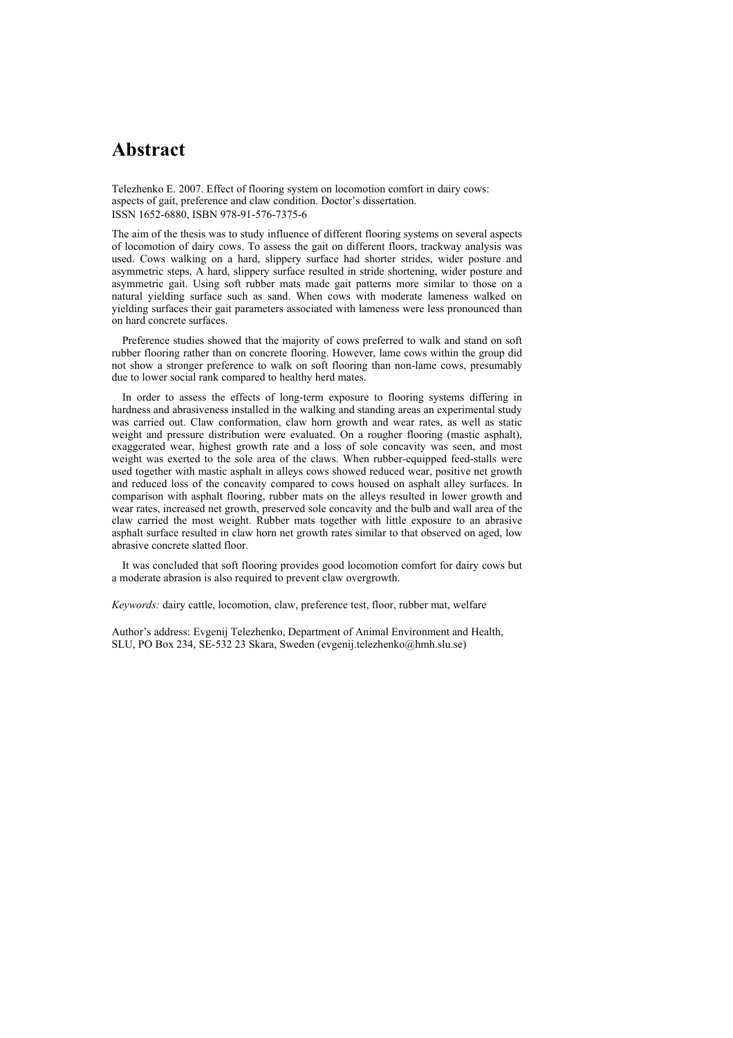# Abstract

Telezhenko E. 2007. Effect of flooring system on locomotion comfort in dairy cows: aspects of gait, preference and claw condition. Doctor's dissertation.
ISSN 1652-6880, ISBN 978-91-576-7375-6

The aim of the thesis was to study influence of different flooring systems on several aspects of locomotion of dairy cows. To assess the gait on different floors, trackway analysis was used. Cows walking on a hard, slippery surface had shorter strides, wider posture and asymmetric steps. A hard, slippery surface resulted in stride shortening, wider posture and asymmetric gait. Using soft rubber mats made gait patterns more similar to those on a natural yielding surface such as sand. When cows with moderate lameness walked on yielding surfaces their gait parameters associated with lameness were less pronounced than on hard concrete surfaces.

Preference studies showed that the majority of cows preferred to walk and stand on soft rubber flooring rather than on concrete flooring. However, lame cows within the group did not show a stronger preference to walk on soft flooring than non-lame cows, presumably due to lower social rank compared to healthy herd mates.

In order to assess the effects of long-term exposure to flooring systems differing in hardness and abrasiveness installed in the walking and standing areas an experimental study was carried out. Claw conformation, claw horn growth and wear rates, as well as static weight and pressure distribution were evaluated. On a rougher flooring (mastic asphalt), exaggerated wear, highest growth rate and a loss of sole concavity was seen, and most weight was exerted to the sole area of the claws. When rubber-equipped feed-stalls were used together with mastic asphalt in alleys cows showed reduced wear, positive net growth and reduced loss of the concavity compared to cows housed on asphalt alley surfaces. In comparison with asphalt flooring, rubber mats on the alleys resulted in lower growth and wear rates, increased net growth, preserved sole concavity and the bulb and wall area of the claw carried the most weight. Rubber mats together with little exposure to an abrasive asphalt surface resulted in claw horn net growth rates similar to that observed on aged, low abrasive concrete slatted floor.

It was concluded that soft flooring provides good locomotion comfort for dairy cows but a moderate abrasion is also required to prevent claw overgrowth.

*Keywords:* dairy cattle, locomotion, claw, preference test, floor, rubber mat, welfare

Author's address: Evgenij Telezhenko, Department of Animal Environment and Health, SLU, PO Box 234, SE-532 23 Skara, Sweden (evgenij.telezhenko@hmh.slu.se)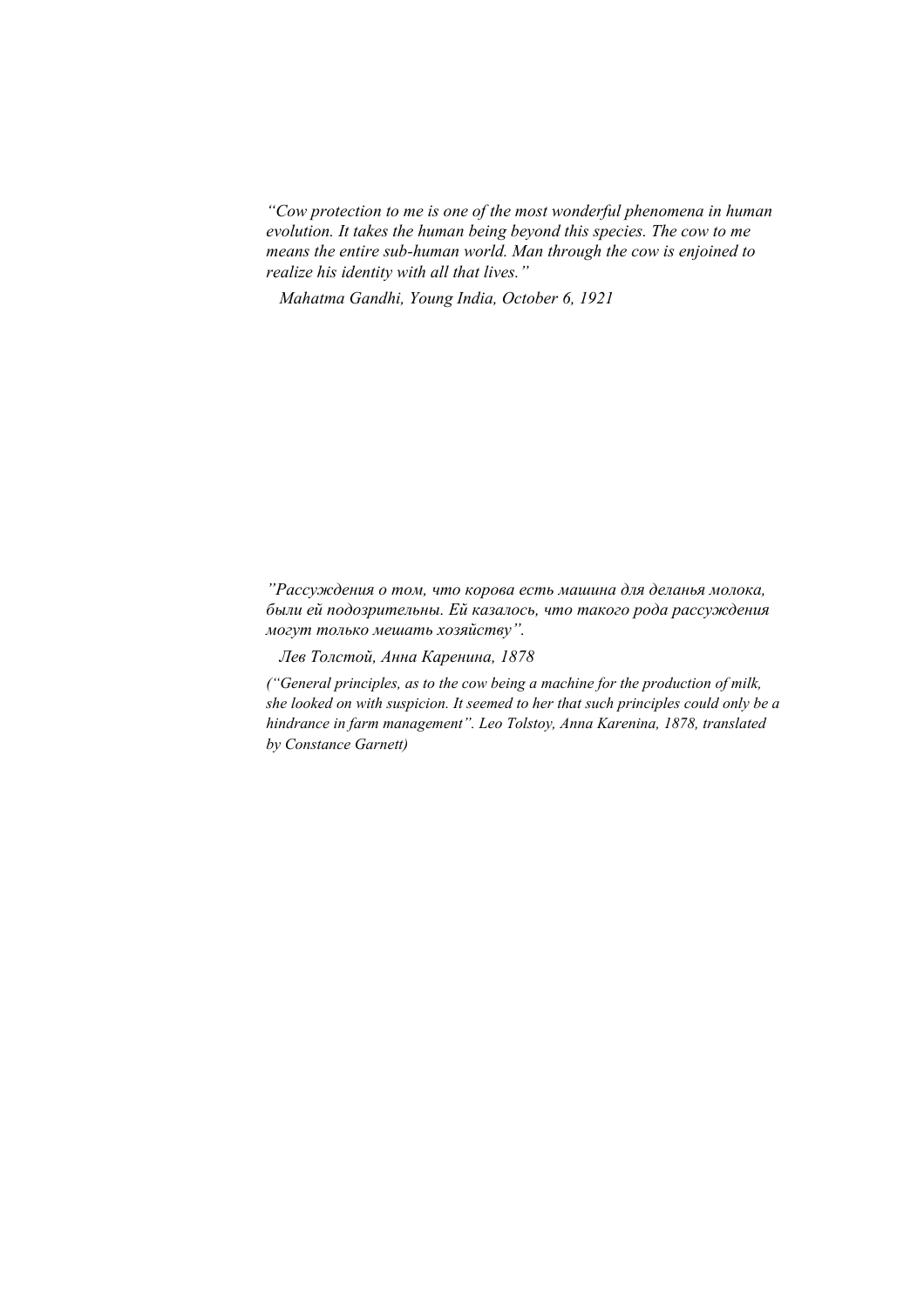*“Cow protection to me is one of the most wonderful phenomena in human evolution. It takes the human being beyond this species. The cow to me means the entire sub-human world. Man through the cow is enjoined to realize his identity with all that lives.”*

*Mahatma Gandhi, Young India, October 6, 1921*

*”Рассуждения о том, что корова есть машина для деланья молока, были ей подозрительны. Ей казалось, что такого рода рассуждения могут только мешать хозяйству”.*

*Лев Толстой, Анна Каренина, 1878*

*(“General principles, as to the cow being a machine for the production of milk, she looked on with suspicion. It seemed to her that such principles could only be a hindrance in farm management”. Leo Tolstoy, Anna Karenina, 1878, translated by Constance Garnett)*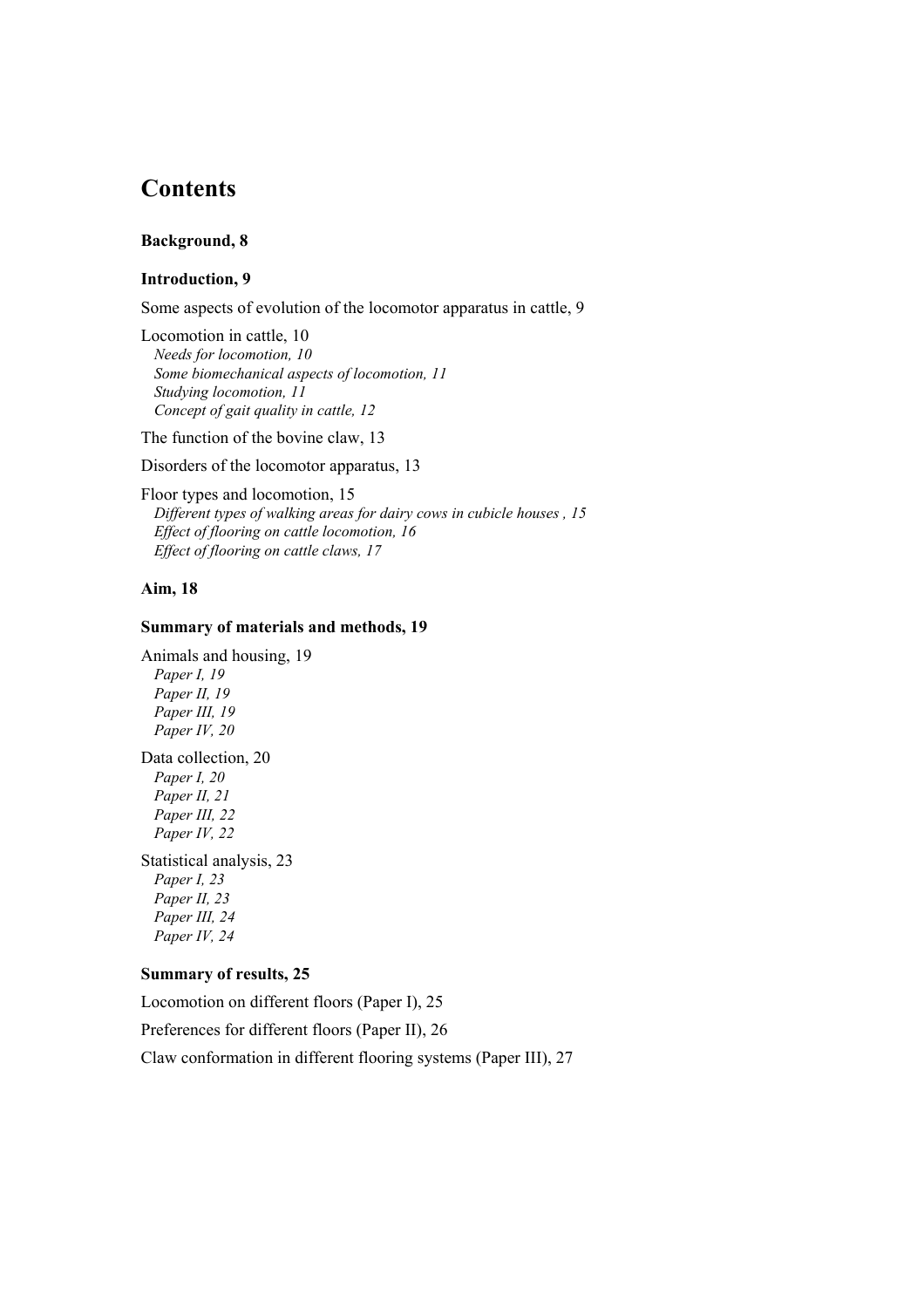# Contents

**Background, 8**

**Introduction, 9**

Some aspects of evolution of the locomotor apparatus in cattle, 9

Locomotion in cattle, 10
*Needs for locomotion, 10*
*Some biomechanical aspects of locomotion, 11*
*Studying locomotion, 11*
*Concept of gait quality in cattle, 12*

The function of the bovine claw, 13

Disorders of the locomotor apparatus, 13

Floor types and locomotion, 15
*Different types of walking areas for dairy cows in cubicle houses , 15*
*Effect of flooring on cattle locomotion, 16*
*Effect of flooring on cattle claws, 17*

**Aim, 18**

**Summary of materials and methods, 19**

Animals and housing, 19
*Paper I, 19*
*Paper II, 19*
*Paper III, 19*
*Paper IV, 20*

Data collection, 20
*Paper I, 20*
*Paper II, 21*
*Paper III, 22*
*Paper IV, 22*

Statistical analysis, 23
*Paper I, 23*
*Paper II, 23*
*Paper III, 24*
*Paper IV, 24*

**Summary of results, 25**

Locomotion on different floors (Paper I), 25

Preferences for different floors (Paper II), 26

Claw conformation in different flooring systems (Paper III), 27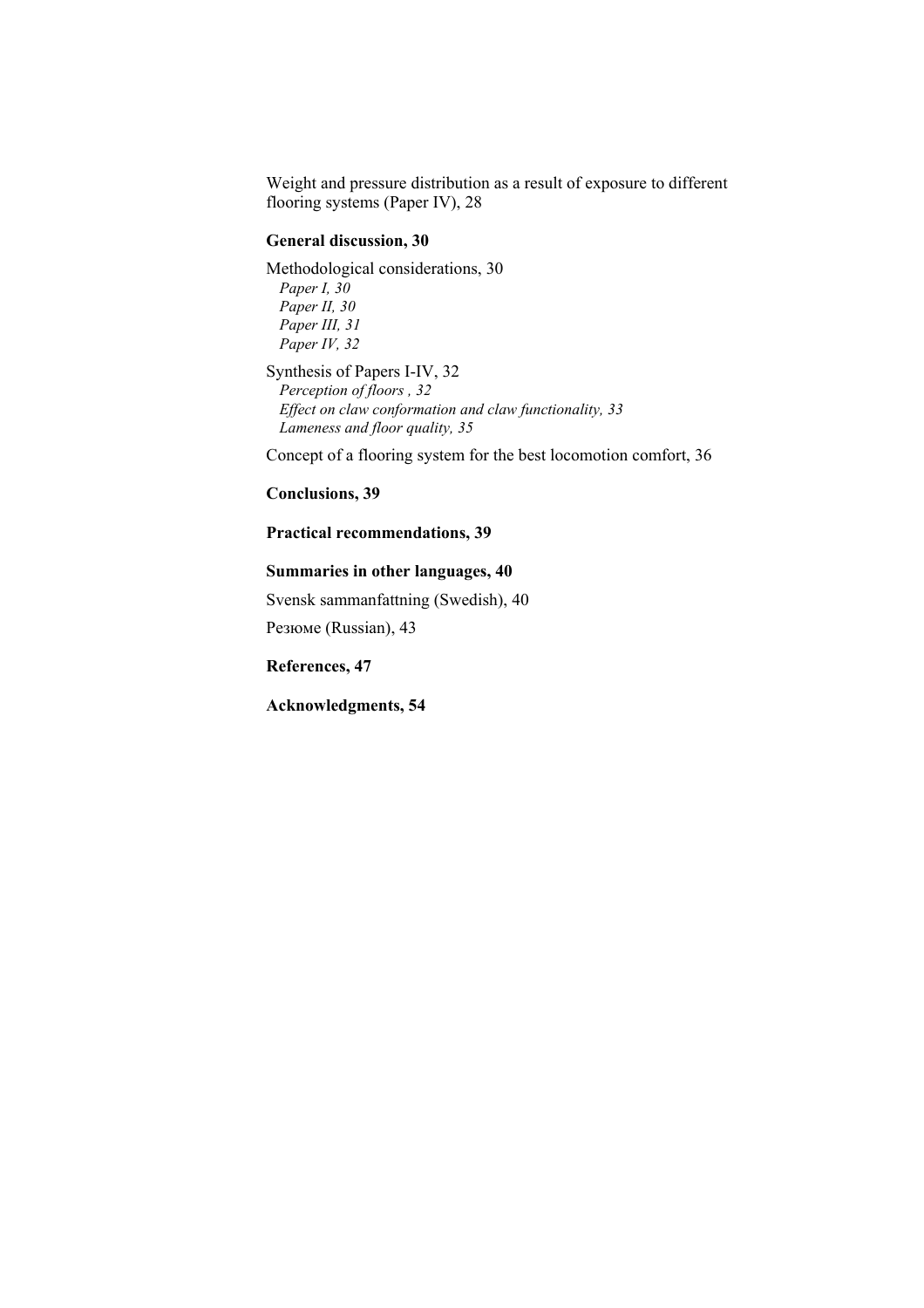Weight and pressure distribution as a result of exposure to different flooring systems (Paper IV), 28

**General discussion, 30**

Methodological considerations, 30

*Paper I, 30*
*Paper II, 30*
*Paper III, 31*
*Paper IV, 32*

Synthesis of Papers I-IV, 32

*Perception of floors , 32*
*Effect on claw conformation and claw functionality, 33*
*Lameness and floor quality, 35*

Concept of a flooring system for the best locomotion comfort, 36

**Conclusions, 39**

**Practical recommendations, 39**

**Summaries in other languages, 40**

Svensk sammanfattning (Swedish), 40

Резюме (Russian), 43

**References, 47**

**Acknowledgments, 54**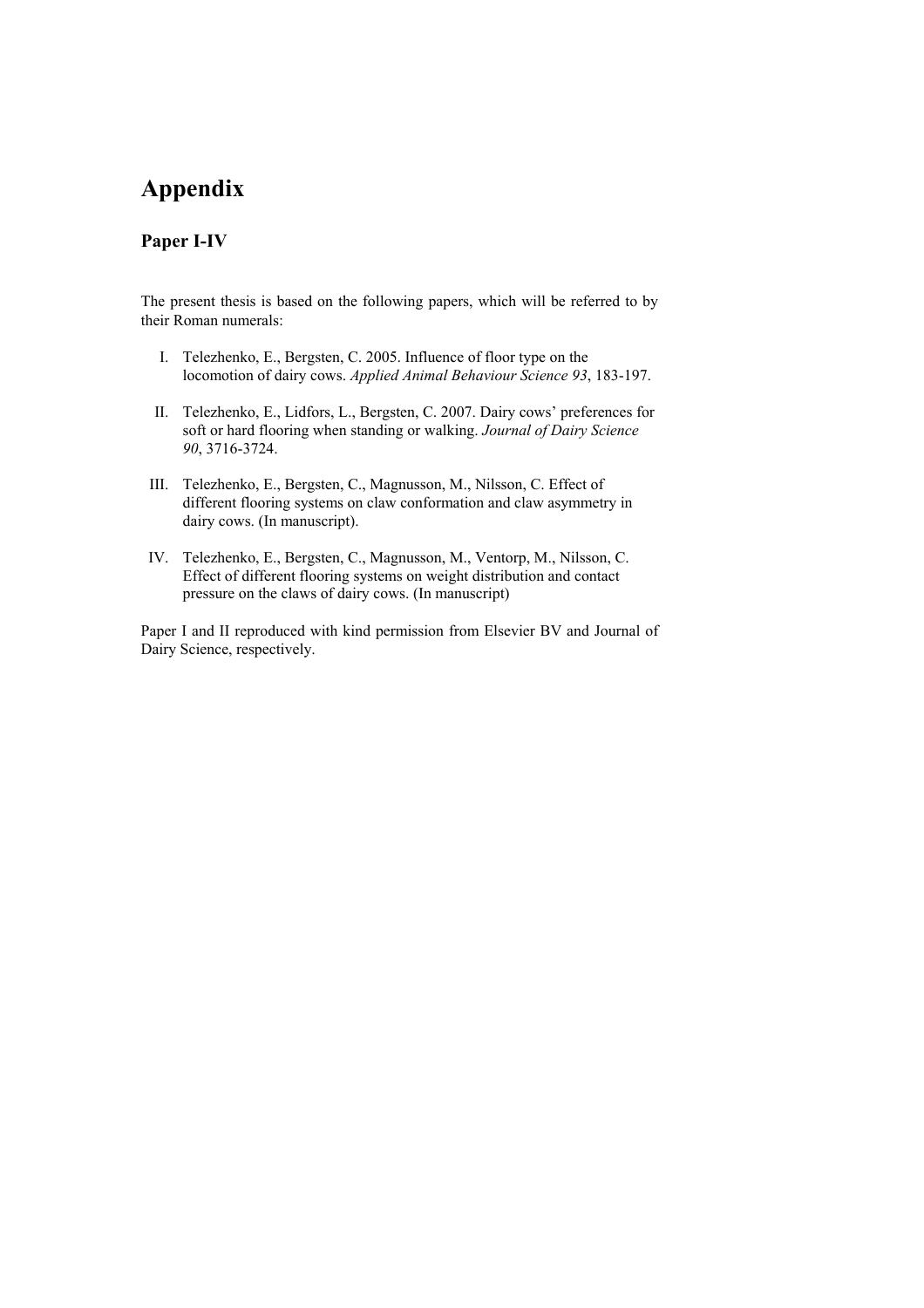# Appendix

## Paper I-IV

The present thesis is based on the following papers, which will be referred to by their Roman numerals:

I. Telezhenko, E., Bergsten, C. 2005. Influence of floor type on the locomotion of dairy cows. *Applied Animal Behaviour Science 93*, 183-197.

II. Telezhenko, E., Lidfors, L., Bergsten, C. 2007. Dairy cows' preferences for soft or hard flooring when standing or walking. *Journal of Dairy Science 90*, 3716-3724.

III. Telezhenko, E., Bergsten, C., Magnusson, M., Nilsson, C. Effect of different flooring systems on claw conformation and claw asymmetry in dairy cows. (In manuscript).

IV. Telezhenko, E., Bergsten, C., Magnusson, M., Ventorp, M., Nilsson, C. Effect of different flooring systems on weight distribution and contact pressure on the claws of dairy cows. (In manuscript)

Paper I and II reproduced with kind permission from Elsevier BV and Journal of Dairy Science, respectively.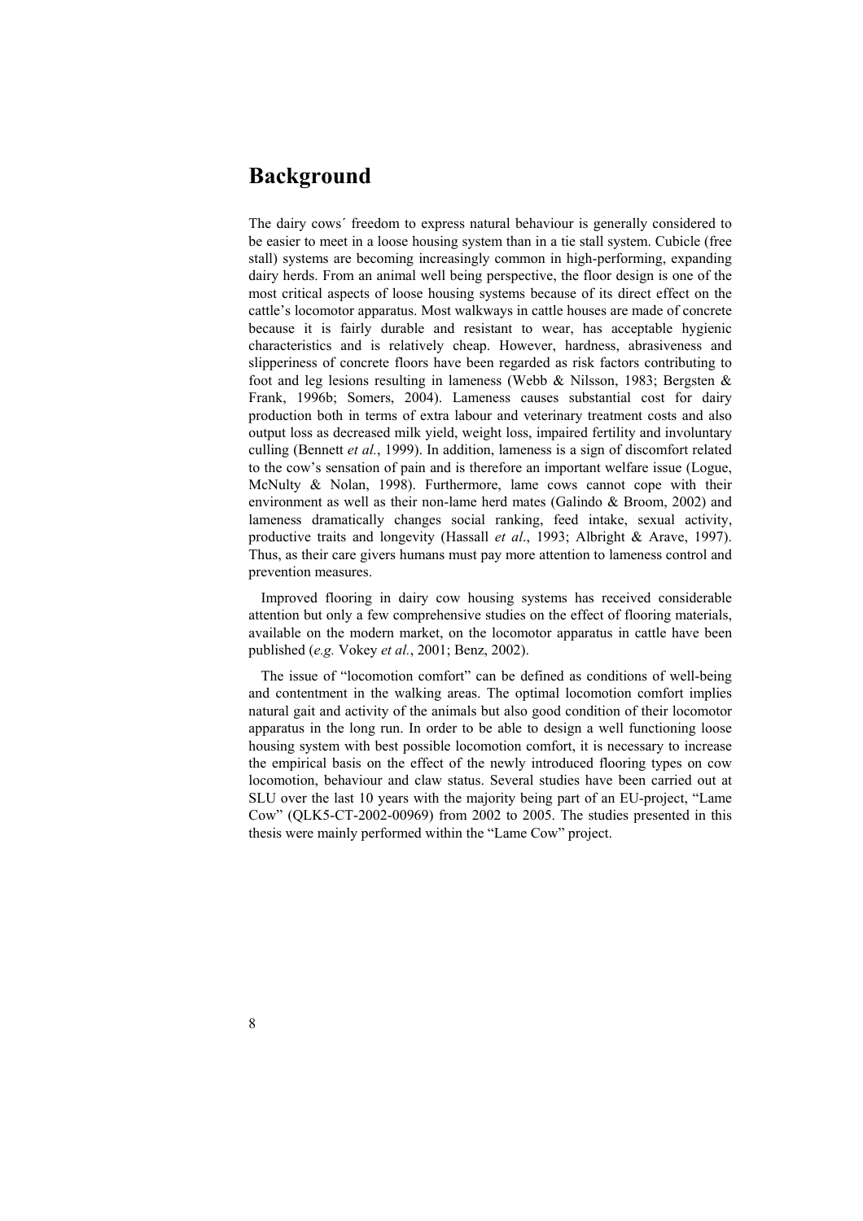# Background

The dairy cows´ freedom to express natural behaviour is generally considered to be easier to meet in a loose housing system than in a tie stall system. Cubicle (free stall) systems are becoming increasingly common in high-performing, expanding dairy herds. From an animal well being perspective, the floor design is one of the most critical aspects of loose housing systems because of its direct effect on the cattle's locomotor apparatus. Most walkways in cattle houses are made of concrete because it is fairly durable and resistant to wear, has acceptable hygienic characteristics and is relatively cheap. However, hardness, abrasiveness and slipperiness of concrete floors have been regarded as risk factors contributing to foot and leg lesions resulting in lameness (Webb & Nilsson, 1983; Bergsten & Frank, 1996b; Somers, 2004). Lameness causes substantial cost for dairy production both in terms of extra labour and veterinary treatment costs and also output loss as decreased milk yield, weight loss, impaired fertility and involuntary culling (Bennett *et al.*, 1999). In addition, lameness is a sign of discomfort related to the cow's sensation of pain and is therefore an important welfare issue (Logue, McNulty & Nolan, 1998). Furthermore, lame cows cannot cope with their environment as well as their non-lame herd mates (Galindo & Broom, 2002) and lameness dramatically changes social ranking, feed intake, sexual activity, productive traits and longevity (Hassall *et al*., 1993; Albright & Arave, 1997). Thus, as their care givers humans must pay more attention to lameness control and prevention measures.

Improved flooring in dairy cow housing systems has received considerable attention but only a few comprehensive studies on the effect of flooring materials, available on the modern market, on the locomotor apparatus in cattle have been published (*e.g.* Vokey *et al.*, 2001; Benz, 2002).

The issue of "locomotion comfort" can be defined as conditions of well-being and contentment in the walking areas. The optimal locomotion comfort implies natural gait and activity of the animals but also good condition of their locomotor apparatus in the long run. In order to be able to design a well functioning loose housing system with best possible locomotion comfort, it is necessary to increase the empirical basis on the effect of the newly introduced flooring types on cow locomotion, behaviour and claw status. Several studies have been carried out at SLU over the last 10 years with the majority being part of an EU-project, "Lame Cow" (QLK5-CT-2002-00969) from 2002 to 2005. The studies presented in this thesis were mainly performed within the "Lame Cow" project.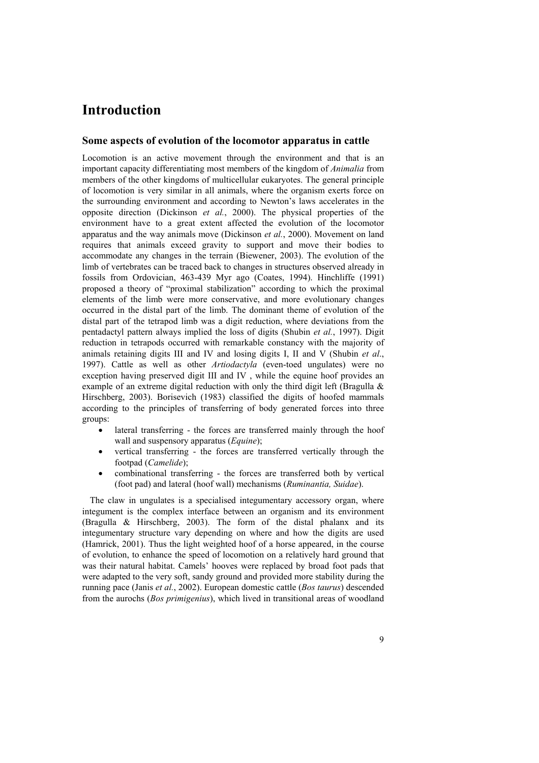# Introduction

## Some aspects of evolution of the locomotor apparatus in cattle

Locomotion is an active movement through the environment and that is an important capacity differentiating most members of the kingdom of *Animalia* from members of the other kingdoms of multicellular eukaryotes. The general principle of locomotion is very similar in all animals, where the organism exerts force on the surrounding environment and according to Newton's laws accelerates in the opposite direction (Dickinson *et al.*, 2000). The physical properties of the environment have to a great extent affected the evolution of the locomotor apparatus and the way animals move (Dickinson *et al.*, 2000). Movement on land requires that animals exceed gravity to support and move their bodies to accommodate any changes in the terrain (Biewener, 2003). The evolution of the limb of vertebrates can be traced back to changes in structures observed already in fossils from Ordovician, 463-439 Myr ago (Coates, 1994). Hinchliffe (1991) proposed a theory of "proximal stabilization" according to which the proximal elements of the limb were more conservative, and more evolutionary changes occurred in the distal part of the limb. The dominant theme of evolution of the distal part of the tetrapod limb was a digit reduction, where deviations from the pentadactyl pattern always implied the loss of digits (Shubin *et al.*, 1997). Digit reduction in tetrapods occurred with remarkable constancy with the majority of animals retaining digits III and IV and losing digits I, II and V (Shubin *et al*., 1997). Cattle as well as other *Artiodactyla* (even-toed ungulates) were no exception having preserved digit III and IV , while the equine hoof provides an example of an extreme digital reduction with only the third digit left (Bragulla & Hirschberg, 2003). Borisevich (1983) classified the digits of hoofed mammals according to the principles of transferring of body generated forces into three groups:

- lateral transferring - the forces are transferred mainly through the hoof wall and suspensory apparatus (*Equine*);
- vertical transferring - the forces are transferred vertically through the footpad (*Camelide*);
- combinational transferring - the forces are transferred both by vertical (foot pad) and lateral (hoof wall) mechanisms (*Ruminantia, Suidae*).

The claw in ungulates is a specialised integumentary accessory organ, where integument is the complex interface between an organism and its environment (Bragulla & Hirschberg, 2003). The form of the distal phalanx and its integumentary structure vary depending on where and how the digits are used (Hamrick, 2001). Thus the light weighted hoof of a horse appeared, in the course of evolution, to enhance the speed of locomotion on a relatively hard ground that was their natural habitat. Camels' hooves were replaced by broad foot pads that were adapted to the very soft, sandy ground and provided more stability during the running pace (Janis *et al.*, 2002). European domestic cattle (*Bos taurus*) descended from the aurochs (*Bos primigenius*), which lived in transitional areas of woodland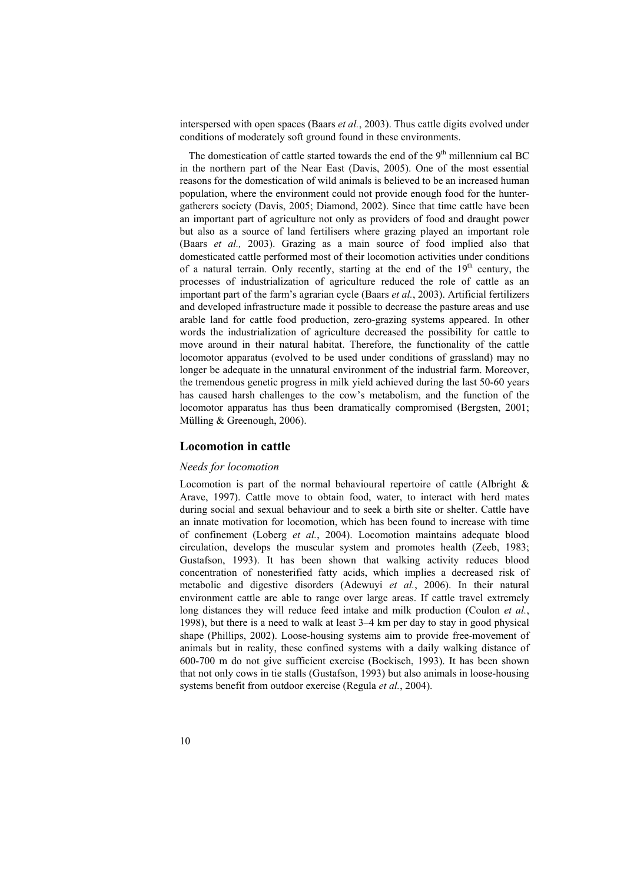interspersed with open spaces (Baars *et al.*, 2003). Thus cattle digits evolved under conditions of moderately soft ground found in these environments.

The domestication of cattle started towards the end of the 9th millennium cal BC in the northern part of the Near East (Davis, 2005). One of the most essential reasons for the domestication of wild animals is believed to be an increased human population, where the environment could not provide enough food for the hunter-gatherers society (Davis, 2005; Diamond, 2002). Since that time cattle have been an important part of agriculture not only as providers of food and draught power but also as a source of land fertilisers where grazing played an important role (Baars *et al.,* 2003). Grazing as a main source of food implied also that domesticated cattle performed most of their locomotion activities under conditions of a natural terrain. Only recently, starting at the end of the 19th century, the processes of industrialization of agriculture reduced the role of cattle as an important part of the farm's agrarian cycle (Baars *et al.*, 2003). Artificial fertilizers and developed infrastructure made it possible to decrease the pasture areas and use arable land for cattle food production, zero-grazing systems appeared. In other words the industrialization of agriculture decreased the possibility for cattle to move around in their natural habitat. Therefore, the functionality of the cattle locomotor apparatus (evolved to be used under conditions of grassland) may no longer be adequate in the unnatural environment of the industrial farm. Moreover, the tremendous genetic progress in milk yield achieved during the last 50-60 years has caused harsh challenges to the cow's metabolism, and the function of the locomotor apparatus has thus been dramatically compromised (Bergsten, 2001; Mülling & Greenough, 2006).

## Locomotion in cattle

### *Needs for locomotion*

Locomotion is part of the normal behavioural repertoire of cattle (Albright & Arave, 1997). Cattle move to obtain food, water, to interact with herd mates during social and sexual behaviour and to seek a birth site or shelter. Cattle have an innate motivation for locomotion, which has been found to increase with time of confinement (Loberg *et al.*, 2004). Locomotion maintains adequate blood circulation, develops the muscular system and promotes health (Zeeb, 1983; Gustafson, 1993). It has been shown that walking activity reduces blood concentration of nonesterified fatty acids, which implies a decreased risk of metabolic and digestive disorders (Adewuyi *et al.*, 2006). In their natural environment cattle are able to range over large areas. If cattle travel extremely long distances they will reduce feed intake and milk production (Coulon *et al.*, 1998), but there is a need to walk at least 3–4 km per day to stay in good physical shape (Phillips, 2002). Loose-housing systems aim to provide free-movement of animals but in reality, these confined systems with a daily walking distance of 600-700 m do not give sufficient exercise (Bockisch, 1993). It has been shown that not only cows in tie stalls (Gustafson, 1993) but also animals in loose-housing systems benefit from outdoor exercise (Regula *et al.*, 2004).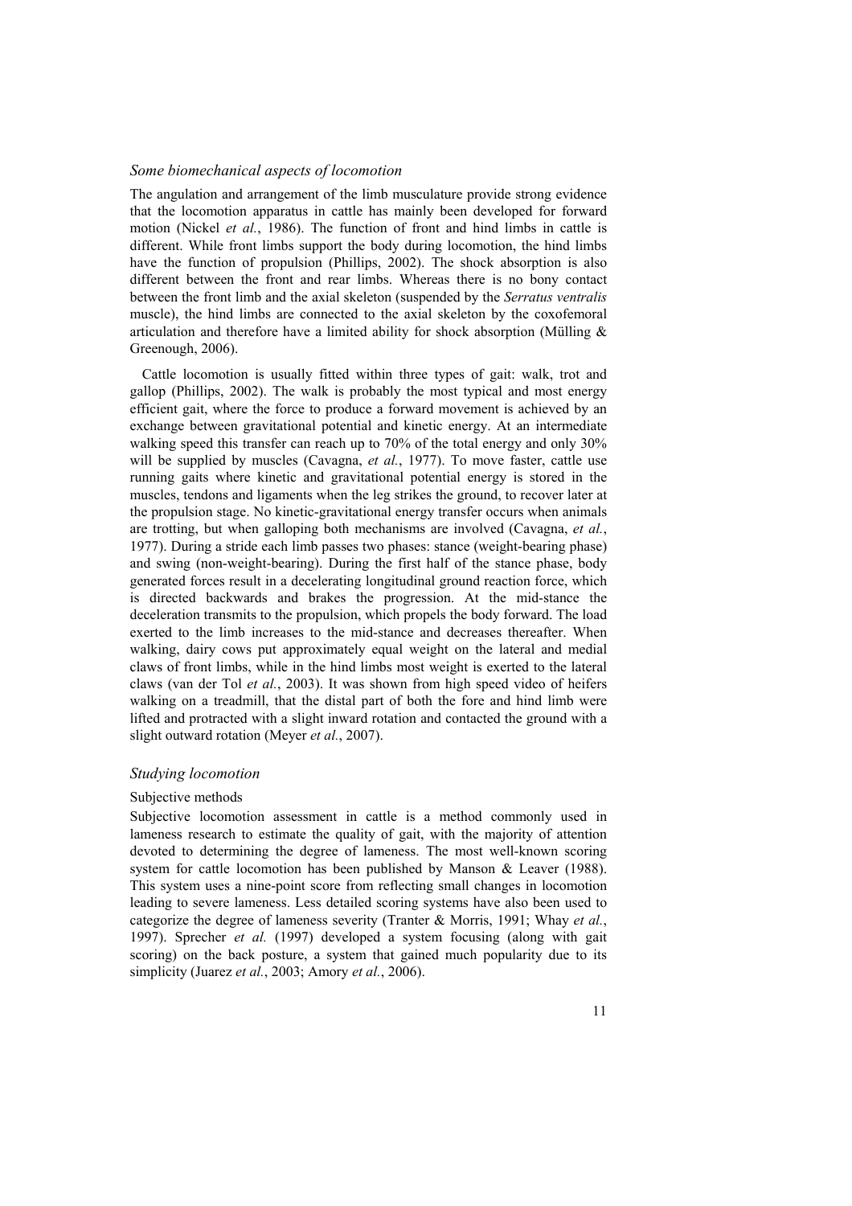### *Some biomechanical aspects of locomotion*

The angulation and arrangement of the limb musculature provide strong evidence that the locomotion apparatus in cattle has mainly been developed for forward motion (Nickel *et al.*, 1986). The function of front and hind limbs in cattle is different. While front limbs support the body during locomotion, the hind limbs have the function of propulsion (Phillips, 2002). The shock absorption is also different between the front and rear limbs. Whereas there is no bony contact between the front limb and the axial skeleton (suspended by the *Serratus ventralis* muscle), the hind limbs are connected to the axial skeleton by the coxofemoral articulation and therefore have a limited ability for shock absorption (Mülling & Greenough, 2006).

Cattle locomotion is usually fitted within three types of gait: walk, trot and gallop (Phillips, 2002). The walk is probably the most typical and most energy efficient gait, where the force to produce a forward movement is achieved by an exchange between gravitational potential and kinetic energy. At an intermediate walking speed this transfer can reach up to 70% of the total energy and only 30% will be supplied by muscles (Cavagna, *et al.*, 1977). To move faster, cattle use running gaits where kinetic and gravitational potential energy is stored in the muscles, tendons and ligaments when the leg strikes the ground, to recover later at the propulsion stage. No kinetic-gravitational energy transfer occurs when animals are trotting, but when galloping both mechanisms are involved (Cavagna, *et al.*, 1977). During a stride each limb passes two phases: stance (weight-bearing phase) and swing (non-weight-bearing). During the first half of the stance phase, body generated forces result in a decelerating longitudinal ground reaction force, which is directed backwards and brakes the progression. At the mid-stance the deceleration transmits to the propulsion, which propels the body forward. The load exerted to the limb increases to the mid-stance and decreases thereafter. When walking, dairy cows put approximately equal weight on the lateral and medial claws of front limbs, while in the hind limbs most weight is exerted to the lateral claws (van der Tol *et al.*, 2003). It was shown from high speed video of heifers walking on a treadmill, that the distal part of both the fore and hind limb were lifted and protracted with a slight inward rotation and contacted the ground with a slight outward rotation (Meyer *et al.*, 2007).

### *Studying locomotion*

#### Subjective methods

Subjective locomotion assessment in cattle is a method commonly used in lameness research to estimate the quality of gait, with the majority of attention devoted to determining the degree of lameness. The most well-known scoring system for cattle locomotion has been published by Manson & Leaver (1988). This system uses a nine-point score from reflecting small changes in locomotion leading to severe lameness. Less detailed scoring systems have also been used to categorize the degree of lameness severity (Tranter & Morris, 1991; Whay *et al.*, 1997). Sprecher *et al.* (1997) developed a system focusing (along with gait scoring) on the back posture, a system that gained much popularity due to its simplicity (Juarez *et al.*, 2003; Amory *et al.*, 2006).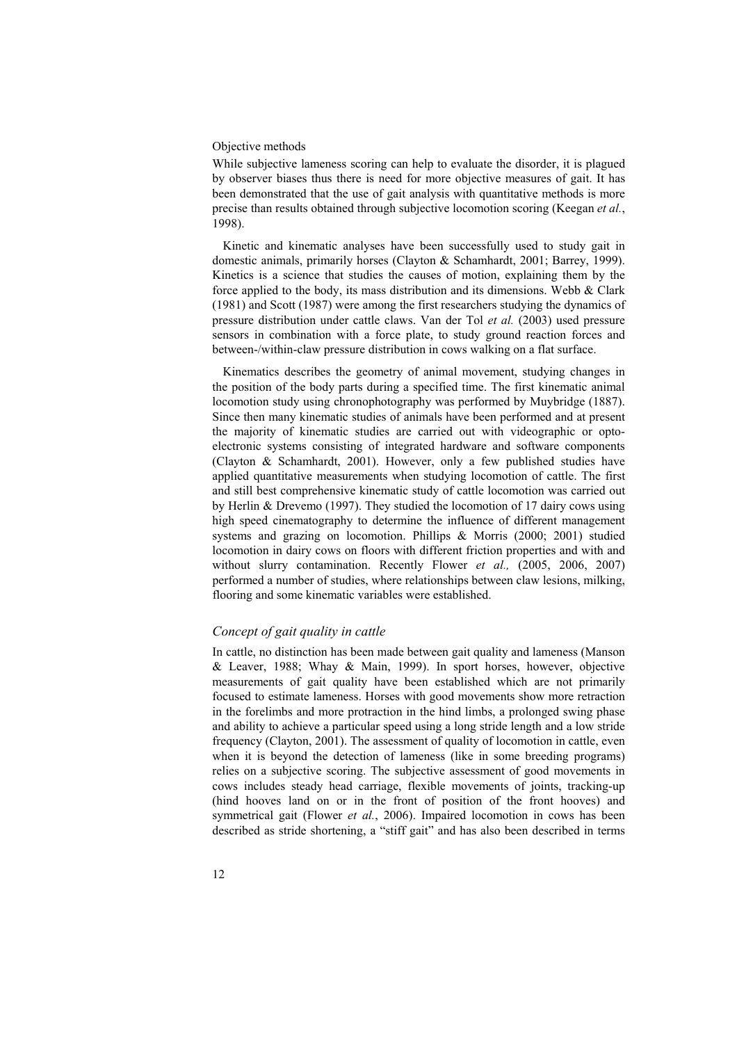Objective methods

While subjective lameness scoring can help to evaluate the disorder, it is plagued by observer biases thus there is need for more objective measures of gait. It has been demonstrated that the use of gait analysis with quantitative methods is more precise than results obtained through subjective locomotion scoring (Keegan *et al.*, 1998).

Kinetic and kinematic analyses have been successfully used to study gait in domestic animals, primarily horses (Clayton & Schamhardt, 2001; Barrey, 1999). Kinetics is a science that studies the causes of motion, explaining them by the force applied to the body, its mass distribution and its dimensions. Webb & Clark (1981) and Scott (1987) were among the first researchers studying the dynamics of pressure distribution under cattle claws. Van der Tol *et al.* (2003) used pressure sensors in combination with a force plate, to study ground reaction forces and between-/within-claw pressure distribution in cows walking on a flat surface.

Kinematics describes the geometry of animal movement, studying changes in the position of the body parts during a specified time. The first kinematic animal locomotion study using chronophotography was performed by Muybridge (1887). Since then many kinematic studies of animals have been performed and at present the majority of kinematic studies are carried out with videographic or opto-electronic systems consisting of integrated hardware and software components (Clayton & Schamhardt, 2001). However, only a few published studies have applied quantitative measurements when studying locomotion of cattle. The first and still best comprehensive kinematic study of cattle locomotion was carried out by Herlin & Drevemo (1997). They studied the locomotion of 17 dairy cows using high speed cinematography to determine the influence of different management systems and grazing on locomotion. Phillips & Morris (2000; 2001) studied locomotion in dairy cows on floors with different friction properties and with and without slurry contamination. Recently Flower *et al.,* (2005, 2006, 2007) performed a number of studies, where relationships between claw lesions, milking, flooring and some kinematic variables were established.

### *Concept of gait quality in cattle*

In cattle, no distinction has been made between gait quality and lameness (Manson & Leaver, 1988; Whay & Main, 1999). In sport horses, however, objective measurements of gait quality have been established which are not primarily focused to estimate lameness. Horses with good movements show more retraction in the forelimbs and more protraction in the hind limbs, a prolonged swing phase and ability to achieve a particular speed using a long stride length and a low stride frequency (Clayton, 2001). The assessment of quality of locomotion in cattle, even when it is beyond the detection of lameness (like in some breeding programs) relies on a subjective scoring. The subjective assessment of good movements in cows includes steady head carriage, flexible movements of joints, tracking-up (hind hooves land on or in the front of position of the front hooves) and symmetrical gait (Flower *et al.*, 2006). Impaired locomotion in cows has been described as stride shortening, a "stiff gait" and has also been described in terms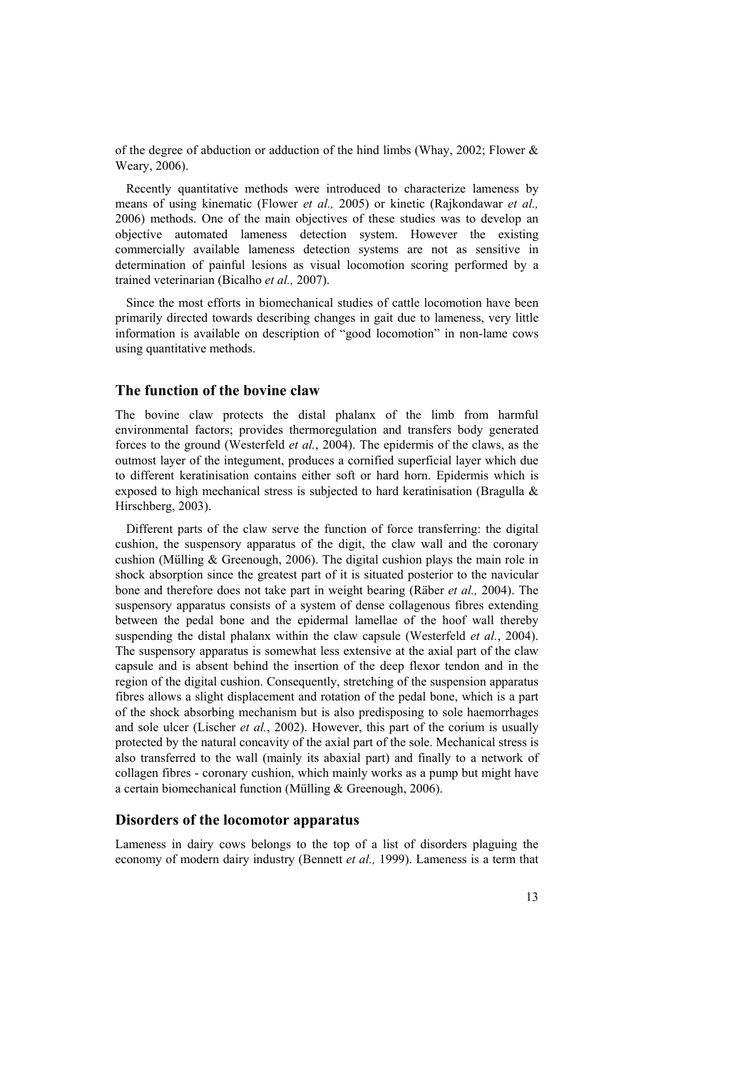of the degree of abduction or adduction of the hind limbs (Whay, 2002; Flower & Weary, 2006).

Recently quantitative methods were introduced to characterize lameness by means of using kinematic (Flower *et al.,* 2005) or kinetic (Rajkondawar *et al.,* 2006) methods. One of the main objectives of these studies was to develop an objective automated lameness detection system. However the existing commercially available lameness detection systems are not as sensitive in determination of painful lesions as visual locomotion scoring performed by a trained veterinarian (Bicalho *et al.,* 2007).

Since the most efforts in biomechanical studies of cattle locomotion have been primarily directed towards describing changes in gait due to lameness, very little information is available on description of "good locomotion" in non-lame cows using quantitative methods.

## The function of the bovine claw

The bovine claw protects the distal phalanx of the limb from harmful environmental factors; provides thermoregulation and transfers body generated forces to the ground (Westerfeld *et al.*, 2004). The epidermis of the claws, as the outmost layer of the integument, produces a cornified superficial layer which due to different keratinisation contains either soft or hard horn. Epidermis which is exposed to high mechanical stress is subjected to hard keratinisation (Bragulla & Hirschberg, 2003).

Different parts of the claw serve the function of force transferring: the digital cushion, the suspensory apparatus of the digit, the claw wall and the coronary cushion (Mülling & Greenough, 2006). The digital cushion plays the main role in shock absorption since the greatest part of it is situated posterior to the navicular bone and therefore does not take part in weight bearing (Räber *et al.,* 2004). The suspensory apparatus consists of a system of dense collagenous fibres extending between the pedal bone and the epidermal lamellae of the hoof wall thereby suspending the distal phalanx within the claw capsule (Westerfeld *et al.*, 2004). The suspensory apparatus is somewhat less extensive at the axial part of the claw capsule and is absent behind the insertion of the deep flexor tendon and in the region of the digital cushion. Consequently, stretching of the suspension apparatus fibres allows a slight displacement and rotation of the pedal bone, which is a part of the shock absorbing mechanism but is also predisposing to sole haemorrhages and sole ulcer (Lischer *et al.*, 2002). However, this part of the corium is usually protected by the natural concavity of the axial part of the sole. Mechanical stress is also transferred to the wall (mainly its abaxial part) and finally to a network of collagen fibres - coronary cushion, which mainly works as a pump but might have a certain biomechanical function (Mülling & Greenough, 2006).

## Disorders of the locomotor apparatus

Lameness in dairy cows belongs to the top of a list of disorders plaguing the economy of modern dairy industry (Bennett *et al.,* 1999). Lameness is a term that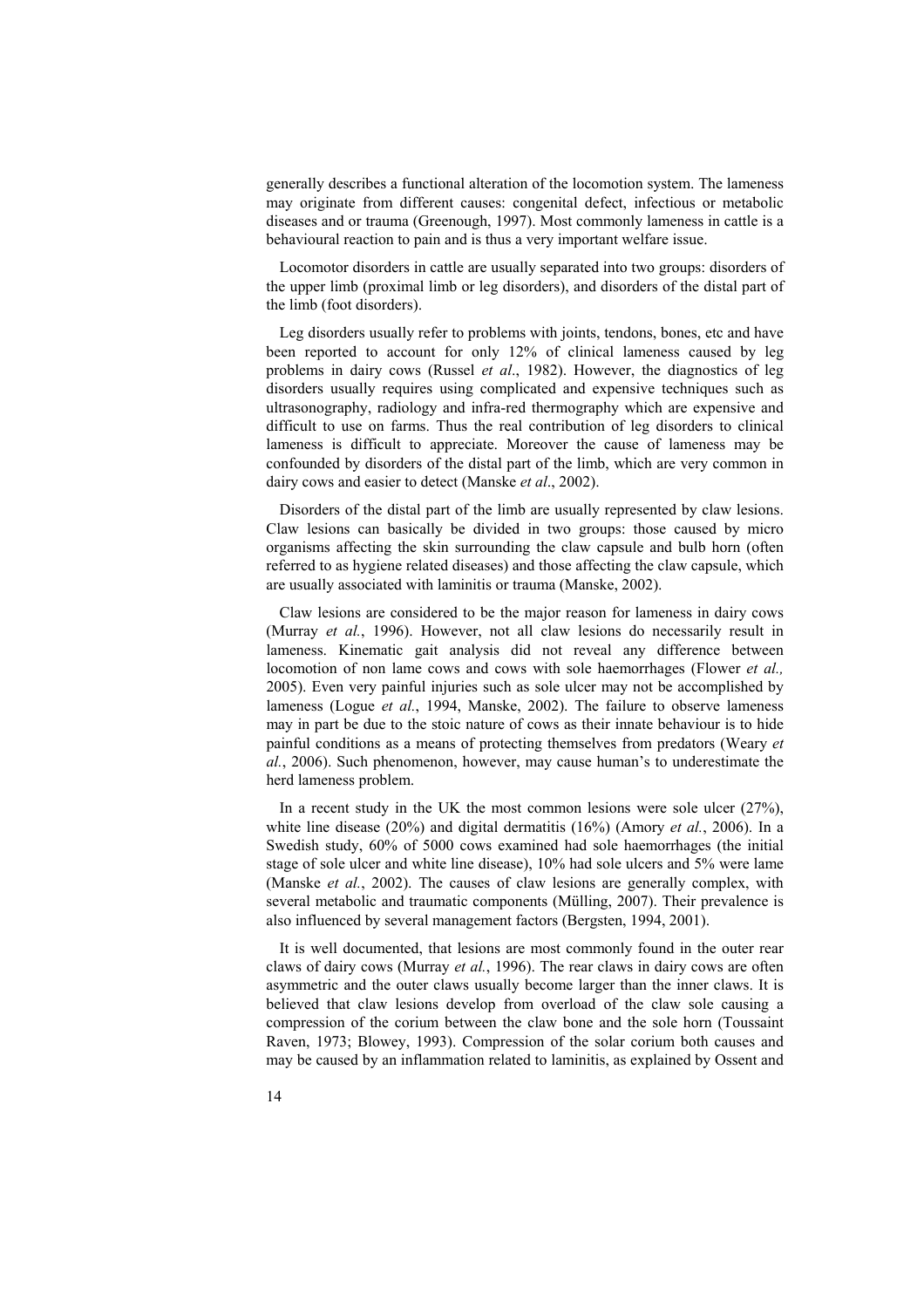generally describes a functional alteration of the locomotion system. The lameness may originate from different causes: congenital defect, infectious or metabolic diseases and or trauma (Greenough, 1997). Most commonly lameness in cattle is a behavioural reaction to pain and is thus a very important welfare issue.

Locomotor disorders in cattle are usually separated into two groups: disorders of the upper limb (proximal limb or leg disorders), and disorders of the distal part of the limb (foot disorders).

Leg disorders usually refer to problems with joints, tendons, bones, etc and have been reported to account for only 12% of clinical lameness caused by leg problems in dairy cows (Russel *et al*., 1982). However, the diagnostics of leg disorders usually requires using complicated and expensive techniques such as ultrasonography, radiology and infra-red thermography which are expensive and difficult to use on farms. Thus the real contribution of leg disorders to clinical lameness is difficult to appreciate. Moreover the cause of lameness may be confounded by disorders of the distal part of the limb, which are very common in dairy cows and easier to detect (Manske *et al*., 2002).

Disorders of the distal part of the limb are usually represented by claw lesions. Claw lesions can basically be divided in two groups: those caused by micro organisms affecting the skin surrounding the claw capsule and bulb horn (often referred to as hygiene related diseases) and those affecting the claw capsule, which are usually associated with laminitis or trauma (Manske, 2002).

Claw lesions are considered to be the major reason for lameness in dairy cows (Murray *et al.*, 1996). However, not all claw lesions do necessarily result in lameness. Kinematic gait analysis did not reveal any difference between locomotion of non lame cows and cows with sole haemorrhages (Flower *et al.,* 2005). Even very painful injuries such as sole ulcer may not be accomplished by lameness (Logue *et al.*, 1994, Manske, 2002). The failure to observe lameness may in part be due to the stoic nature of cows as their innate behaviour is to hide painful conditions as a means of protecting themselves from predators (Weary *et al.*, 2006). Such phenomenon, however, may cause human's to underestimate the herd lameness problem.

In a recent study in the UK the most common lesions were sole ulcer (27%), white line disease (20%) and digital dermatitis (16%) (Amory *et al.*, 2006). In a Swedish study, 60% of 5000 cows examined had sole haemorrhages (the initial stage of sole ulcer and white line disease), 10% had sole ulcers and 5% were lame (Manske *et al.*, 2002). The causes of claw lesions are generally complex, with several metabolic and traumatic components (Mülling, 2007). Their prevalence is also influenced by several management factors (Bergsten, 1994, 2001).

It is well documented, that lesions are most commonly found in the outer rear claws of dairy cows (Murray *et al.*, 1996). The rear claws in dairy cows are often asymmetric and the outer claws usually become larger than the inner claws. It is believed that claw lesions develop from overload of the claw sole causing a compression of the corium between the claw bone and the sole horn (Toussaint Raven, 1973; Blowey, 1993). Compression of the solar corium both causes and may be caused by an inflammation related to laminitis, as explained by Ossent and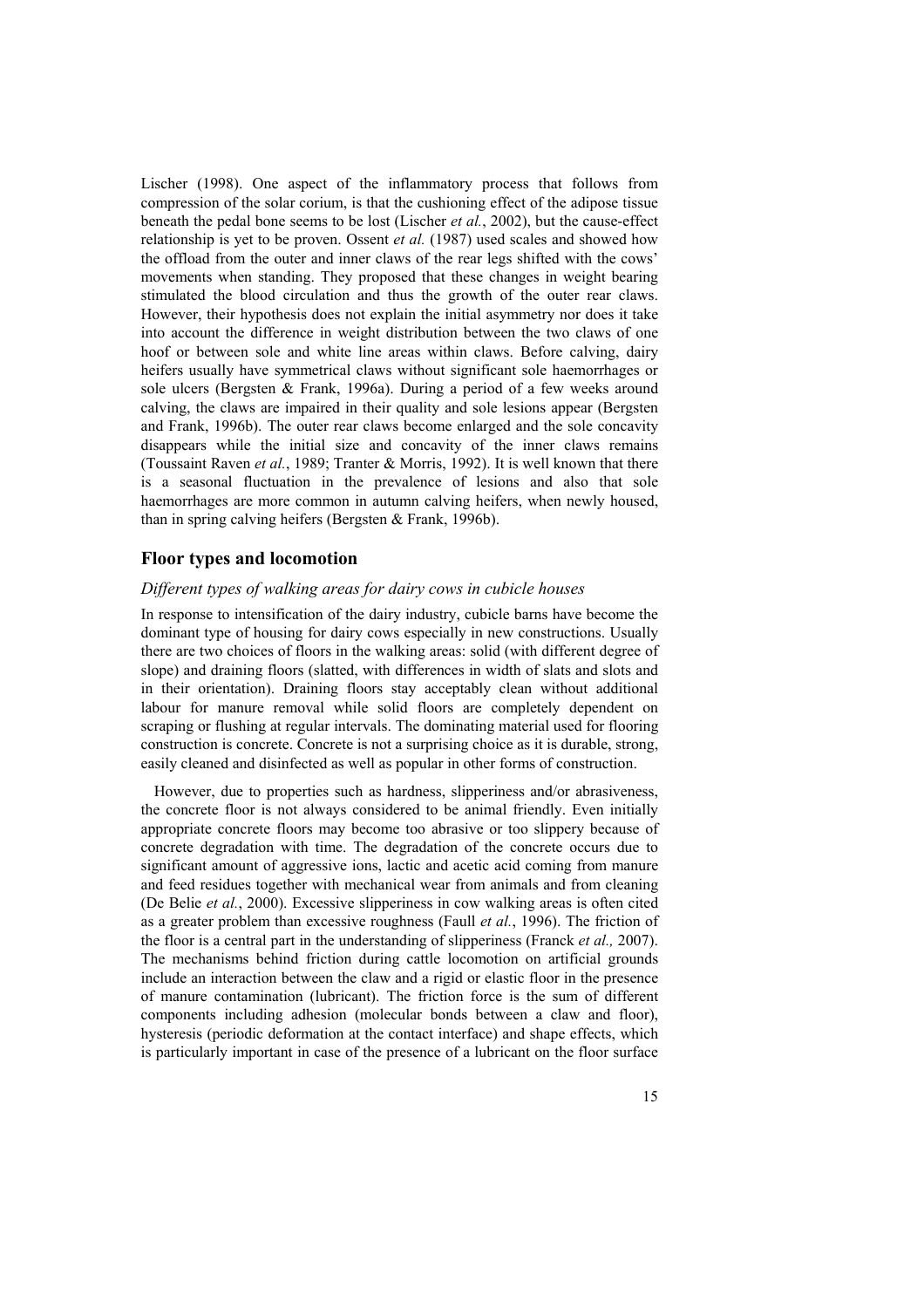Lischer (1998). One aspect of the inflammatory process that follows from compression of the solar corium, is that the cushioning effect of the adipose tissue beneath the pedal bone seems to be lost (Lischer *et al.*, 2002), but the cause-effect relationship is yet to be proven. Ossent *et al.* (1987) used scales and showed how the offload from the outer and inner claws of the rear legs shifted with the cows' movements when standing. They proposed that these changes in weight bearing stimulated the blood circulation and thus the growth of the outer rear claws. However, their hypothesis does not explain the initial asymmetry nor does it take into account the difference in weight distribution between the two claws of one hoof or between sole and white line areas within claws. Before calving, dairy heifers usually have symmetrical claws without significant sole haemorrhages or sole ulcers (Bergsten & Frank, 1996a). During a period of a few weeks around calving, the claws are impaired in their quality and sole lesions appear (Bergsten and Frank, 1996b). The outer rear claws become enlarged and the sole concavity disappears while the initial size and concavity of the inner claws remains (Toussaint Raven *et al.*, 1989; Tranter & Morris, 1992). It is well known that there is a seasonal fluctuation in the prevalence of lesions and also that sole haemorrhages are more common in autumn calving heifers, when newly housed, than in spring calving heifers (Bergsten & Frank, 1996b).

## Floor types and locomotion

### *Different types of walking areas for dairy cows in cubicle houses*

In response to intensification of the dairy industry, cubicle barns have become the dominant type of housing for dairy cows especially in new constructions. Usually there are two choices of floors in the walking areas: solid (with different degree of slope) and draining floors (slatted, with differences in width of slats and slots and in their orientation). Draining floors stay acceptably clean without additional labour for manure removal while solid floors are completely dependent on scraping or flushing at regular intervals. The dominating material used for flooring construction is concrete. Concrete is not a surprising choice as it is durable, strong, easily cleaned and disinfected as well as popular in other forms of construction.

However, due to properties such as hardness, slipperiness and/or abrasiveness, the concrete floor is not always considered to be animal friendly. Even initially appropriate concrete floors may become too abrasive or too slippery because of concrete degradation with time. The degradation of the concrete occurs due to significant amount of aggressive ions, lactic and acetic acid coming from manure and feed residues together with mechanical wear from animals and from cleaning (De Belie *et al.*, 2000). Excessive slipperiness in cow walking areas is often cited as a greater problem than excessive roughness (Faull *et al.*, 1996). The friction of the floor is a central part in the understanding of slipperiness (Franck *et al.,* 2007). The mechanisms behind friction during cattle locomotion on artificial grounds include an interaction between the claw and a rigid or elastic floor in the presence of manure contamination (lubricant). The friction force is the sum of different components including adhesion (molecular bonds between a claw and floor), hysteresis (periodic deformation at the contact interface) and shape effects, which is particularly important in case of the presence of a lubricant on the floor surface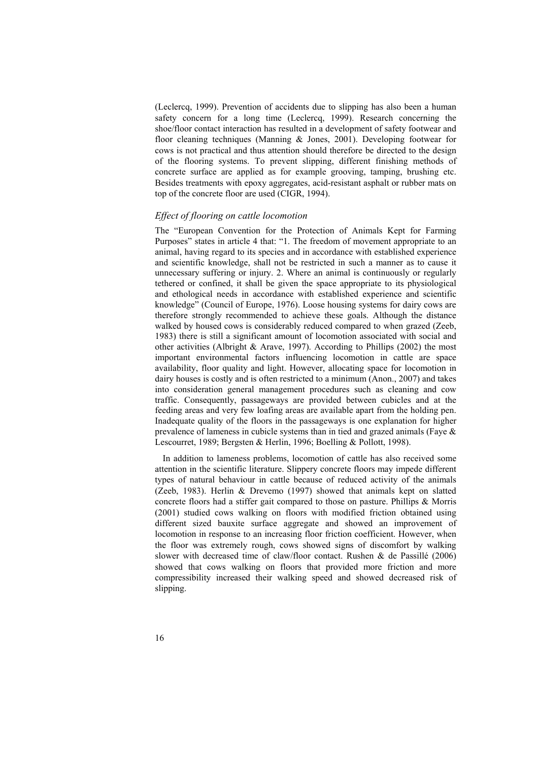(Leclercq, 1999). Prevention of accidents due to slipping has also been a human safety concern for a long time (Leclercq, 1999). Research concerning the shoe/floor contact interaction has resulted in a development of safety footwear and floor cleaning techniques (Manning & Jones, 2001). Developing footwear for cows is not practical and thus attention should therefore be directed to the design of the flooring systems. To prevent slipping, different finishing methods of concrete surface are applied as for example grooving, tamping, brushing etc. Besides treatments with epoxy aggregates, acid-resistant asphalt or rubber mats on top of the concrete floor are used (CIGR, 1994).

### *Effect of flooring on cattle locomotion*

The "European Convention for the Protection of Animals Kept for Farming Purposes" states in article 4 that: "1. The freedom of movement appropriate to an animal, having regard to its species and in accordance with established experience and scientific knowledge, shall not be restricted in such a manner as to cause it unnecessary suffering or injury. 2. Where an animal is continuously or regularly tethered or confined, it shall be given the space appropriate to its physiological and ethological needs in accordance with established experience and scientific knowledge" (Council of Europe, 1976). Loose housing systems for dairy cows are therefore strongly recommended to achieve these goals. Although the distance walked by housed cows is considerably reduced compared to when grazed (Zeeb, 1983) there is still a significant amount of locomotion associated with social and other activities (Albright & Arave, 1997). According to Phillips (2002) the most important environmental factors influencing locomotion in cattle are space availability, floor quality and light. However, allocating space for locomotion in dairy houses is costly and is often restricted to a minimum (Anon., 2007) and takes into consideration general management procedures such as cleaning and cow traffic. Consequently, passageways are provided between cubicles and at the feeding areas and very few loafing areas are available apart from the holding pen. Inadequate quality of the floors in the passageways is one explanation for higher prevalence of lameness in cubicle systems than in tied and grazed animals (Faye & Lescourret, 1989; Bergsten & Herlin, 1996; Boelling & Pollott, 1998).

In addition to lameness problems, locomotion of cattle has also received some attention in the scientific literature. Slippery concrete floors may impede different types of natural behaviour in cattle because of reduced activity of the animals (Zeeb, 1983). Herlin & Drevemo (1997) showed that animals kept on slatted concrete floors had a stiffer gait compared to those on pasture. Phillips & Morris (2001) studied cows walking on floors with modified friction obtained using different sized bauxite surface aggregate and showed an improvement of locomotion in response to an increasing floor friction coefficient. However, when the floor was extremely rough, cows showed signs of discomfort by walking slower with decreased time of claw/floor contact. Rushen & de Passillé (2006) showed that cows walking on floors that provided more friction and more compressibility increased their walking speed and showed decreased risk of slipping.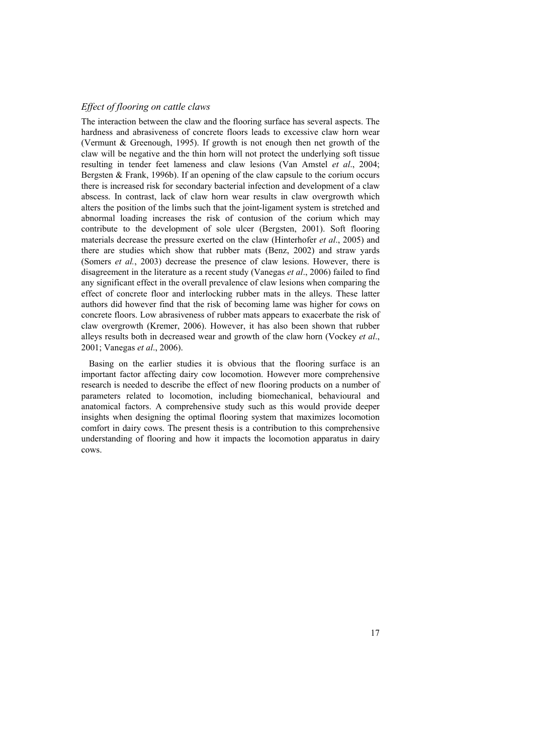### *Effect of flooring on cattle claws*

The interaction between the claw and the flooring surface has several aspects. The hardness and abrasiveness of concrete floors leads to excessive claw horn wear (Vermunt & Greenough, 1995). If growth is not enough then net growth of the claw will be negative and the thin horn will not protect the underlying soft tissue resulting in tender feet lameness and claw lesions (Van Amstel *et al*., 2004; Bergsten & Frank, 1996b). If an opening of the claw capsule to the corium occurs there is increased risk for secondary bacterial infection and development of a claw abscess. In contrast, lack of claw horn wear results in claw overgrowth which alters the position of the limbs such that the joint-ligament system is stretched and abnormal loading increases the risk of contusion of the corium which may contribute to the development of sole ulcer (Bergsten, 2001). Soft flooring materials decrease the pressure exerted on the claw (Hinterhofer *et al*., 2005) and there are studies which show that rubber mats (Benz, 2002) and straw yards (Somers *et al.*, 2003) decrease the presence of claw lesions. However, there is disagreement in the literature as a recent study (Vanegas *et al*., 2006) failed to find any significant effect in the overall prevalence of claw lesions when comparing the effect of concrete floor and interlocking rubber mats in the alleys. These latter authors did however find that the risk of becoming lame was higher for cows on concrete floors. Low abrasiveness of rubber mats appears to exacerbate the risk of claw overgrowth (Kremer, 2006). However, it has also been shown that rubber alleys results both in decreased wear and growth of the claw horn (Vockey *et al*., 2001; Vanegas *et al*., 2006).

Basing on the earlier studies it is obvious that the flooring surface is an important factor affecting dairy cow locomotion. However more comprehensive research is needed to describe the effect of new flooring products on a number of parameters related to locomotion, including biomechanical, behavioural and anatomical factors. A comprehensive study such as this would provide deeper insights when designing the optimal flooring system that maximizes locomotion comfort in dairy cows. The present thesis is a contribution to this comprehensive understanding of flooring and how it impacts the locomotion apparatus in dairy cows.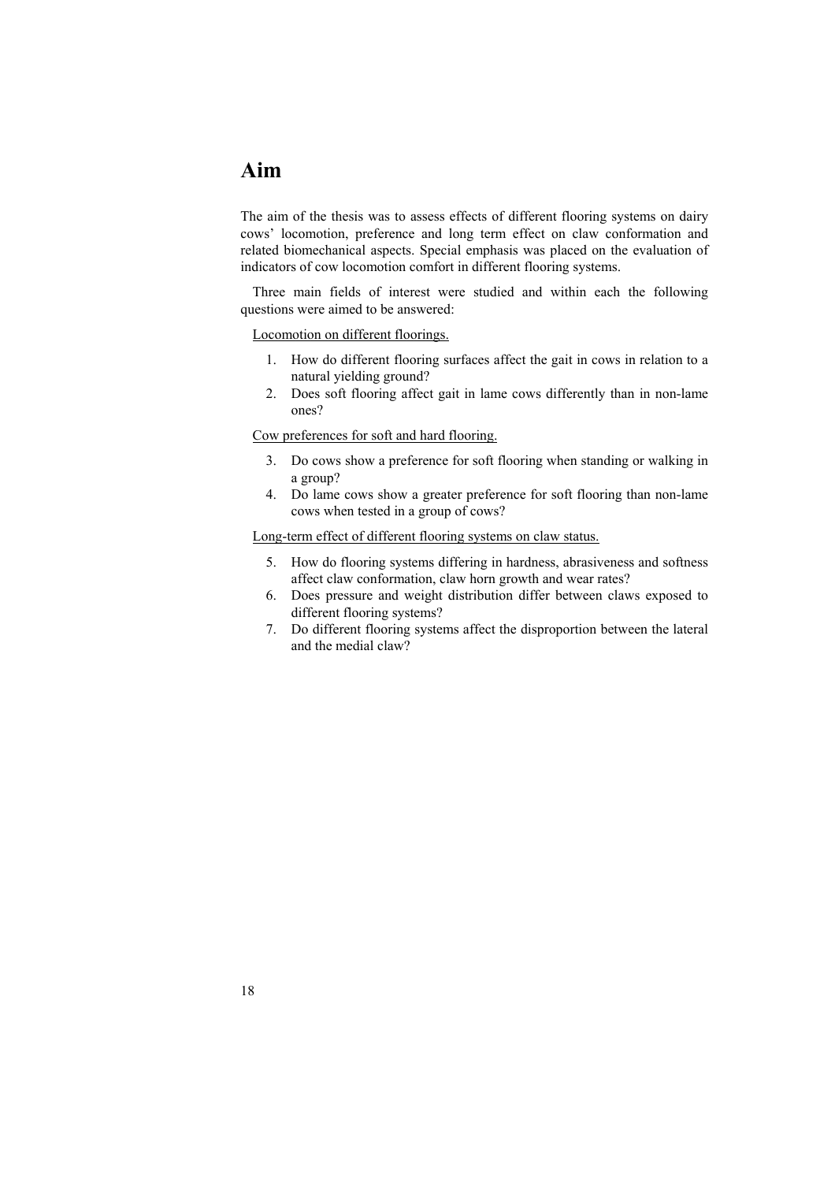# Aim

The aim of the thesis was to assess effects of different flooring systems on dairy cows' locomotion, preference and long term effect on claw conformation and related biomechanical aspects. Special emphasis was placed on the evaluation of indicators of cow locomotion comfort in different flooring systems.

Three main fields of interest were studied and within each the following questions were aimed to be answered:

<u>Locomotion on different floorings.</u>

1. How do different flooring surfaces affect the gait in cows in relation to a natural yielding ground?
2. Does soft flooring affect gait in lame cows differently than in non-lame ones?

<u>Cow preferences for soft and hard flooring.</u>

3. Do cows show a preference for soft flooring when standing or walking in a group?
4. Do lame cows show a greater preference for soft flooring than non-lame cows when tested in a group of cows?

<u>Long-term effect of different flooring systems on claw status.</u>

5. How do flooring systems differing in hardness, abrasiveness and softness affect claw conformation, claw horn growth and wear rates?
6. Does pressure and weight distribution differ between claws exposed to different flooring systems?
7. Do different flooring systems affect the disproportion between the lateral and the medial claw?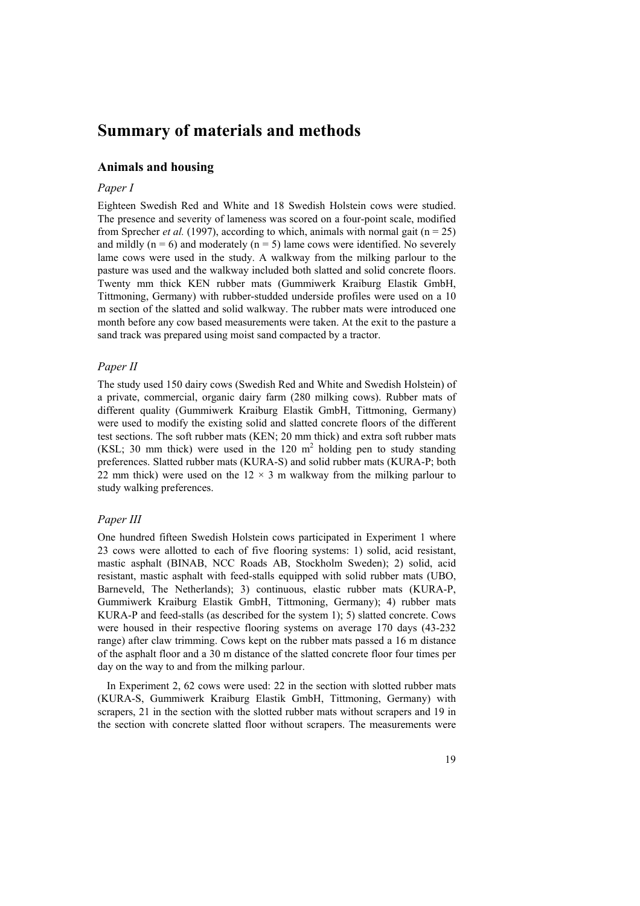# Summary of materials and methods

## Animals and housing

### *Paper I*

Eighteen Swedish Red and White and 18 Swedish Holstein cows were studied. The presence and severity of lameness was scored on a four-point scale, modified from Sprecher *et al.* (1997), according to which, animals with normal gait (n = 25) and mildly (n = 6) and moderately (n = 5) lame cows were identified. No severely lame cows were used in the study. A walkway from the milking parlour to the pasture was used and the walkway included both slatted and solid concrete floors. Twenty mm thick KEN rubber mats (Gummiwerk Kraiburg Elastik GmbH, Tittmoning, Germany) with rubber-studded underside profiles were used on a 10 m section of the slatted and solid walkway. The rubber mats were introduced one month before any cow based measurements were taken. At the exit to the pasture a sand track was prepared using moist sand compacted by a tractor.

### *Paper II*

The study used 150 dairy cows (Swedish Red and White and Swedish Holstein) of a private, commercial, organic dairy farm (280 milking cows). Rubber mats of different quality (Gummiwerk Kraiburg Elastik GmbH, Tittmoning, Germany) were used to modify the existing solid and slatted concrete floors of the different test sections. The soft rubber mats (KEN; 20 mm thick) and extra soft rubber mats (KSL; 30 mm thick) were used in the 120 $m^2$ holding pen to study standing preferences. Slatted rubber mats (KURA-S) and solid rubber mats (KURA-P; both 22 mm thick) were used on the $12 \times 3$ m walkway from the milking parlour to study walking preferences.

### *Paper III*

One hundred fifteen Swedish Holstein cows participated in Experiment 1 where 23 cows were allotted to each of five flooring systems: 1) solid, acid resistant, mastic asphalt (BINAB, NCC Roads AB, Stockholm Sweden); 2) solid, acid resistant, mastic asphalt with feed-stalls equipped with solid rubber mats (UBO, Barneveld, The Netherlands); 3) continuous, elastic rubber mats (KURA-P, Gummiwerk Kraiburg Elastik GmbH, Tittmoning, Germany); 4) rubber mats KURA-P and feed-stalls (as described for the system 1); 5) slatted concrete. Cows were housed in their respective flooring systems on average 170 days (43-232 range) after claw trimming. Cows kept on the rubber mats passed a 16 m distance of the asphalt floor and a 30 m distance of the slatted concrete floor four times per day on the way to and from the milking parlour.

In Experiment 2, 62 cows were used: 22 in the section with slotted rubber mats (KURA-S, Gummiwerk Kraiburg Elastik GmbH, Tittmoning, Germany) with scrapers, 21 in the section with the slotted rubber mats without scrapers and 19 in the section with concrete slatted floor without scrapers. The measurements were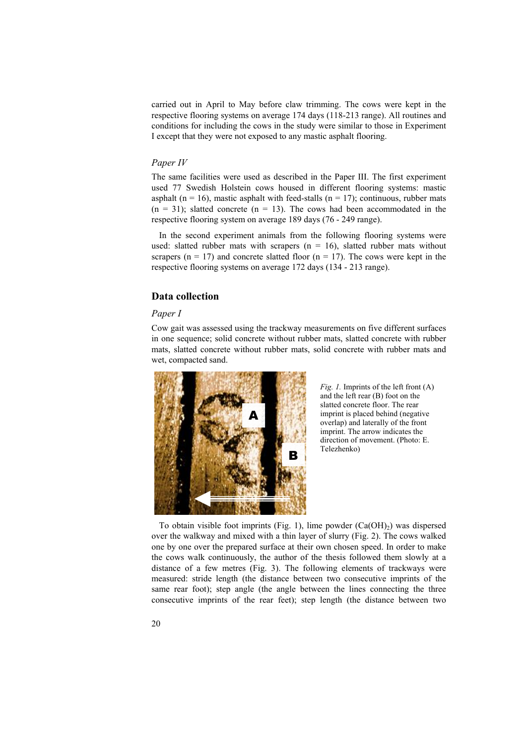carried out in April to May before claw trimming. The cows were kept in the respective flooring systems on average 174 days (118-213 range). All routines and conditions for including the cows in the study were similar to those in Experiment I except that they were not exposed to any mastic asphalt flooring.

### *Paper IV*

The same facilities were used as described in the Paper III. The first experiment used 77 Swedish Holstein cows housed in different flooring systems: mastic asphalt (n = 16), mastic asphalt with feed-stalls (n = 17); continuous, rubber mats (n = 31); slatted concrete (n = 13). The cows had been accommodated in the respective flooring system on average 189 days (76 - 249 range).

In the second experiment animals from the following flooring systems were used: slatted rubber mats with scrapers (n = 16), slatted rubber mats without scrapers (n = 17) and concrete slatted floor (n = 17). The cows were kept in the respective flooring systems on average 172 days (134 - 213 range).

## Data collection

### *Paper I*

Cow gait was assessed using the trackway measurements on five different surfaces in one sequence; solid concrete without rubber mats, slatted concrete with rubber mats, slatted concrete without rubber mats, solid concrete with rubber mats and wet, compacted sand.

*Fig. 1.* Imprints of the left front (A) and the left rear (B) foot on the slatted concrete floor. The rear imprint is placed behind (negative overlap) and laterally of the front imprint. The arrow indicates the direction of movement. (Photo: E. Telezhenko)

To obtain visible foot imprints (Fig. 1), lime powder ($Ca(OH)_2$) was dispersed over the walkway and mixed with a thin layer of slurry (Fig. 2). The cows walked one by one over the prepared surface at their own chosen speed. In order to make the cows walk continuously, the author of the thesis followed them slowly at a distance of a few metres (Fig. 3). The following elements of trackways were measured: stride length (the distance between two consecutive imprints of the same rear foot); step angle (the angle between the lines connecting the three consecutive imprints of the rear feet); step length (the distance between two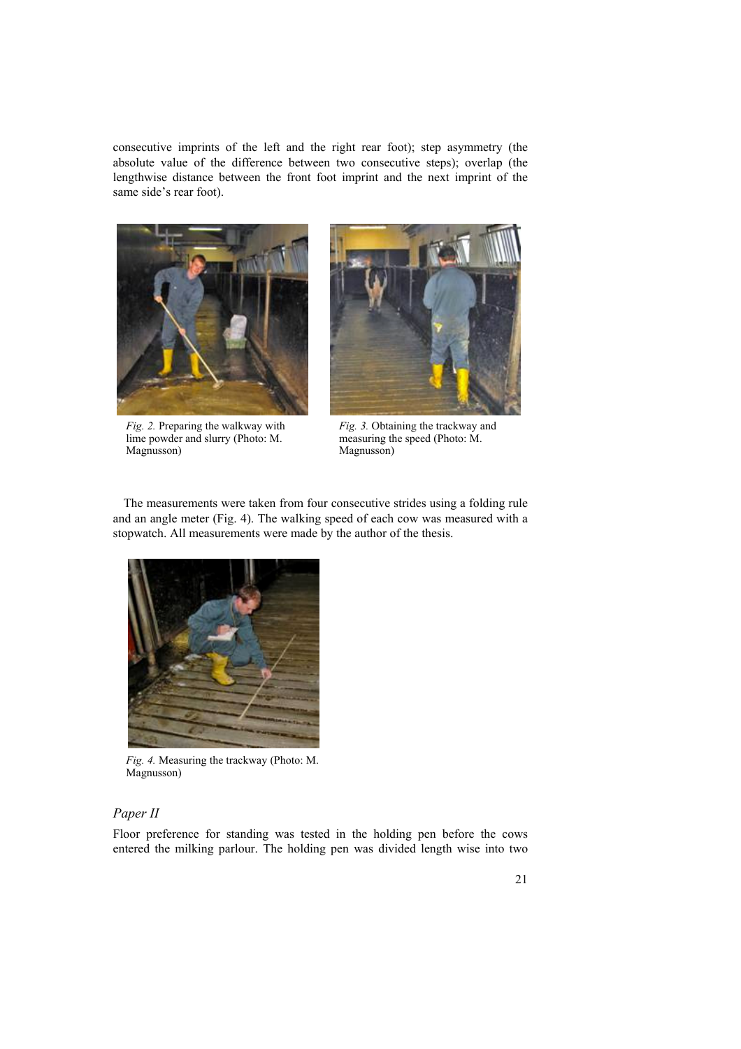consecutive imprints of the left and the right rear foot); step asymmetry (the absolute value of the difference between two consecutive steps); overlap (the lengthwise distance between the front foot imprint and the next imprint of the same side's rear foot).

*Fig. 2.* Preparing the walkway with lime powder and slurry (Photo: M. Magnusson)

*Fig. 3.* Obtaining the trackway and measuring the speed (Photo: M. Magnusson)

The measurements were taken from four consecutive strides using a folding rule and an angle meter (Fig. 4). The walking speed of each cow was measured with a stopwatch. All measurements were made by the author of the thesis.

*Fig. 4.* Measuring the trackway (Photo: M. Magnusson)

### *Paper II*

Floor preference for standing was tested in the holding pen before the cows entered the milking parlour. The holding pen was divided length wise into two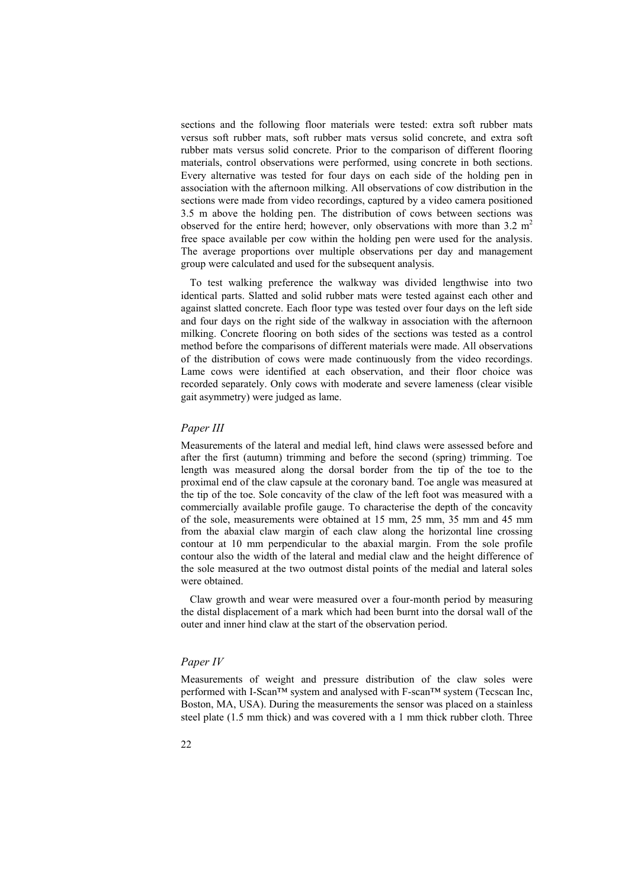sections and the following floor materials were tested: extra soft rubber mats versus soft rubber mats, soft rubber mats versus solid concrete, and extra soft rubber mats versus solid concrete. Prior to the comparison of different flooring materials, control observations were performed, using concrete in both sections. Every alternative was tested for four days on each side of the holding pen in association with the afternoon milking. All observations of cow distribution in the sections were made from video recordings, captured by a video camera positioned 3.5 m above the holding pen. The distribution of cows between sections was observed for the entire herd; however, only observations with more than 3.2 $m^2$ free space available per cow within the holding pen were used for the analysis. The average proportions over multiple observations per day and management group were calculated and used for the subsequent analysis.

To test walking preference the walkway was divided lengthwise into two identical parts. Slatted and solid rubber mats were tested against each other and against slatted concrete. Each floor type was tested over four days on the left side and four days on the right side of the walkway in association with the afternoon milking. Concrete flooring on both sides of the sections was tested as a control method before the comparisons of different materials were made. All observations of the distribution of cows were made continuously from the video recordings. Lame cows were identified at each observation, and their floor choice was recorded separately. Only cows with moderate and severe lameness (clear visible gait asymmetry) were judged as lame.

### *Paper III*

Measurements of the lateral and medial left, hind claws were assessed before and after the first (autumn) trimming and before the second (spring) trimming. Toe length was measured along the dorsal border from the tip of the toe to the proximal end of the claw capsule at the coronary band. Toe angle was measured at the tip of the toe. Sole concavity of the claw of the left foot was measured with a commercially available profile gauge. To characterise the depth of the concavity of the sole, measurements were obtained at 15 mm, 25 mm, 35 mm and 45 mm from the abaxial claw margin of each claw along the horizontal line crossing contour at 10 mm perpendicular to the abaxial margin. From the sole profile contour also the width of the lateral and medial claw and the height difference of the sole measured at the two outmost distal points of the medial and lateral soles were obtained.

Claw growth and wear were measured over a four-month period by measuring the distal displacement of a mark which had been burnt into the dorsal wall of the outer and inner hind claw at the start of the observation period.

### *Paper IV*

Measurements of weight and pressure distribution of the claw soles were performed with I-Scan™ system and analysed with F-scan™ system (Tecscan Inc, Boston, MA, USA). During the measurements the sensor was placed on a stainless steel plate (1.5 mm thick) and was covered with a 1 mm thick rubber cloth. Three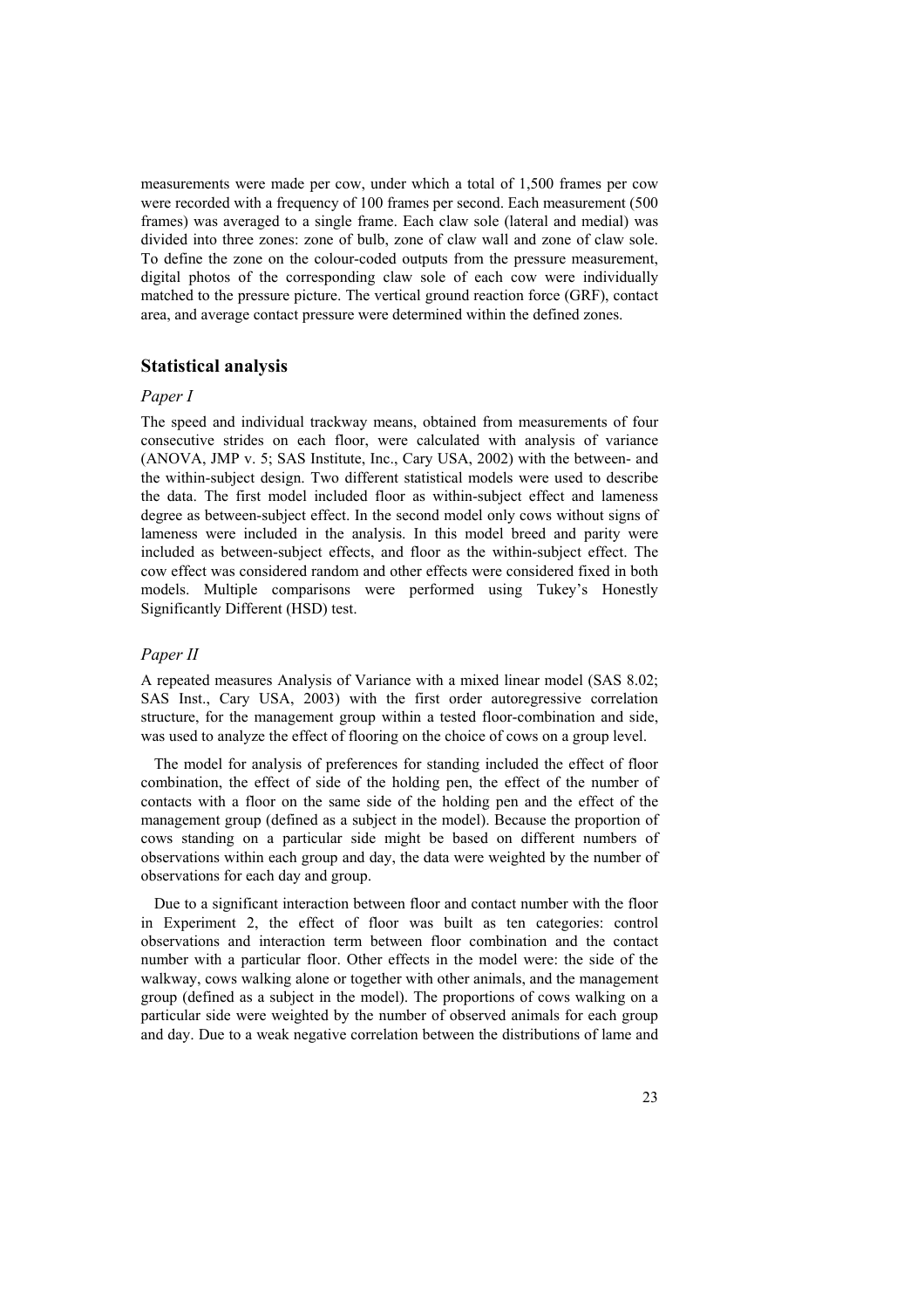measurements were made per cow, under which a total of 1,500 frames per cow were recorded with a frequency of 100 frames per second. Each measurement (500 frames) was averaged to a single frame. Each claw sole (lateral and medial) was divided into three zones: zone of bulb, zone of claw wall and zone of claw sole. To define the zone on the colour-coded outputs from the pressure measurement, digital photos of the corresponding claw sole of each cow were individually matched to the pressure picture. The vertical ground reaction force (GRF), contact area, and average contact pressure were determined within the defined zones.

## Statistical analysis

### *Paper I*

The speed and individual trackway means, obtained from measurements of four consecutive strides on each floor, were calculated with analysis of variance (ANOVA, JMP v. 5; SAS Institute, Inc., Cary USA, 2002) with the between- and the within-subject design. Two different statistical models were used to describe the data. The first model included floor as within-subject effect and lameness degree as between-subject effect. In the second model only cows without signs of lameness were included in the analysis. In this model breed and parity were included as between-subject effects, and floor as the within-subject effect. The cow effect was considered random and other effects were considered fixed in both models. Multiple comparisons were performed using Tukey's Honestly Significantly Different (HSD) test.

### *Paper II*

A repeated measures Analysis of Variance with a mixed linear model (SAS 8.02; SAS Inst., Cary USA, 2003) with the first order autoregressive correlation structure, for the management group within a tested floor-combination and side, was used to analyze the effect of flooring on the choice of cows on a group level.

The model for analysis of preferences for standing included the effect of floor combination, the effect of side of the holding pen, the effect of the number of contacts with a floor on the same side of the holding pen and the effect of the management group (defined as a subject in the model). Because the proportion of cows standing on a particular side might be based on different numbers of observations within each group and day, the data were weighted by the number of observations for each day and group.

Due to a significant interaction between floor and contact number with the floor in Experiment 2, the effect of floor was built as ten categories: control observations and interaction term between floor combination and the contact number with a particular floor. Other effects in the model were: the side of the walkway, cows walking alone or together with other animals, and the management group (defined as a subject in the model). The proportions of cows walking on a particular side were weighted by the number of observed animals for each group and day. Due to a weak negative correlation between the distributions of lame and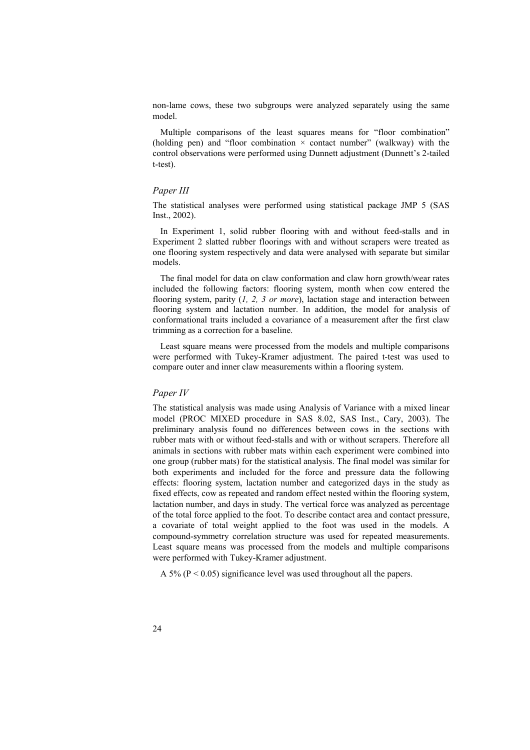non-lame cows, these two subgroups were analyzed separately using the same model.

Multiple comparisons of the least squares means for "floor combination" (holding pen) and "floor combination × contact number" (walkway) with the control observations were performed using Dunnett adjustment (Dunnett's 2-tailed t-test).

### *Paper III*

The statistical analyses were performed using statistical package JMP 5 (SAS Inst., 2002).

In Experiment 1, solid rubber flooring with and without feed-stalls and in Experiment 2 slatted rubber floorings with and without scrapers were treated as one flooring system respectively and data were analysed with separate but similar models.

The final model for data on claw conformation and claw horn growth/wear rates included the following factors: flooring system, month when cow entered the flooring system, parity (*1, 2, 3 or more*), lactation stage and interaction between flooring system and lactation number. In addition, the model for analysis of conformational traits included a covariance of a measurement after the first claw trimming as a correction for a baseline.

Least square means were processed from the models and multiple comparisons were performed with Tukey-Kramer adjustment. The paired t-test was used to compare outer and inner claw measurements within a flooring system.

### *Paper IV*

The statistical analysis was made using Analysis of Variance with a mixed linear model (PROC MIXED procedure in SAS 8.02, SAS Inst., Cary, 2003). The preliminary analysis found no differences between cows in the sections with rubber mats with or without feed-stalls and with or without scrapers. Therefore all animals in sections with rubber mats within each experiment were combined into one group (rubber mats) for the statistical analysis. The final model was similar for both experiments and included for the force and pressure data the following effects: flooring system, lactation number and categorized days in the study as fixed effects, cow as repeated and random effect nested within the flooring system, lactation number, and days in study. The vertical force was analyzed as percentage of the total force applied to the foot. To describe contact area and contact pressure, a covariate of total weight applied to the foot was used in the models. A compound-symmetry correlation structure was used for repeated measurements. Least square means was processed from the models and multiple comparisons were performed with Tukey-Kramer adjustment.

A 5% ($P < 0.05$) significance level was used throughout all the papers.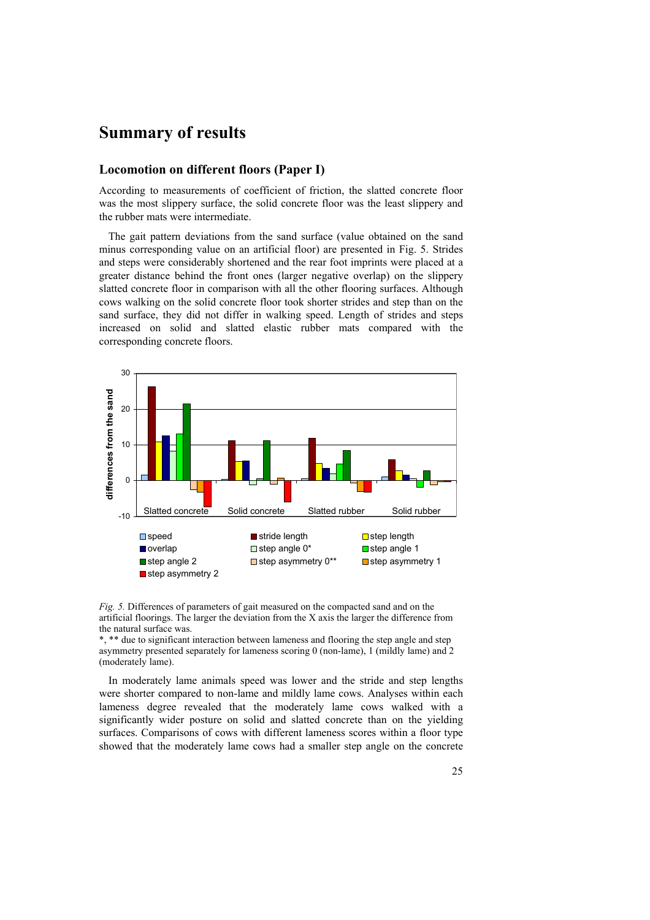# Summary of results

## Locomotion on different floors (Paper I)

According to measurements of coefficient of friction, the slatted concrete floor was the most slippery surface, the solid concrete floor was the least slippery and the rubber mats were intermediate.

The gait pattern deviations from the sand surface (value obtained on the sand minus corresponding value on an artificial floor) are presented in Fig. 5. Strides and steps were considerably shortened and the rear foot imprints were placed at a greater distance behind the front ones (larger negative overlap) on the slippery slatted concrete floor in comparison with all the other flooring surfaces. Although cows walking on the solid concrete floor took shorter strides and step than on the sand surface, they did not differ in walking speed. Length of strides and steps increased on solid and slatted elastic rubber mats compared with the corresponding concrete floors.

*Fig. 5.* Differences of parameters of gait measured on the compacted sand and on the artificial floorings. The larger the deviation from the X axis the larger the difference from the natural surface was.

*, ** due to significant interaction between lameness and flooring the step angle and step asymmetry presented separately for lameness scoring 0 (non-lame), 1 (mildly lame) and 2 (moderately lame).

In moderately lame animals speed was lower and the stride and step lengths were shorter compared to non-lame and mildly lame cows. Analyses within each lameness degree revealed that the moderately lame cows walked with a significantly wider posture on solid and slatted concrete than on the yielding surfaces. Comparisons of cows with different lameness scores within a floor type showed that the moderately lame cows had a smaller step angle on the concrete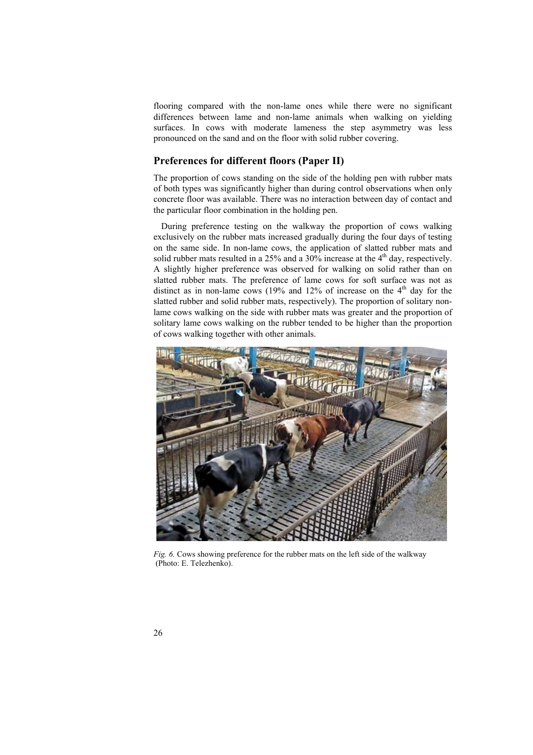flooring compared with the non-lame ones while there were no significant differences between lame and non-lame animals when walking on yielding surfaces. In cows with moderate lameness the step asymmetry was less pronounced on the sand and on the floor with solid rubber covering.

## Preferences for different floors (Paper II)

The proportion of cows standing on the side of the holding pen with rubber mats of both types was significantly higher than during control observations when only concrete floor was available. There was no interaction between day of contact and the particular floor combination in the holding pen.

During preference testing on the walkway the proportion of cows walking exclusively on the rubber mats increased gradually during the four days of testing on the same side. In non-lame cows, the application of slatted rubber mats and solid rubber mats resulted in a 25% and a 30% increase at the 4$^{th}$ day, respectively. A slightly higher preference was observed for walking on solid rather than on slatted rubber mats. The preference of lame cows for soft surface was not as distinct as in non-lame cows (19% and 12% of increase on the 4$^{th}$ day for the slatted rubber and solid rubber mats, respectively). The proportion of solitary non-lame cows walking on the side with rubber mats was greater and the proportion of solitary lame cows walking on the rubber tended to be higher than the proportion of cows walking together with other animals.

*Fig. 6.* Cows showing preference for the rubber mats on the left side of the walkway (Photo: E. Telezhenko).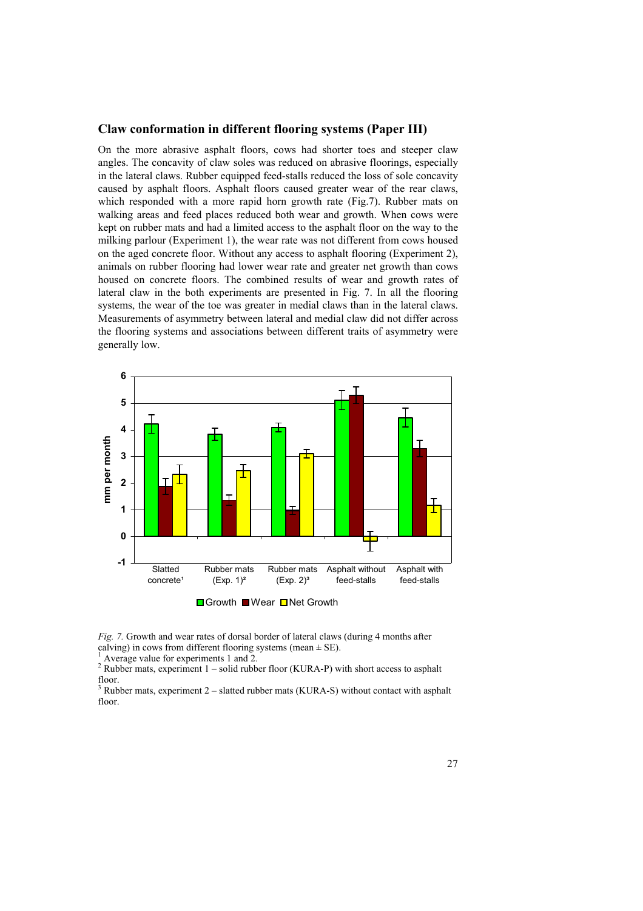## Claw conformation in different flooring systems (Paper III)

On the more abrasive asphalt floors, cows had shorter toes and steeper claw angles. The concavity of claw soles was reduced on abrasive floorings, especially in the lateral claws. Rubber equipped feed-stalls reduced the loss of sole concavity caused by asphalt floors. Asphalt floors caused greater wear of the rear claws, which responded with a more rapid horn growth rate (Fig.7). Rubber mats on walking areas and feed places reduced both wear and growth. When cows were kept on rubber mats and had a limited access to the asphalt floor on the way to the milking parlour (Experiment 1), the wear rate was not different from cows housed on the aged concrete floor. Without any access to asphalt flooring (Experiment 2), animals on rubber flooring had lower wear rate and greater net growth than cows housed on concrete floors. The combined results of wear and growth rates of lateral claw in the both experiments are presented in Fig. 7. In all the flooring systems, the wear of the toe was greater in medial claws than in the lateral claws. Measurements of asymmetry between lateral and medial claw did not differ across the flooring systems and associations between different traits of asymmetry were generally low.

*Fig. 7.* Growth and wear rates of dorsal border of lateral claws (during 4 months after calving) in cows from different flooring systems (mean ± SE).

[1] Average value for experiments 1 and 2.

[2] Rubber mats, experiment 1 – solid rubber floor (KURA-P) with short access to asphalt floor.

[3] Rubber mats, experiment 2 – slatted rubber mats (KURA-S) without contact with asphalt floor.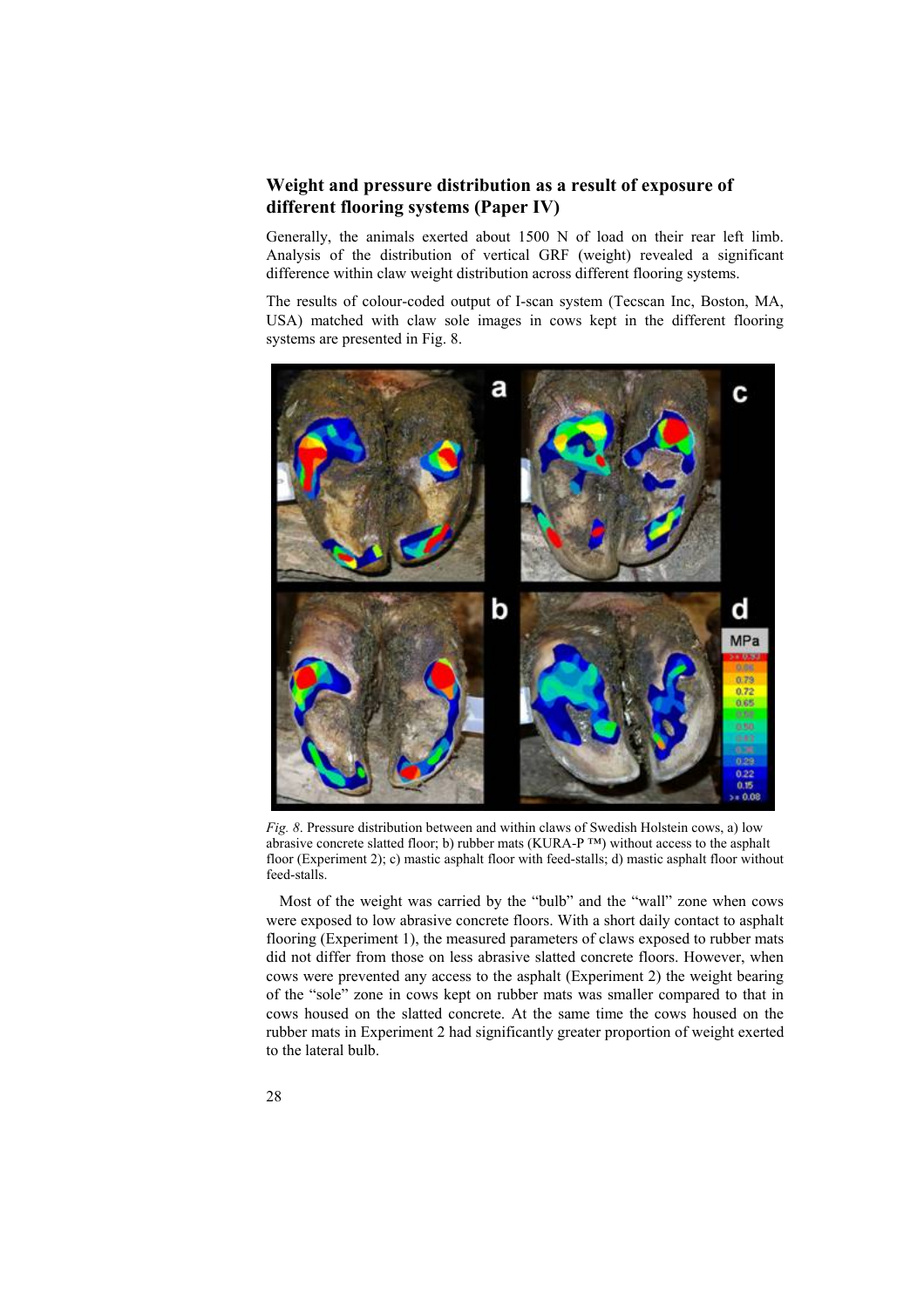## Weight and pressure distribution as a result of exposure of different flooring systems (Paper IV)

Generally, the animals exerted about 1500 N of load on their rear left limb. Analysis of the distribution of vertical GRF (weight) revealed a significant difference within claw weight distribution across different flooring systems.

The results of colour-coded output of I-scan system (Tecscan Inc, Boston, MA, USA) matched with claw sole images in cows kept in the different flooring systems are presented in Fig. 8.

*Fig. 8*. Pressure distribution between and within claws of Swedish Holstein cows, a) low abrasive concrete slatted floor; b) rubber mats (KURA-P ™) without access to the asphalt floor (Experiment 2); c) mastic asphalt floor with feed-stalls; d) mastic asphalt floor without feed-stalls.

Most of the weight was carried by the "bulb" and the "wall" zone when cows were exposed to low abrasive concrete floors. With a short daily contact to asphalt flooring (Experiment 1), the measured parameters of claws exposed to rubber mats did not differ from those on less abrasive slatted concrete floors. However, when cows were prevented any access to the asphalt (Experiment 2) the weight bearing of the "sole" zone in cows kept on rubber mats was smaller compared to that in cows housed on the slatted concrete. At the same time the cows housed on the rubber mats in Experiment 2 had significantly greater proportion of weight exerted to the lateral bulb.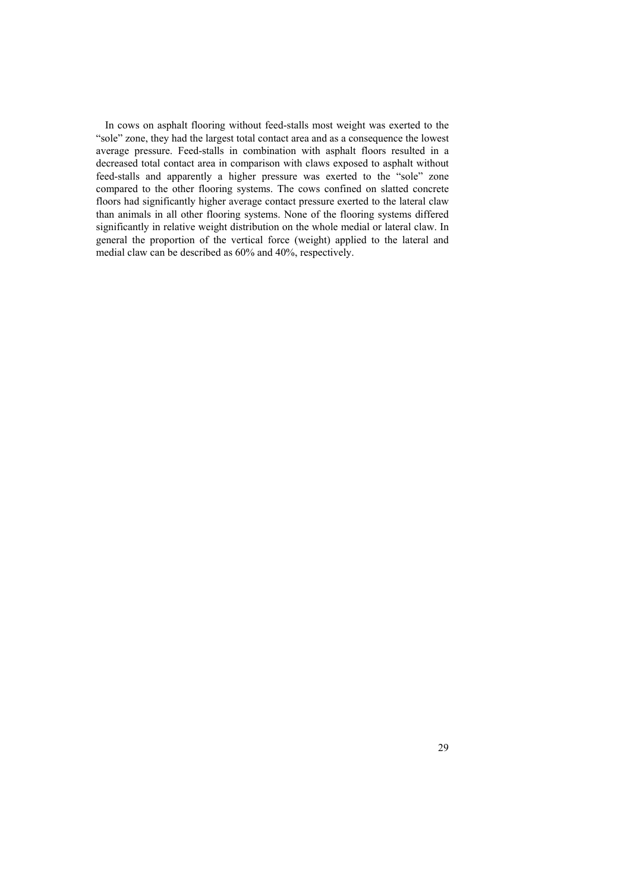In cows on asphalt flooring without feed-stalls most weight was exerted to the "sole" zone, they had the largest total contact area and as a consequence the lowest average pressure. Feed-stalls in combination with asphalt floors resulted in a decreased total contact area in comparison with claws exposed to asphalt without feed-stalls and apparently a higher pressure was exerted to the "sole" zone compared to the other flooring systems. The cows confined on slatted concrete floors had significantly higher average contact pressure exerted to the lateral claw than animals in all other flooring systems. None of the flooring systems differed significantly in relative weight distribution on the whole medial or lateral claw. In general the proportion of the vertical force (weight) applied to the lateral and medial claw can be described as 60% and 40%, respectively.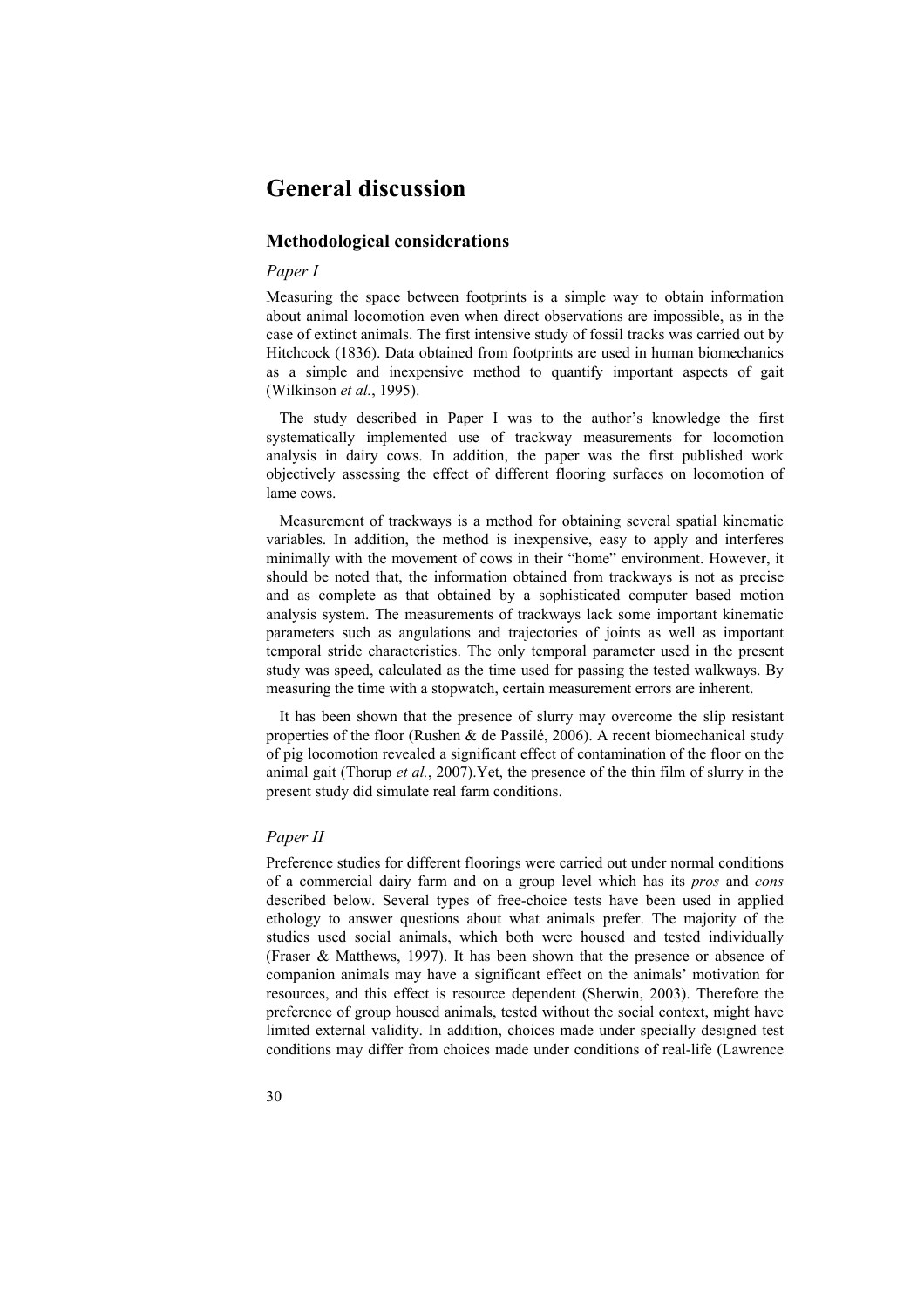# General discussion

## Methodological considerations

### *Paper I*

Measuring the space between footprints is a simple way to obtain information about animal locomotion even when direct observations are impossible, as in the case of extinct animals. The first intensive study of fossil tracks was carried out by Hitchcock (1836). Data obtained from footprints are used in human biomechanics as a simple and inexpensive method to quantify important aspects of gait (Wilkinson *et al.*, 1995).

The study described in Paper I was to the author's knowledge the first systematically implemented use of trackway measurements for locomotion analysis in dairy cows. In addition, the paper was the first published work objectively assessing the effect of different flooring surfaces on locomotion of lame cows.

Measurement of trackways is a method for obtaining several spatial kinematic variables. In addition, the method is inexpensive, easy to apply and interferes minimally with the movement of cows in their "home" environment. However, it should be noted that, the information obtained from trackways is not as precise and as complete as that obtained by a sophisticated computer based motion analysis system. The measurements of trackways lack some important kinematic parameters such as angulations and trajectories of joints as well as important temporal stride characteristics. The only temporal parameter used in the present study was speed, calculated as the time used for passing the tested walkways. By measuring the time with a stopwatch, certain measurement errors are inherent.

It has been shown that the presence of slurry may overcome the slip resistant properties of the floor (Rushen & de Passilé, 2006). A recent biomechanical study of pig locomotion revealed a significant effect of contamination of the floor on the animal gait (Thorup *et al.*, 2007).Yet, the presence of the thin film of slurry in the present study did simulate real farm conditions.

### *Paper II*

Preference studies for different floorings were carried out under normal conditions of a commercial dairy farm and on a group level which has its *pros* and *cons* described below. Several types of free-choice tests have been used in applied ethology to answer questions about what animals prefer. The majority of the studies used social animals, which both were housed and tested individually (Fraser & Matthews, 1997). It has been shown that the presence or absence of companion animals may have a significant effect on the animals' motivation for resources, and this effect is resource dependent (Sherwin, 2003). Therefore the preference of group housed animals, tested without the social context, might have limited external validity. In addition, choices made under specially designed test conditions may differ from choices made under conditions of real-life (Lawrence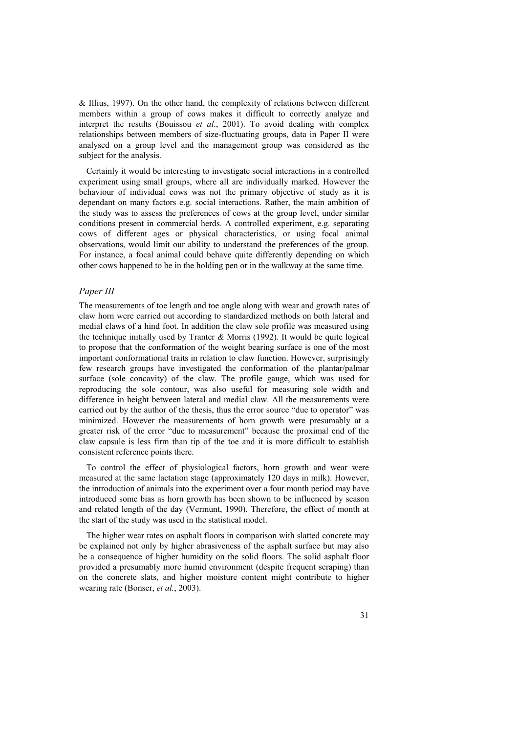& Illius, 1997). On the other hand, the complexity of relations between different members within a group of cows makes it difficult to correctly analyze and interpret the results (Bouissou *et al*., 2001). To avoid dealing with complex relationships between members of size-fluctuating groups, data in Paper II were analysed on a group level and the management group was considered as the subject for the analysis.

Certainly it would be interesting to investigate social interactions in a controlled experiment using small groups, where all are individually marked. However the behaviour of individual cows was not the primary objective of study as it is dependant on many factors e.g. social interactions. Rather, the main ambition of the study was to assess the preferences of cows at the group level, under similar conditions present in commercial herds. A controlled experiment, e.g. separating cows of different ages or physical characteristics, or using focal animal observations, would limit our ability to understand the preferences of the group. For instance, a focal animal could behave quite differently depending on which other cows happened to be in the holding pen or in the walkway at the same time.

### *Paper III*

The measurements of toe length and toe angle along with wear and growth rates of claw horn were carried out according to standardized methods on both lateral and medial claws of a hind foot. In addition the claw sole profile was measured using the technique initially used by Tranter *&* Morris (1992). It would be quite logical to propose that the conformation of the weight bearing surface is one of the most important conformational traits in relation to claw function. However, surprisingly few research groups have investigated the conformation of the plantar/palmar surface (sole concavity) of the claw. The profile gauge, which was used for reproducing the sole contour, was also useful for measuring sole width and difference in height between lateral and medial claw. All the measurements were carried out by the author of the thesis, thus the error source "due to operator" was minimized. However the measurements of horn growth were presumably at a greater risk of the error "due to measurement" because the proximal end of the claw capsule is less firm than tip of the toe and it is more difficult to establish consistent reference points there.

To control the effect of physiological factors, horn growth and wear were measured at the same lactation stage (approximately 120 days in milk). However, the introduction of animals into the experiment over a four month period may have introduced some bias as horn growth has been shown to be influenced by season and related length of the day (Vermunt, 1990). Therefore, the effect of month at the start of the study was used in the statistical model.

The higher wear rates on asphalt floors in comparison with slatted concrete may be explained not only by higher abrasiveness of the asphalt surface but may also be a consequence of higher humidity on the solid floors. The solid asphalt floor provided a presumably more humid environment (despite frequent scraping) than on the concrete slats, and higher moisture content might contribute to higher wearing rate (Bonser, *et al.*, 2003).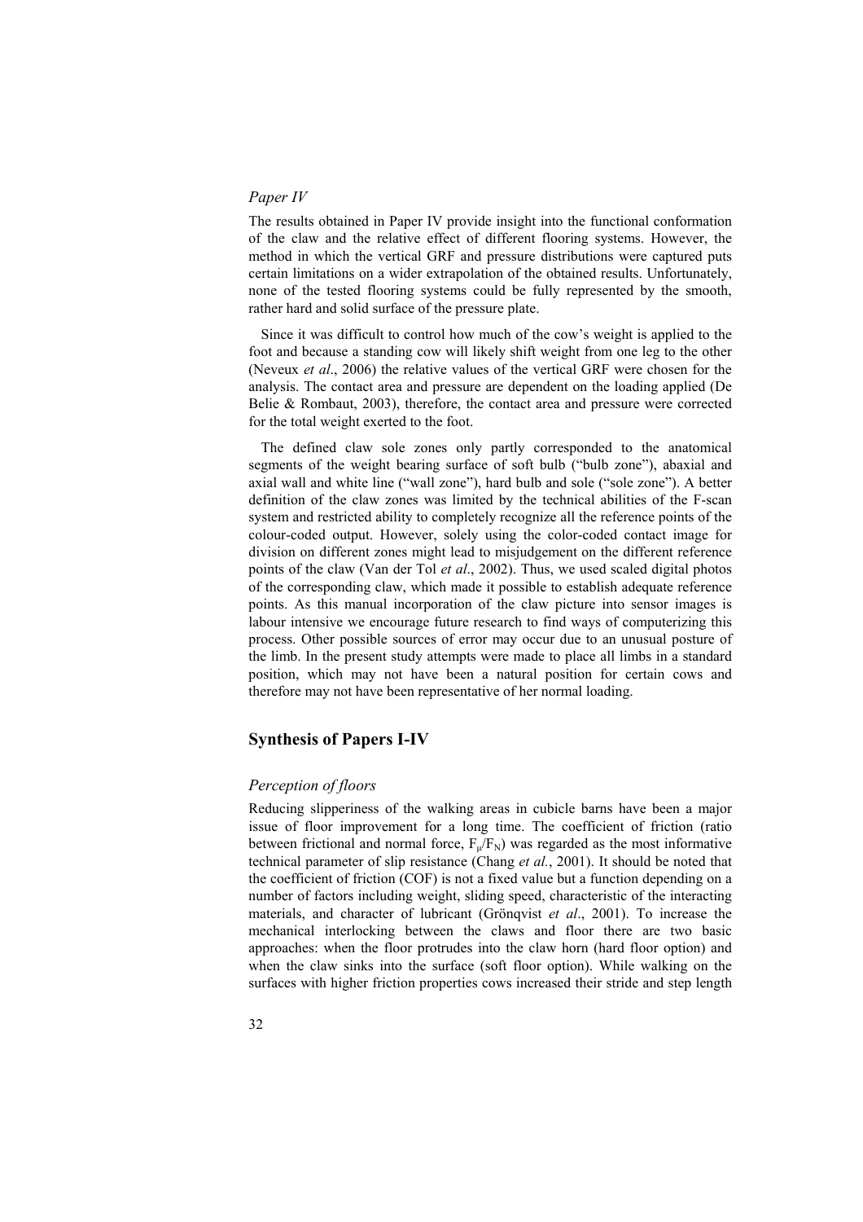### *Paper IV*

The results obtained in Paper IV provide insight into the functional conformation of the claw and the relative effect of different flooring systems. However, the method in which the vertical GRF and pressure distributions were captured puts certain limitations on a wider extrapolation of the obtained results. Unfortunately, none of the tested flooring systems could be fully represented by the smooth, rather hard and solid surface of the pressure plate.

Since it was difficult to control how much of the cow's weight is applied to the foot and because a standing cow will likely shift weight from one leg to the other (Neveux *et al*., 2006) the relative values of the vertical GRF were chosen for the analysis. The contact area and pressure are dependent on the loading applied (De Belie & Rombaut, 2003), therefore, the contact area and pressure were corrected for the total weight exerted to the foot.

The defined claw sole zones only partly corresponded to the anatomical segments of the weight bearing surface of soft bulb ("bulb zone"), abaxial and axial wall and white line ("wall zone"), hard bulb and sole ("sole zone"). A better definition of the claw zones was limited by the technical abilities of the F-scan system and restricted ability to completely recognize all the reference points of the colour-coded output. However, solely using the color-coded contact image for division on different zones might lead to misjudgement on the different reference points of the claw (Van der Tol *et al*., 2002). Thus, we used scaled digital photos of the corresponding claw, which made it possible to establish adequate reference points. As this manual incorporation of the claw picture into sensor images is labour intensive we encourage future research to find ways of computerizing this process. Other possible sources of error may occur due to an unusual posture of the limb. In the present study attempts were made to place all limbs in a standard position, which may not have been a natural position for certain cows and therefore may not have been representative of her normal loading.

## Synthesis of Papers I-IV

### *Perception of floors*

Reducing slipperiness of the walking areas in cubicle barns have been a major issue of floor improvement for a long time. The coefficient of friction (ratio between frictional and normal force, $F_{\mu}/F_{N}$) was regarded as the most informative technical parameter of slip resistance (Chang *et al.*, 2001). It should be noted that the coefficient of friction (COF) is not a fixed value but a function depending on a number of factors including weight, sliding speed, characteristic of the interacting materials, and character of lubricant (Grönqvist *et al*., 2001). To increase the mechanical interlocking between the claws and floor there are two basic approaches: when the floor protrudes into the claw horn (hard floor option) and when the claw sinks into the surface (soft floor option). While walking on the surfaces with higher friction properties cows increased their stride and step length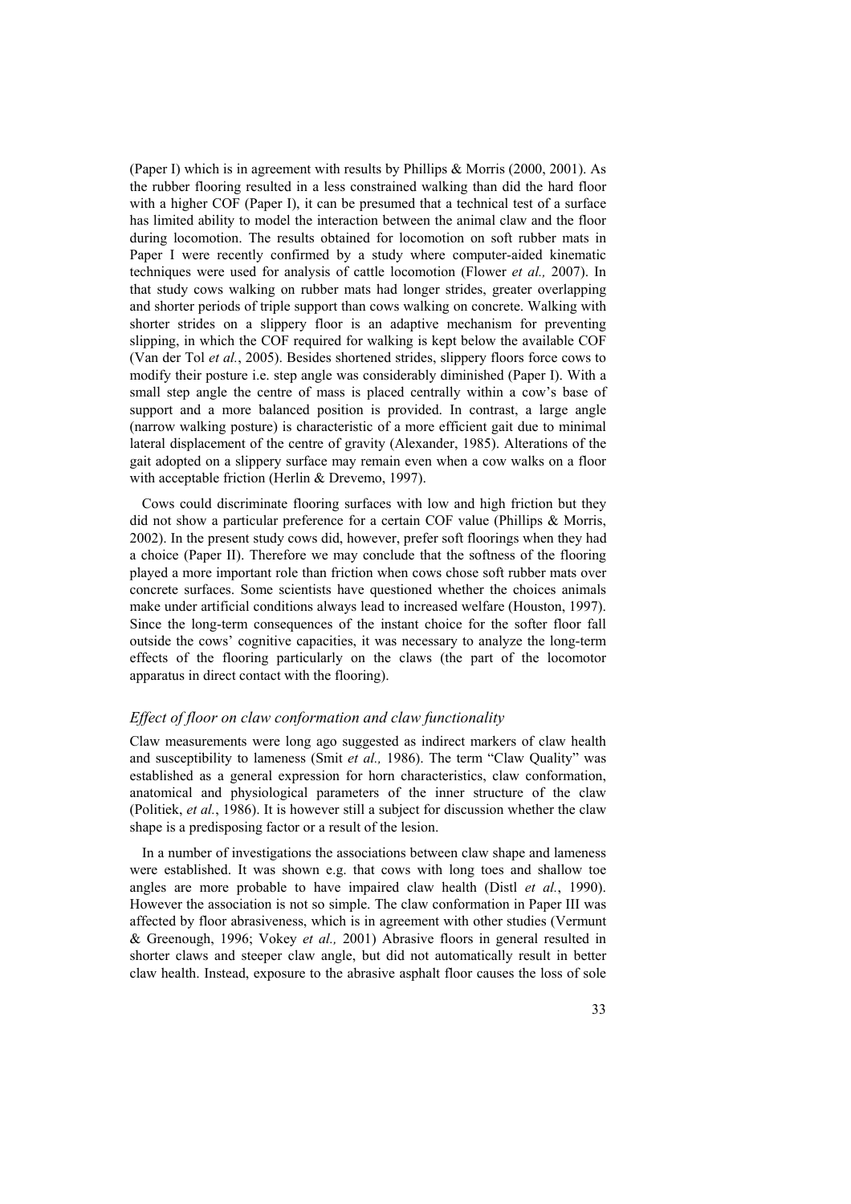(Paper I) which is in agreement with results by Phillips & Morris (2000, 2001). As the rubber flooring resulted in a less constrained walking than did the hard floor with a higher COF (Paper I), it can be presumed that a technical test of a surface has limited ability to model the interaction between the animal claw and the floor during locomotion. The results obtained for locomotion on soft rubber mats in Paper I were recently confirmed by a study where computer-aided kinematic techniques were used for analysis of cattle locomotion (Flower *et al.,* 2007). In that study cows walking on rubber mats had longer strides, greater overlapping and shorter periods of triple support than cows walking on concrete. Walking with shorter strides on a slippery floor is an adaptive mechanism for preventing slipping, in which the COF required for walking is kept below the available COF (Van der Tol *et al.*, 2005). Besides shortened strides, slippery floors force cows to modify their posture i.e. step angle was considerably diminished (Paper I). With a small step angle the centre of mass is placed centrally within a cow's base of support and a more balanced position is provided. In contrast, a large angle (narrow walking posture) is characteristic of a more efficient gait due to minimal lateral displacement of the centre of gravity (Alexander, 1985). Alterations of the gait adopted on a slippery surface may remain even when a cow walks on a floor with acceptable friction (Herlin & Drevemo, 1997).

Cows could discriminate flooring surfaces with low and high friction but they did not show a particular preference for a certain COF value (Phillips & Morris, 2002). In the present study cows did, however, prefer soft floorings when they had a choice (Paper II). Therefore we may conclude that the softness of the flooring played a more important role than friction when cows chose soft rubber mats over concrete surfaces. Some scientists have questioned whether the choices animals make under artificial conditions always lead to increased welfare (Houston, 1997). Since the long-term consequences of the instant choice for the softer floor fall outside the cows' cognitive capacities, it was necessary to analyze the long-term effects of the flooring particularly on the claws (the part of the locomotor apparatus in direct contact with the flooring).

### *Effect of floor on claw conformation and claw functionality*

Claw measurements were long ago suggested as indirect markers of claw health and susceptibility to lameness (Smit *et al.,* 1986). The term "Claw Quality" was established as a general expression for horn characteristics, claw conformation, anatomical and physiological parameters of the inner structure of the claw (Politiek, *et al.*, 1986). It is however still a subject for discussion whether the claw shape is a predisposing factor or a result of the lesion.

In a number of investigations the associations between claw shape and lameness were established. It was shown e.g. that cows with long toes and shallow toe angles are more probable to have impaired claw health (Distl *et al.*, 1990). However the association is not so simple. The claw conformation in Paper III was affected by floor abrasiveness, which is in agreement with other studies (Vermunt & Greenough, 1996; Vokey *et al.,* 2001) Abrasive floors in general resulted in shorter claws and steeper claw angle, but did not automatically result in better claw health. Instead, exposure to the abrasive asphalt floor causes the loss of sole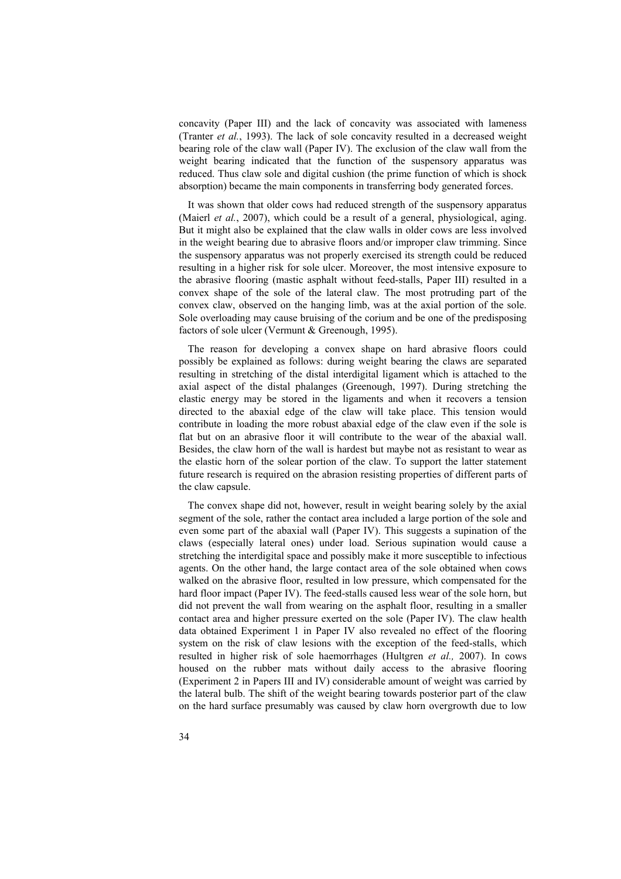concavity (Paper III) and the lack of concavity was associated with lameness (Tranter *et al.*, 1993). The lack of sole concavity resulted in a decreased weight bearing role of the claw wall (Paper IV). The exclusion of the claw wall from the weight bearing indicated that the function of the suspensory apparatus was reduced. Thus claw sole and digital cushion (the prime function of which is shock absorption) became the main components in transferring body generated forces.

It was shown that older cows had reduced strength of the suspensory apparatus (Maierl *et al.*, 2007), which could be a result of a general, physiological, aging. But it might also be explained that the claw walls in older cows are less involved in the weight bearing due to abrasive floors and/or improper claw trimming. Since the suspensory apparatus was not properly exercised its strength could be reduced resulting in a higher risk for sole ulcer. Moreover, the most intensive exposure to the abrasive flooring (mastic asphalt without feed-stalls, Paper III) resulted in a convex shape of the sole of the lateral claw. The most protruding part of the convex claw, observed on the hanging limb, was at the axial portion of the sole. Sole overloading may cause bruising of the corium and be one of the predisposing factors of sole ulcer (Vermunt & Greenough, 1995).

The reason for developing a convex shape on hard abrasive floors could possibly be explained as follows: during weight bearing the claws are separated resulting in stretching of the distal interdigital ligament which is attached to the axial aspect of the distal phalanges (Greenough, 1997). During stretching the elastic energy may be stored in the ligaments and when it recovers a tension directed to the abaxial edge of the claw will take place. This tension would contribute in loading the more robust abaxial edge of the claw even if the sole is flat but on an abrasive floor it will contribute to the wear of the abaxial wall. Besides, the claw horn of the wall is hardest but maybe not as resistant to wear as the elastic horn of the solear portion of the claw. To support the latter statement future research is required on the abrasion resisting properties of different parts of the claw capsule.

The convex shape did not, however, result in weight bearing solely by the axial segment of the sole, rather the contact area included a large portion of the sole and even some part of the abaxial wall (Paper IV). This suggests a supination of the claws (especially lateral ones) under load. Serious supination would cause a stretching the interdigital space and possibly make it more susceptible to infectious agents. On the other hand, the large contact area of the sole obtained when cows walked on the abrasive floor, resulted in low pressure, which compensated for the hard floor impact (Paper IV). The feed-stalls caused less wear of the sole horn, but did not prevent the wall from wearing on the asphalt floor, resulting in a smaller contact area and higher pressure exerted on the sole (Paper IV). The claw health data obtained Experiment 1 in Paper IV also revealed no effect of the flooring system on the risk of claw lesions with the exception of the feed-stalls, which resulted in higher risk of sole haemorrhages (Hultgren *et al.,* 2007). In cows housed on the rubber mats without daily access to the abrasive flooring (Experiment 2 in Papers III and IV) considerable amount of weight was carried by the lateral bulb. The shift of the weight bearing towards posterior part of the claw on the hard surface presumably was caused by claw horn overgrowth due to low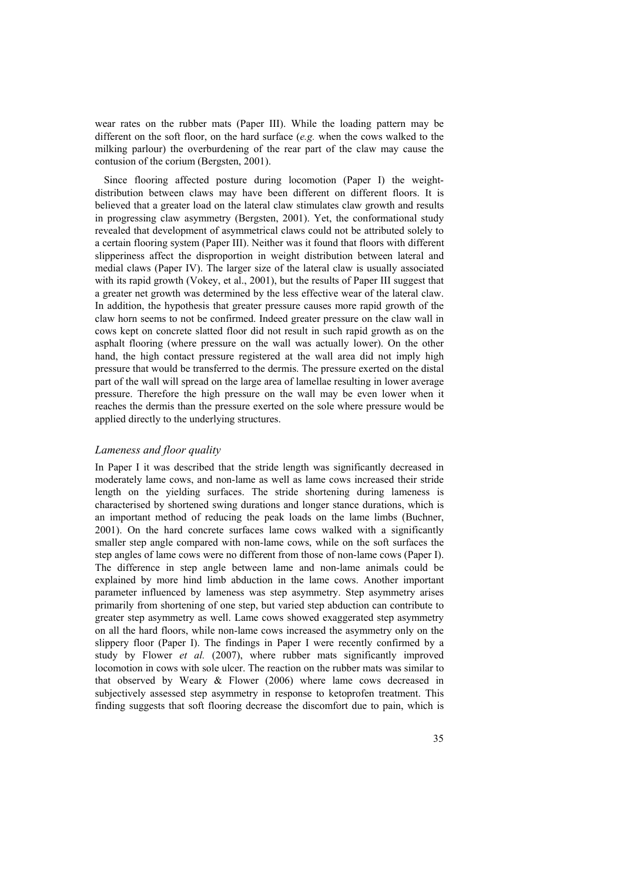wear rates on the rubber mats (Paper III). While the loading pattern may be different on the soft floor, on the hard surface (*e.g.* when the cows walked to the milking parlour) the overburdening of the rear part of the claw may cause the contusion of the corium (Bergsten, 2001).

Since flooring affected posture during locomotion (Paper I) the weight-distribution between claws may have been different on different floors. It is believed that a greater load on the lateral claw stimulates claw growth and results in progressing claw asymmetry (Bergsten, 2001). Yet, the conformational study revealed that development of asymmetrical claws could not be attributed solely to a certain flooring system (Paper III). Neither was it found that floors with different slipperiness affect the disproportion in weight distribution between lateral and medial claws (Paper IV). The larger size of the lateral claw is usually associated with its rapid growth (Vokey, et al., 2001), but the results of Paper III suggest that a greater net growth was determined by the less effective wear of the lateral claw. In addition, the hypothesis that greater pressure causes more rapid growth of the claw horn seems to not be confirmed. Indeed greater pressure on the claw wall in cows kept on concrete slatted floor did not result in such rapid growth as on the asphalt flooring (where pressure on the wall was actually lower). On the other hand, the high contact pressure registered at the wall area did not imply high pressure that would be transferred to the dermis. The pressure exerted on the distal part of the wall will spread on the large area of lamellae resulting in lower average pressure. Therefore the high pressure on the wall may be even lower when it reaches the dermis than the pressure exerted on the sole where pressure would be applied directly to the underlying structures.

### *Lameness and floor quality*

In Paper I it was described that the stride length was significantly decreased in moderately lame cows, and non-lame as well as lame cows increased their stride length on the yielding surfaces. The stride shortening during lameness is characterised by shortened swing durations and longer stance durations, which is an important method of reducing the peak loads on the lame limbs (Buchner, 2001). On the hard concrete surfaces lame cows walked with a significantly smaller step angle compared with non-lame cows, while on the soft surfaces the step angles of lame cows were no different from those of non-lame cows (Paper I). The difference in step angle between lame and non-lame animals could be explained by more hind limb abduction in the lame cows. Another important parameter influenced by lameness was step asymmetry. Step asymmetry arises primarily from shortening of one step, but varied step abduction can contribute to greater step asymmetry as well. Lame cows showed exaggerated step asymmetry on all the hard floors, while non-lame cows increased the asymmetry only on the slippery floor (Paper I). The findings in Paper I were recently confirmed by a study by Flower *et al.* (2007), where rubber mats significantly improved locomotion in cows with sole ulcer. The reaction on the rubber mats was similar to that observed by Weary & Flower (2006) where lame cows decreased in subjectively assessed step asymmetry in response to ketoprofen treatment. This finding suggests that soft flooring decrease the discomfort due to pain, which is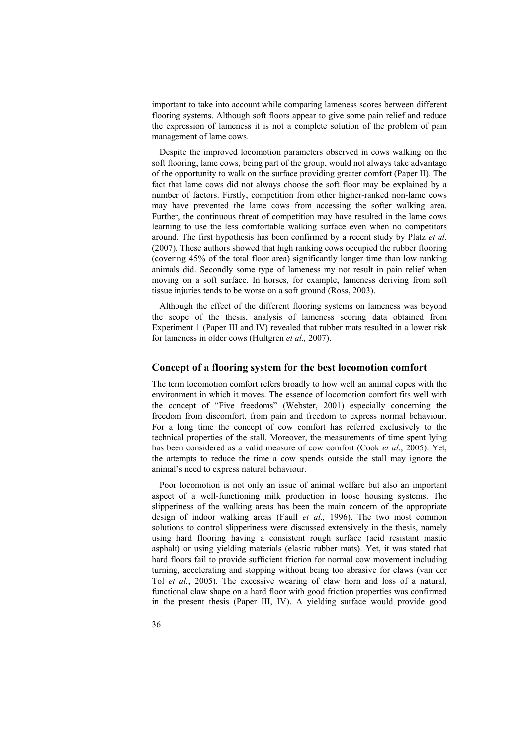important to take into account while comparing lameness scores between different flooring systems. Although soft floors appear to give some pain relief and reduce the expression of lameness it is not a complete solution of the problem of pain management of lame cows.

Despite the improved locomotion parameters observed in cows walking on the soft flooring, lame cows, being part of the group, would not always take advantage of the opportunity to walk on the surface providing greater comfort (Paper II). The fact that lame cows did not always choose the soft floor may be explained by a number of factors. Firstly, competition from other higher-ranked non-lame cows may have prevented the lame cows from accessing the softer walking area. Further, the continuous threat of competition may have resulted in the lame cows learning to use the less comfortable walking surface even when no competitors around. The first hypothesis has been confirmed by a recent study by Platz *et al*. (2007). These authors showed that high ranking cows occupied the rubber flooring (covering 45% of the total floor area) significantly longer time than low ranking animals did. Secondly some type of lameness my not result in pain relief when moving on a soft surface. In horses, for example, lameness deriving from soft tissue injuries tends to be worse on a soft ground (Ross, 2003).

Although the effect of the different flooring systems on lameness was beyond the scope of the thesis, analysis of lameness scoring data obtained from Experiment 1 (Paper III and IV) revealed that rubber mats resulted in a lower risk for lameness in older cows (Hultgren *et al.,* 2007).

## Concept of a flooring system for the best locomotion comfort

The term locomotion comfort refers broadly to how well an animal copes with the environment in which it moves. The essence of locomotion comfort fits well with the concept of "Five freedoms" (Webster, 2001) especially concerning the freedom from discomfort, from pain and freedom to express normal behaviour. For a long time the concept of cow comfort has referred exclusively to the technical properties of the stall. Moreover, the measurements of time spent lying has been considered as a valid measure of cow comfort (Cook *et al*., 2005). Yet, the attempts to reduce the time a cow spends outside the stall may ignore the animal's need to express natural behaviour.

Poor locomotion is not only an issue of animal welfare but also an important aspect of a well-functioning milk production in loose housing systems. The slipperiness of the walking areas has been the main concern of the appropriate design of indoor walking areas (Faull *et al.,* 1996). The two most common solutions to control slipperiness were discussed extensively in the thesis, namely using hard flooring having a consistent rough surface (acid resistant mastic asphalt) or using yielding materials (elastic rubber mats). Yet, it was stated that hard floors fail to provide sufficient friction for normal cow movement including turning, accelerating and stopping without being too abrasive for claws (van der Tol *et al.*, 2005). The excessive wearing of claw horn and loss of a natural, functional claw shape on a hard floor with good friction properties was confirmed in the present thesis (Paper III, IV). A yielding surface would provide good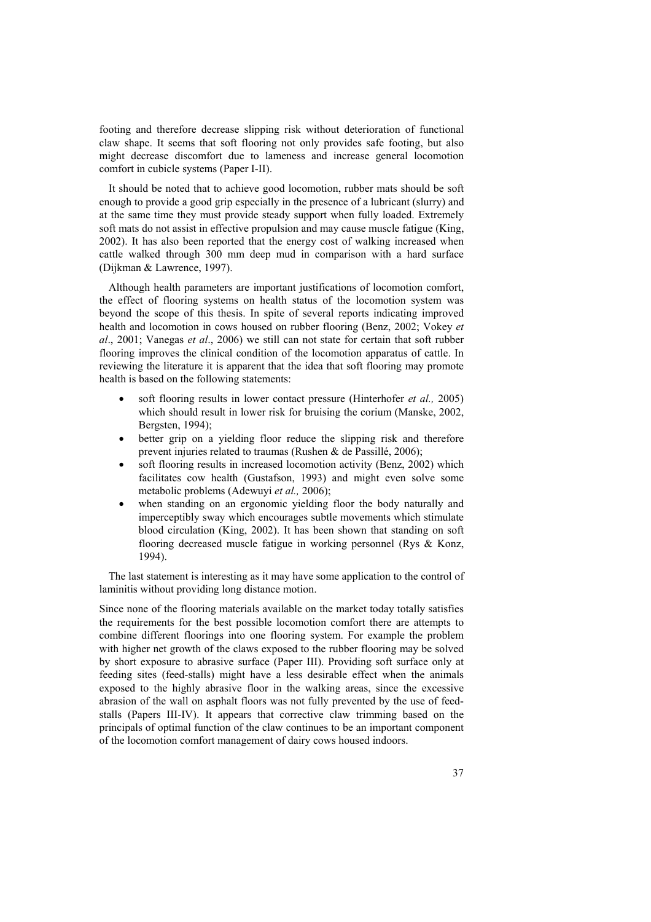footing and therefore decrease slipping risk without deterioration of functional claw shape. It seems that soft flooring not only provides safe footing, but also might decrease discomfort due to lameness and increase general locomotion comfort in cubicle systems (Paper I-II).

It should be noted that to achieve good locomotion, rubber mats should be soft enough to provide a good grip especially in the presence of a lubricant (slurry) and at the same time they must provide steady support when fully loaded. Extremely soft mats do not assist in effective propulsion and may cause muscle fatigue (King, 2002). It has also been reported that the energy cost of walking increased when cattle walked through 300 mm deep mud in comparison with a hard surface (Dijkman & Lawrence, 1997).

Although health parameters are important justifications of locomotion comfort, the effect of flooring systems on health status of the locomotion system was beyond the scope of this thesis. In spite of several reports indicating improved health and locomotion in cows housed on rubber flooring (Benz, 2002; Vokey *et al*., 2001; Vanegas *et al*., 2006) we still can not state for certain that soft rubber flooring improves the clinical condition of the locomotion apparatus of cattle. In reviewing the literature it is apparent that the idea that soft flooring may promote health is based on the following statements:

- soft flooring results in lower contact pressure (Hinterhofer *et al.,* 2005) which should result in lower risk for bruising the corium (Manske, 2002, Bergsten, 1994);
- better grip on a yielding floor reduce the slipping risk and therefore prevent injuries related to traumas (Rushen & de Passillé, 2006);
- soft flooring results in increased locomotion activity (Benz, 2002) which facilitates cow health (Gustafson, 1993) and might even solve some metabolic problems (Adewuyi *et al.,* 2006);
- when standing on an ergonomic yielding floor the body naturally and imperceptibly sway which encourages subtle movements which stimulate blood circulation (King, 2002). It has been shown that standing on soft flooring decreased muscle fatigue in working personnel (Rys & Konz, 1994).

The last statement is interesting as it may have some application to the control of laminitis without providing long distance motion.

Since none of the flooring materials available on the market today totally satisfies the requirements for the best possible locomotion comfort there are attempts to combine different floorings into one flooring system. For example the problem with higher net growth of the claws exposed to the rubber flooring may be solved by short exposure to abrasive surface (Paper III). Providing soft surface only at feeding sites (feed-stalls) might have a less desirable effect when the animals exposed to the highly abrasive floor in the walking areas, since the excessive abrasion of the wall on asphalt floors was not fully prevented by the use of feed-stalls (Papers III-IV). It appears that corrective claw trimming based on the principals of optimal function of the claw continues to be an important component of the locomotion comfort management of dairy cows housed indoors.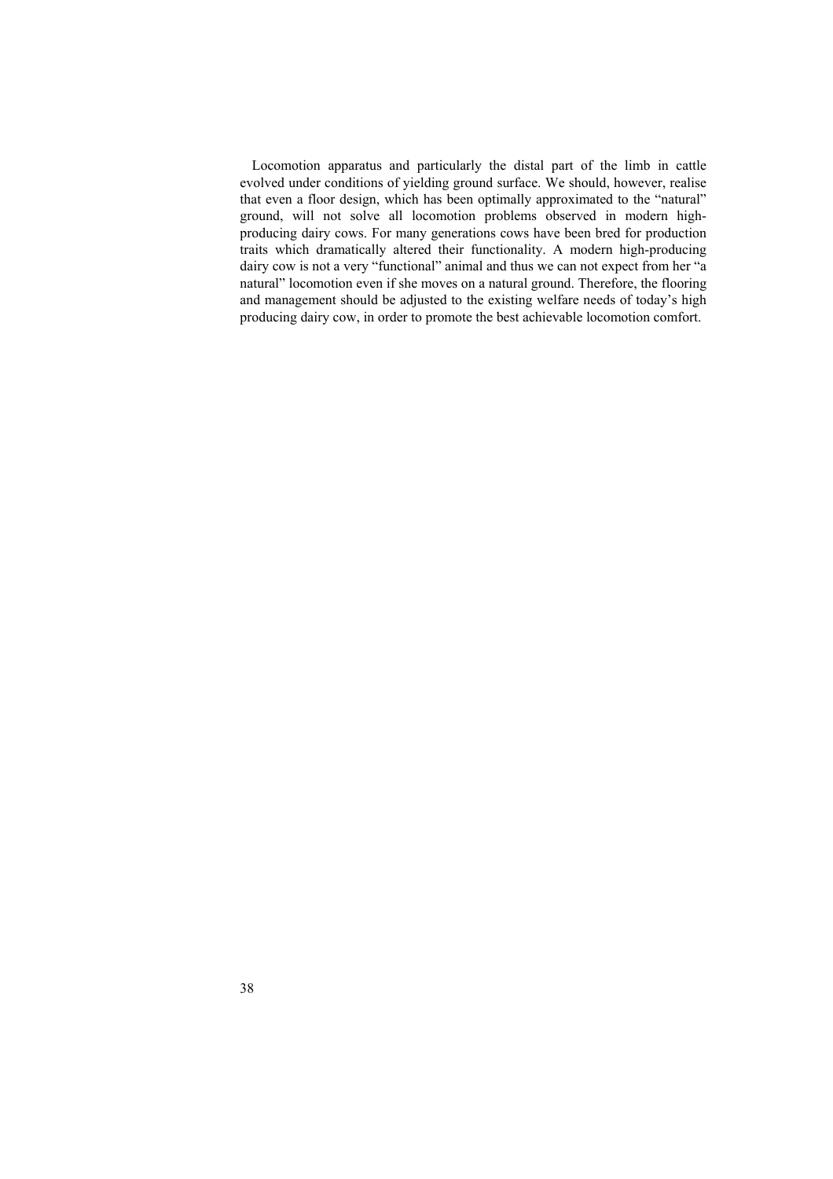Locomotion apparatus and particularly the distal part of the limb in cattle evolved under conditions of yielding ground surface. We should, however, realise that even a floor design, which has been optimally approximated to the "natural" ground, will not solve all locomotion problems observed in modern high-producing dairy cows. For many generations cows have been bred for production traits which dramatically altered their functionality. A modern high-producing dairy cow is not a very "functional" animal and thus we can not expect from her "a natural" locomotion even if she moves on a natural ground. Therefore, the flooring and management should be adjusted to the existing welfare needs of today's high producing dairy cow, in order to promote the best achievable locomotion comfort.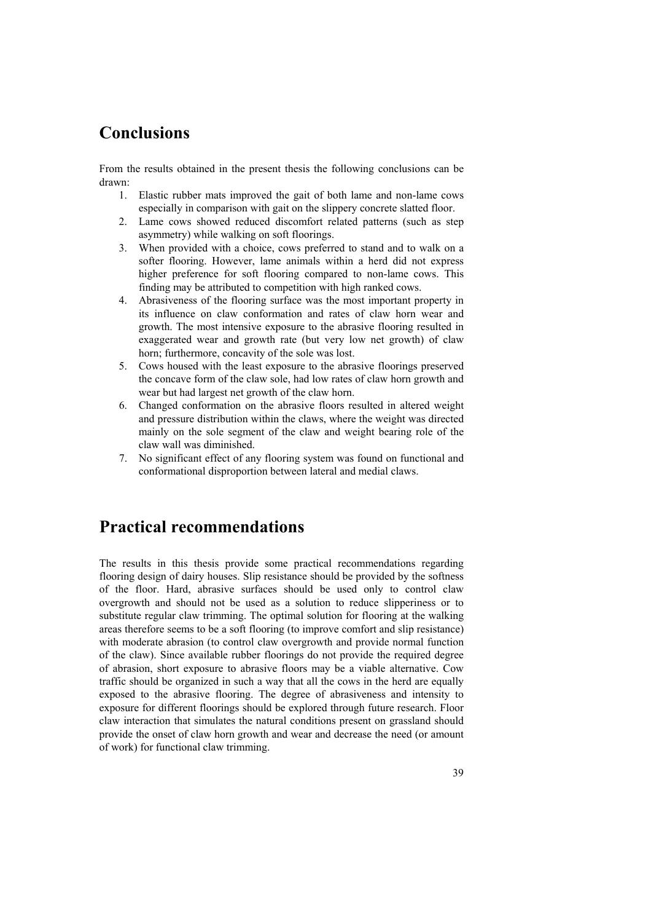# Conclusions

From the results obtained in the present thesis the following conclusions can be drawn:

1. Elastic rubber mats improved the gait of both lame and non-lame cows especially in comparison with gait on the slippery concrete slatted floor.
2. Lame cows showed reduced discomfort related patterns (such as step asymmetry) while walking on soft floorings.
3. When provided with a choice, cows preferred to stand and to walk on a softer flooring. However, lame animals within a herd did not express higher preference for soft flooring compared to non-lame cows. This finding may be attributed to competition with high ranked cows.
4. Abrasiveness of the flooring surface was the most important property in its influence on claw conformation and rates of claw horn wear and growth. The most intensive exposure to the abrasive flooring resulted in exaggerated wear and growth rate (but very low net growth) of claw horn; furthermore, concavity of the sole was lost.
5. Cows housed with the least exposure to the abrasive floorings preserved the concave form of the claw sole, had low rates of claw horn growth and wear but had largest net growth of the claw horn.
6. Changed conformation on the abrasive floors resulted in altered weight and pressure distribution within the claws, where the weight was directed mainly on the sole segment of the claw and weight bearing role of the claw wall was diminished.
7. No significant effect of any flooring system was found on functional and conformational disproportion between lateral and medial claws.

# Practical recommendations

The results in this thesis provide some practical recommendations regarding flooring design of dairy houses. Slip resistance should be provided by the softness of the floor. Hard, abrasive surfaces should be used only to control claw overgrowth and should not be used as a solution to reduce slipperiness or to substitute regular claw trimming. The optimal solution for flooring at the walking areas therefore seems to be a soft flooring (to improve comfort and slip resistance) with moderate abrasion (to control claw overgrowth and provide normal function of the claw). Since available rubber floorings do not provide the required degree of abrasion, short exposure to abrasive floors may be a viable alternative. Cow traffic should be organized in such a way that all the cows in the herd are equally exposed to the abrasive flooring. The degree of abrasiveness and intensity to exposure for different floorings should be explored through future research. Floor claw interaction that simulates the natural conditions present on grassland should provide the onset of claw horn growth and wear and decrease the need (or amount of work) for functional claw trimming.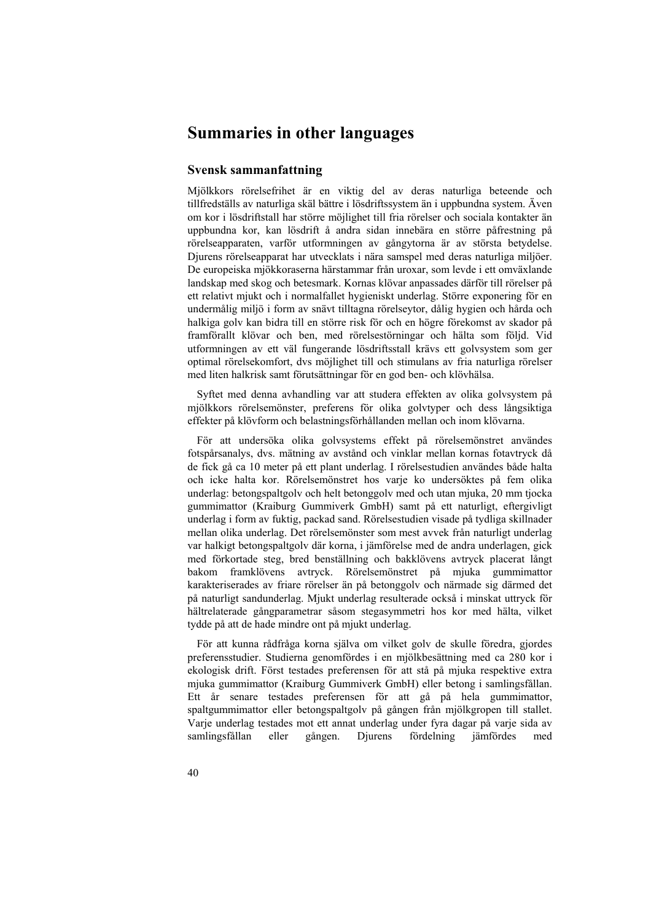# Summaries in other languages

## Svensk sammanfattning

Mjölkkors rörelsefrihet är en viktig del av deras naturliga beteende och tillfredställs av naturliga skäl bättre i lösdriftssystem än i uppbundna system. Även om kor i lösdriftstall har större möjlighet till fria rörelser och sociala kontakter än uppbundna kor, kan lösdrift å andra sidan innebära en större påfrestning på rörelseapparaten, varför utformningen av gångytorna är av största betydelse. Djurens rörelseapparat har utvecklats i nära samspel med deras naturliga miljöer. De europeiska mjökkoraserna härstammar från uroxar, som levde i ett omväxlande landskap med skog och betesmark. Kornas klövar anpassades därför till rörelser på ett relativt mjukt och i normalfallet hygieniskt underlag. Större exponering för en undermålig miljö i form av snävt tilltagna rörelseytor, dålig hygien och hårda och halkiga golv kan bidra till en större risk för och en högre förekomst av skador på framförallt klövar och ben, med rörelsestörningar och hälta som följd. Vid utformningen av ett väl fungerande lösdriftsstall krävs ett golvsystem som ger optimal rörelsekomfort, dvs möjlighet till och stimulans av fria naturliga rörelser med liten halkrisk samt förutsättningar för en god ben- och klövhälsa.

Syftet med denna avhandling var att studera effekten av olika golvsystem på mjölkkors rörelsemönster, preferens för olika golvtyper och dess långsiktiga effekter på klövform och belastningsförhållanden mellan och inom klövarna.

För att undersöka olika golvsystems effekt på rörelsemönstret användes fotspårsanalys, dvs. mätning av avstånd och vinklar mellan kornas fotavtryck då de fick gå ca 10 meter på ett plant underlag. I rörelsestudien användes både halta och icke halta kor. Rörelsemönstret hos varje ko undersöktes på fem olika underlag: betongspaltgolv och helt betonggolv med och utan mjuka, 20 mm tjocka gummimattor (Kraiburg Gummiverk GmbH) samt på ett naturligt, eftergivligt underlag i form av fuktig, packad sand. Rörelsestudien visade på tydliga skillnader mellan olika underlag. Det rörelsemönster som mest avvek från naturligt underlag var halkigt betongspaltgolv där korna, i jämförelse med de andra underlagen, gick med förkortade steg, bred benställning och bakklövens avtryck placerat långt bakom framklövens avtryck. Rörelsemönstret på mjuka gummimattor karakteriserades av friare rörelser än på betonggolv och närmade sig därmed det på naturligt sandunderlag. Mjukt underlag resulterade också i minskat uttryck för hältrelaterade gångparametrar såsom stegasymmetri hos kor med hälta, vilket tydde på att de hade mindre ont på mjukt underlag.

För att kunna rådfråga korna själva om vilket golv de skulle föredra, gjordes preferensstudier. Studierna genomfördes i en mjölkbesättning med ca 280 kor i ekologisk drift. Först testades preferensen för att stå på mjuka respektive extra mjuka gummimattor (Kraiburg Gummiverk GmbH) eller betong i samlingsfållan. Ett år senare testades preferensen för att gå på hela gummimattor, spaltgummimattor eller betongspaltgolv på gången från mjölkgropen till stallet. Varje underlag testades mot ett annat underlag under fyra dagar på varje sida av samlingsfållan eller gången. Djurens fördelning jämfördes med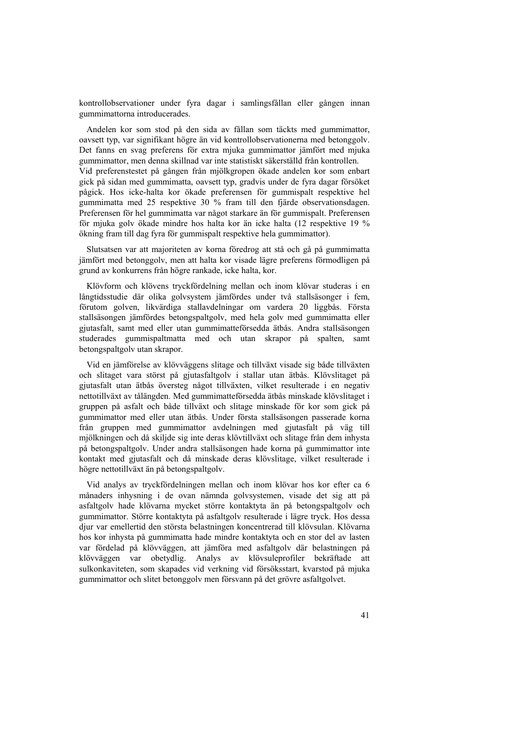kontrollobservationer under fyra dagar i samlingsfållan eller gången innan gummimattorna introducerades.

Andelen kor som stod på den sida av fållan som täckts med gummimattor, oavsett typ, var signifikant högre än vid kontrollobservationerna med betonggolv. Det fanns en svag preferens för extra mjuka gummimattor jämfört med mjuka gummimattor, men denna skillnad var inte statistiskt säkerställd från kontrollen. Vid preferenstestet på gången från mjölkgropen ökade andelen kor som enbart gick på sidan med gummimatta, oavsett typ, gradvis under de fyra dagar försöket pågick. Hos icke-halta kor ökade preferensen för gummispalt respektive hel gummimatta med 25 respektive 30 % fram till den fjärde observationsdagen. Preferensen för hel gummimatta var något starkare än för gummispalt. Preferensen för mjuka golv ökade mindre hos halta kor än icke halta (12 respektive 19 % ökning fram till dag fyra för gummispalt respektive hela gummimattor).

Slutsatsen var att majoriteten av korna föredrog att stå och gå på gummimatta jämfört med betonggolv, men att halta kor visade lägre preferens förmodligen på grund av konkurrens från högre rankade, icke halta, kor.

Klövform och klövens tryckfördelning mellan och inom klövar studeras i en långtidsstudie där olika golvsystem jämfördes under två stallsäsonger i fem, förutom golven, likvärdiga stallavdelningar om vardera 20 liggbås. Första stallsäsongen jämfördes betongspaltgolv, med hela golv med gummimatta eller gjutasfalt, samt med eller utan gummimatteförsedda ätbås. Andra stallsäsongen studerades gummispaltmatta med och utan skrapor på spalten, samt betongspaltgolv utan skrapor.

Vid en jämförelse av klövväggens slitage och tillväxt visade sig både tillväxten och slitaget vara störst på gjutasfaltgolv i stallar utan ätbås. Klövslitaget på gjutasfalt utan ätbås översteg något tillväxten, vilket resulterade i en negativ nettotillväxt av tålängden. Med gummimatteförsedda ätbås minskade klövslitaget i gruppen på asfalt och både tillväxt och slitage minskade för kor som gick på gummimattor med eller utan ätbås. Under första stallsäsongen passerade korna från gruppen med gummimattor avdelningen med gjutasfalt på väg till mjölkningen och då skiljde sig inte deras klövtillväxt och slitage från dem inhysta på betongspaltgolv. Under andra stallsäsongen hade korna på gummimattor inte kontakt med gjutasfalt och då minskade deras klövslitage, vilket resulterade i högre nettotillväxt än på betongspaltgolv.

Vid analys av tryckfördelningen mellan och inom klövar hos kor efter ca 6 månaders inhysning i de ovan nämnda golvsystemen, visade det sig att på asfaltgolv hade klövarna mycket större kontaktyta än på betongspaltgolv och gummimattor. Större kontaktyta på asfaltgolv resulterade i lägre tryck. Hos dessa djur var emellertid den största belastningen koncentrerad till klövsulan. Klövarna hos kor inhysta på gummimatta hade mindre kontaktyta och en stor del av lasten var fördelad på klövväggen, att jämföra med asfaltgolv där belastningen på klövväggen var obetydlig. Analys av klövsuleprofiler bekräftade att sulkonkaviteten, som skapades vid verkning vid försöksstart, kvarstod på mjuka gummimattor och slitet betonggolv men försvann på det grövre asfaltgolvet.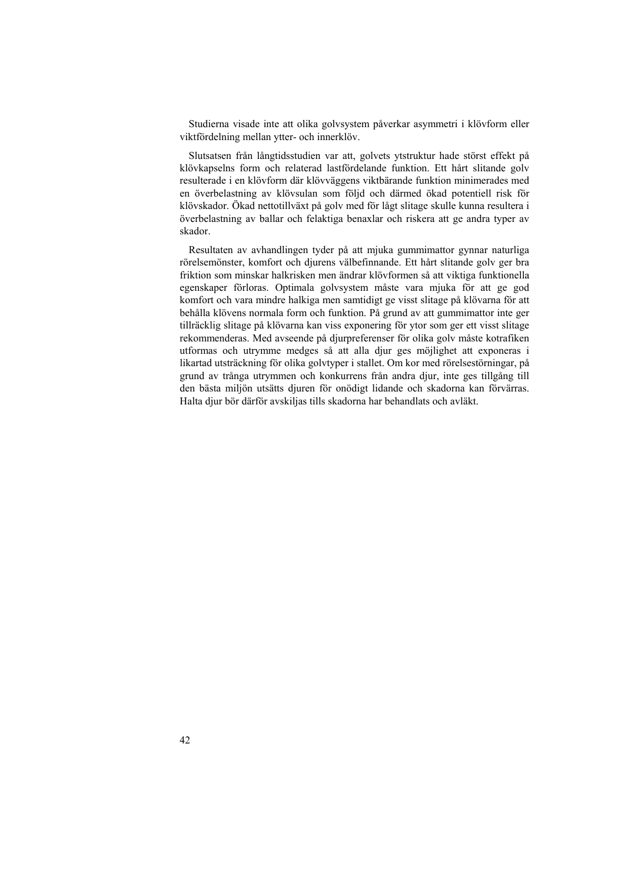Studierna visade inte att olika golvsystem påverkar asymmetri i klövform eller viktfördelning mellan ytter- och innerklöv.

Slutsatsen från långtidsstudien var att, golvets ytstruktur hade störst effekt på klövkapselns form och relaterad lastfördelande funktion. Ett hårt slitande golv resulterade i en klövform där klövväggens viktbärande funktion minimerades med en överbelastning av klövsulan som följd och därmed ökad potentiell risk för klövskador. Ökad nettotillväxt på golv med för lågt slitage skulle kunna resultera i överbelastning av ballar och felaktiga benaxlar och riskera att ge andra typer av skador.

Resultaten av avhandlingen tyder på att mjuka gummimattor gynnar naturliga rörelsemönster, komfort och djurens välbefinnande. Ett hårt slitande golv ger bra friktion som minskar halkrisken men ändrar klövformen så att viktiga funktionella egenskaper förloras. Optimala golvsystem måste vara mjuka för att ge god komfort och vara mindre halkiga men samtidigt ge visst slitage på klövarna för att behålla klövens normala form och funktion. På grund av att gummimattor inte ger tillräcklig slitage på klövarna kan viss exponering för ytor som ger ett visst slitage rekommenderas. Med avseende på djurpreferenser för olika golv måste kotrafiken utformas och utrymme medges så att alla djur ges möjlighet att exponeras i likartad utsträckning för olika golvtyper i stallet. Om kor med rörelsestörningar, på grund av trånga utrymmen och konkurrens från andra djur, inte ges tillgång till den bästa miljön utsätts djuren för onödigt lidande och skadorna kan förvärras. Halta djur bör därför avskiljas tills skadorna har behandlats och avläkt.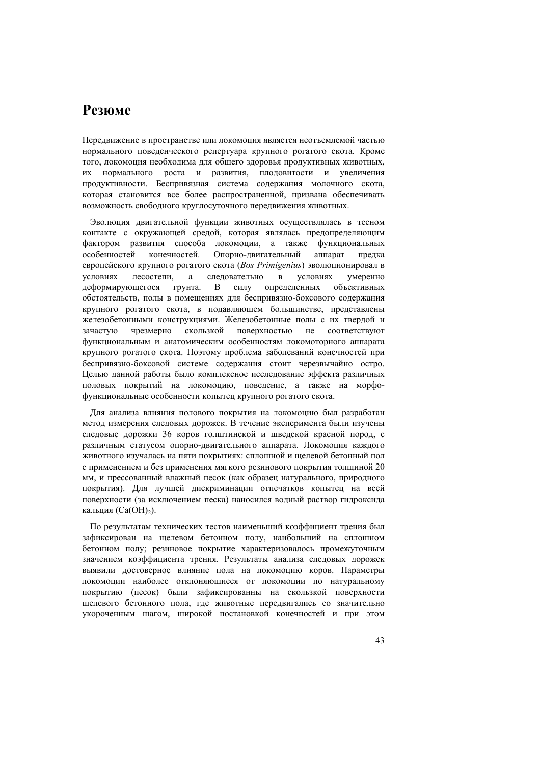# Резюме

Передвижение в пространстве или локомоция является неотъемлемой частью нормального поведенческого репертуара крупного рогатого скота. Кроме того, локомоция необходима для общего здоровья продуктивных животных, их нормального роста и развития, плодовитости и увеличения продуктивности. Беспривязная система содержания молочного скота, которая становится все более распространенной, призвана обеспечивать возможность свободного круглосуточного передвижения животных.

Эволюция двигательной функции животных осуществлялась в тесном контакте с окружающей средой, которая являлась предопределяющим фактором развития способа локомоции, а также функциональных особенностей конечностей. Опорно-двигательный аппарат предка европейского крупного рогатого скота (*Bos Primigenius*) эволюционировал в условиях лесостепи, а следовательно в условиях умеренно деформирующегося грунта. В силу определенных объективных обстоятельств, полы в помещениях для беспривязно-боксового содержания крупного рогатого скота, в подавляющем большинстве, представлены железобетонными конструкциями. Железобетонные полы с их твердой и зачастую чрезмерно скользкой поверхностью не соответствуют функциональным и анатомическим особенностям локомоторного аппарата крупного рогатого скота. Поэтому проблема заболеваний конечностей при беспривязно-боксовой системе содержания стоит черезвычайно остро. Целью данной работы было комплексное исследование эффекта различных половых покрытий на локомоцию, поведение, а также на морфо-функциональные особенности копытец крупного рогатого скота.

Для анализа влияния полового покрытия на локомоцию был разработан метод измерения следовых дорожек. В течение эксперимента были изучены следовые дорожки 36 коров голштинской и шведской красной пород, с различным статусом опорно-двигательного аппарата. Локомоция каждого животного изучалась на пяти покрытиях: сплошной и щелевой бетонный пол с применением и без применения мягкого резинового покрытия толщиной 20 мм, и прессованный влажный песок (как образец натурального, природного покрытия). Для лучшей дискриминации отпечатков копытец на всей поверхности (за исключением песка) наносился водный раствор гидроксида кальция ($Ca(OH)_2$).

По результатам технических тестов наименьший коэффициент трения был зафиксирован на щелевом бетонном полу, наибольший на сплошном бетонном полу; резиновое покрытие характеризовалось промежуточным значением коэффициента трения. Результаты анализа следовых дорожек выявили достоверное влияние пола на локомоцию коров. Параметры локомоции наиболее отклоняющиеся от локомоции по натуральному покрытию (песок) были зафиксированны на скользкой поверхности щелевого бетонного пола, где животные передвигались со значительно укороченным шагом, широкой постановкой конечностей и при этом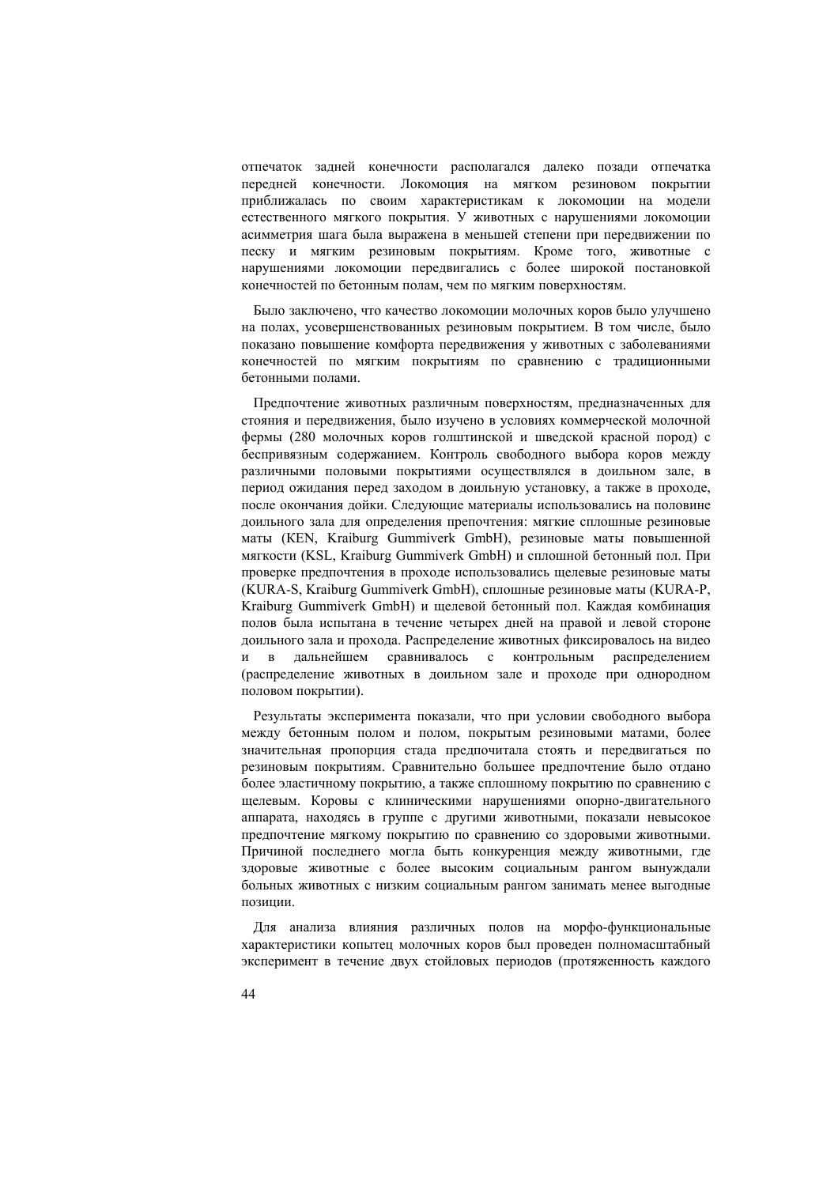отпечаток задней конечности располагался далеко позади отпечатка передней конечности. Локомоция на мягком резиновом покрытии приближалась по своим характеристикам к локомоции на модели естественного мягкого покрытия. У животных с нарушениями локомоции асимметрия шага была выражена в меньшей степени при передвижении по песку и мягким резиновым покрытиям. Кроме того, животные с нарушениями локомоции передвигались с более широкой постановкой конечностей по бетонным полам, чем по мягким поверхностям.

Было заключено, что качество локомоции молочных коров было улучшено на полах, усовершенствованных резиновым покрытием. В том числе, было показано повышение комфорта передвижения у животных с заболеваниями конечностей по мягким покрытиям по сравнению с традиционными бетонными полами.

Предпочтение животных различным поверхностям, предназначенных для стояния и передвижения, было изучено в условиях коммерческой молочной фермы (280 молочных коров голштинской и шведской красной пород) с беспривязным содержанием. Контроль свободного выбора коров между различными половыми покрытиями осуществлялся в доильном зале, в период ожидания перед заходом в доильную установку, а также в проходе, после окончания дойки. Следующие материалы использовались на половине доильного зала для определения препочтения: мягкие сплошные резиновые маты (KEN, Kraiburg Gummiverk GmbH), резиновые маты повышенной мягкости (KSL, Kraiburg Gummiverk GmbH) и сплошной бетонный пол. При проверке предпочтения в проходе использовались щелевые резиновые маты (KURA-S, Kraiburg Gummiverk GmbH), сплошные резиновые маты (KURA-P, Kraiburg Gummiverk GmbH) и щелевой бетонный пол. Каждая комбинация полов была испытана в течение четырех дней на правой и левой стороне доильного зала и прохода. Распределение животных фиксировалось на видео и в дальнейшем сравнивалось с контрольным распределением (распределение животных в доильном зале и проходе при однородном половом покрытии).

Результаты эксперимента показали, что при условии свободного выбора между бетонным полом и полом, покрытым резиновыми матами, более значительная пропорция стада предпочитала стоять и передвигаться по резиновым покрытиям. Сравнительно большее предпочтение было отдано более эластичному покрытию, а также сплошному покрытию по сравнению с щелевым. Коровы с клиническими нарушениями опорно-двигательного аппарата, находясь в группе с другими животными, показали невысокое предпочтение мягкому покрытию по сравнению со здоровыми животными. Причиной последнего могла быть конкуренция между животными, где здоровые животные с более высоким социальным рангом вынуждали больных животных с низким социальным рангом занимать менее выгодные позиции.

Для анализа влияния различных полов на морфо-функциональные характеристики копытец молочных коров был проведен полномасштабный эксперимент в течение двух стойловых периодов (протяженность каждого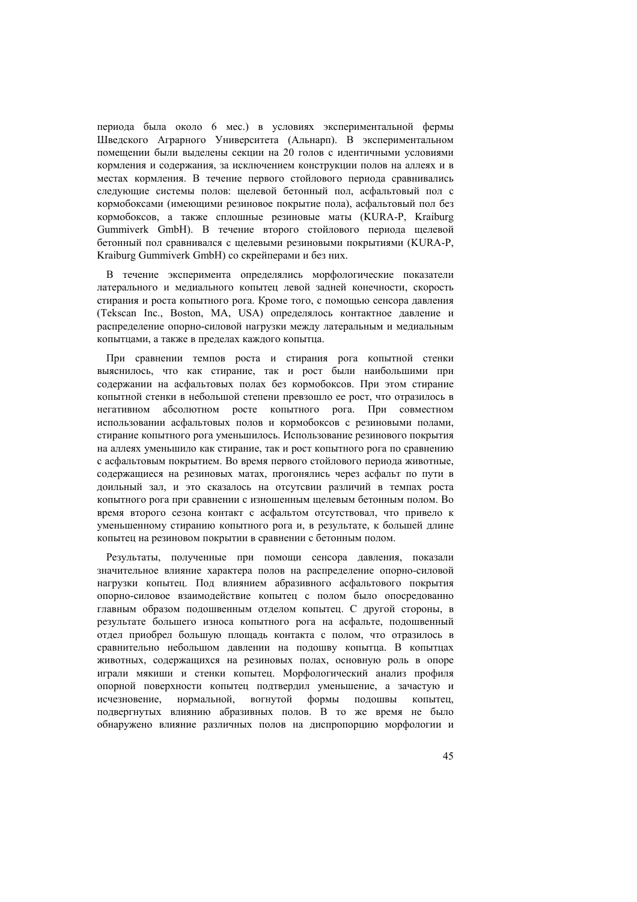периода была около 6 мес.) в условиях экспериментальной фермы Шведского Аграрного Университета (Альнарп). В экспериментальном помещении были выделены секции на 20 голов с идентичными условиями кормления и содержания, за исключением конструкции полов на аллеях и в местах кормления. В течение первого стойлового периода сравнивались следующие системы полов: щелевой бетонный пол, асфальтовый пол с кормобоксами (имеющими резиновое покрытие пола), асфальтовый пол без кормобоксов, а также сплошные резиновые маты (KURA-P, Kraiburg Gummiverk GmbH). В течение второго стойлового периода щелевой бетонный пол сравнивался с щелевыми резиновыми покрытиями (KURA-P, Kraiburg Gummiverk GmbH) со скрейперами и без них.

В течение эксперимента определялись морфологические показатели латерального и медиального копытец левой задней конечности, скорость стирания и роста копытного рога. Кроме того, с помощью сенсора давления (Tekscan Inc., Boston, MA, USA) определялось контактное давление и распределение опорно-силовой нагрузки между латеральным и медиальным копытцами, а также в пределах каждого копытца.

При сравнении темпов роста и стирания рога копытной стенки выяснилось, что как стирание, так и рост были наибольшими при содержании на асфальтовых полах без кормобоксов. При этом стирание копытной стенки в небольшой степени превзошло ее рост, что отразилось в негативном абсолютном росте копытного рога. При совместном использовании асфальтовых полов и кормобоксов с резиновыми полами, стирание копытного рога уменьшилось. Использование резинового покрытия на аллеях уменьшило как стирание, так и рост копытного рога по сравнению с асфальтовым покрытием. Во время первого стойлового периода животные, содержащиеся на резиновых матах, прогонялись через асфальт по пути в доильный зал, и это сказалось на отсутсвии различий в темпах роста копытного рога при сравнении с изношенным щелевым бетонным полом. Во время второго сезона контакт с асфальтом отсутствовал, что привело к уменьшенному стиранию копытного рога и, в результате, к большей длине копытец на резиновом покрытии в сравнении с бетонным полом.

Результаты, полученные при помощи сенсора давления, показали значительное влияние характера полов на распределение опорно-силовой нагрузки копытец. Под влиянием абразивного асфальтового покрытия опорно-силовое взаимодействие копытец с полом было опосредованно главным образом подошвенным отделом копытец. С другой стороны, в результате большего износа копытного рога на асфальте, подошвенный отдел приобрел большую площадь контакта с полом, что отразилось в сравнительно небольшом давлении на подошву копытца. В копытцах животных, содержащихся на резиновых полах, основную роль в опоре играли мякиши и стенки копытец. Морфологический анализ профиля опорной поверхности копытец подтвердил уменьшение, а зачастую и исчезновение, нормальной, вогнутой формы подошвы копытец, подвергнутых влиянию абразивных полов. В то же время не было обнаружено влияние различных полов на диспропорцию морфологии и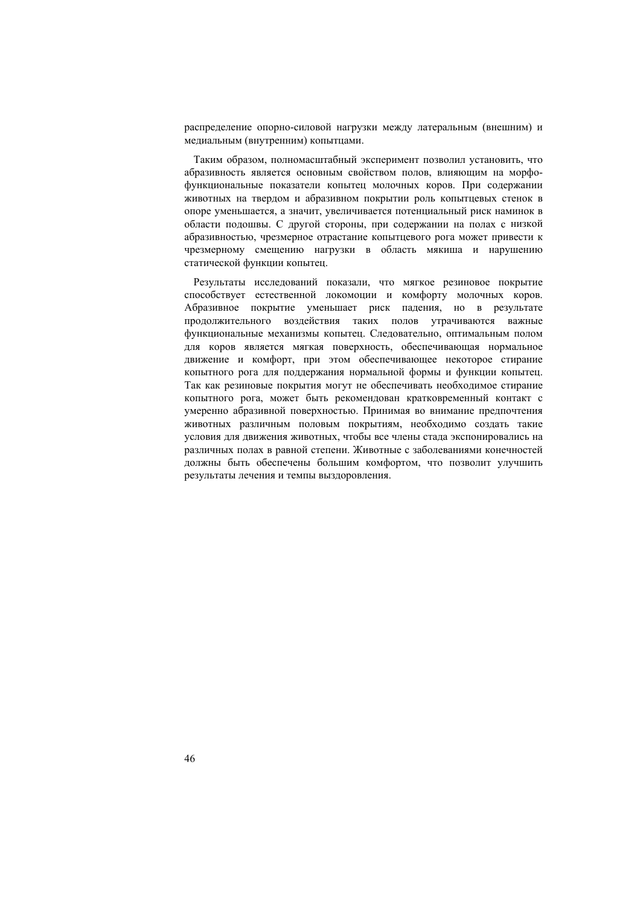распределение опорно-силовой нагрузки между латеральным (внешним) и медиальным (внутренним) копытцами.

Таким образом, полномасштабный эксперимент позволил установить, что абразивность является основным свойством полов, влияющим на морфо-функциональные показатели копытец молочных коров. При содержании животных на твердом и абразивном покрытии роль копытцевых стенок в опоре уменьшается, а значит, увеличивается потенциальный риск наминок в области подошвы. С другой стороны, при содержании на полах с низкой абразивностью, чрезмерное отрастание копытцевого рога может привести к чрезмерному смещению нагрузки в область мякиша и нарушению статической функции копытец.

Результаты исследований показали, что мягкое резиновое покрытие способствует естественной локомоции и комфорту молочных коров. Абразивное покрытие уменьшает риск падения, но в результате продолжительного воздействия таких полов утрачиваются важные функциональные механизмы копытец. Следовательно, оптимальным полом для коров является мягкая поверхность, обеспечивающая нормальное движение и комфорт, при этом обеспечивающее некоторое стирание копытного рога для поддержания нормальной формы и функции копытец. Так как резиновые покрытия могут не обеспечивать необходимое стирание копытного рога, может быть рекомендован кратковременный контакт с умеренно абразивной поверхностью. Принимая во внимание предпочтения животных различным половым покрытиям, необходимо создать такие условия для движения животных, чтобы все члены стада экспонировались на различных полах в равной степени. Животные с заболеваниями конечностей должны быть обеспечены большим комфортом, что позволит улучшить результаты лечения и темпы выздоровления.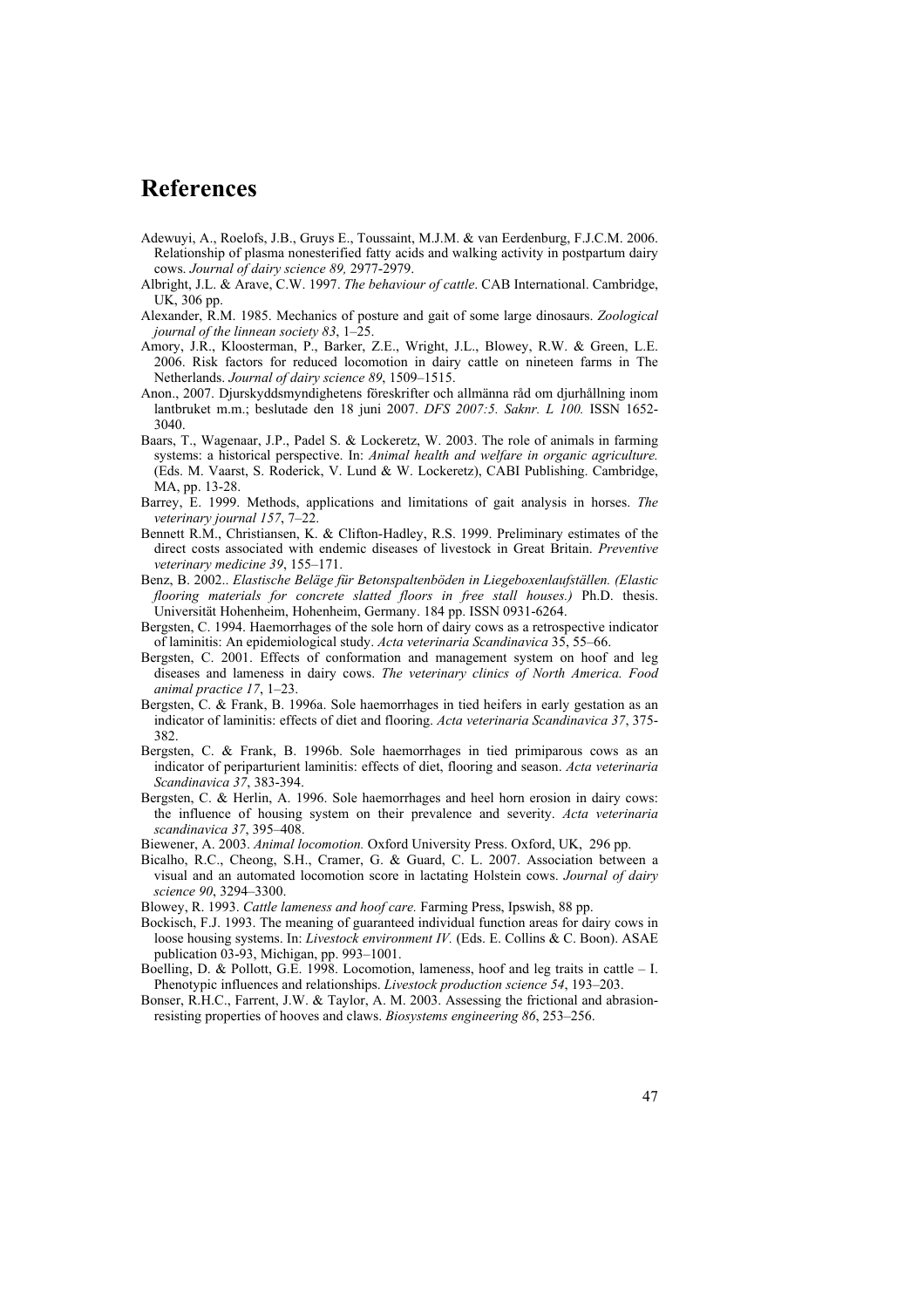# References

Adewuyi, A., Roelofs, J.B., Gruys E., Toussaint, M.J.M. & van Eerdenburg, F.J.C.M. 2006. Relationship of plasma nonesterified fatty acids and walking activity in postpartum dairy cows. *Journal of dairy science 89,* 2977-2979.

Albright, J.L. & Arave, C.W. 1997. *The behaviour of cattle*. CAB International. Cambridge, UK, 306 pp.

Alexander, R.M. 1985. Mechanics of posture and gait of some large dinosaurs. *Zoological journal of the linnean society 83*, 1–25.

Amory, J.R., Kloosterman, P., Barker, Z.E., Wright, J.L., Blowey, R.W. & Green, L.E. 2006. Risk factors for reduced locomotion in dairy cattle on nineteen farms in The Netherlands. *Journal of dairy science 89*, 1509–1515.

Anon., 2007. Djurskyddsmyndighetens föreskrifter och allmänna råd om djurhållning inom lantbruket m.m.; beslutade den 18 juni 2007. *DFS 2007:5. Saknr. L 100.* ISSN 1652-3040.

Baars, T., Wagenaar, J.P., Padel S. & Lockeretz, W. 2003. The role of animals in farming systems: a historical perspective. In: *Animal health and welfare in organic agriculture.* (Eds. M. Vaarst, S. Roderick, V. Lund & W. Lockeretz), CABI Publishing. Cambridge, MA, pp. 13-28.

Barrey, E. 1999. Methods, applications and limitations of gait analysis in horses. *The veterinary journal 157*, 7–22.

Bennett R.M., Christiansen, K. & Clifton-Hadley, R.S. 1999. Preliminary estimates of the direct costs associated with endemic diseases of livestock in Great Britain. *Preventive veterinary medicine 39*, 155–171.

Benz, B. 2002.. *Elastische Beläge für Betonspaltenböden in Liegeboxenlaufställen. (Elastic flooring materials for concrete slatted floors in free stall houses.)* Ph.D. thesis. Universität Hohenheim, Hohenheim, Germany. 184 pp. ISSN 0931-6264.

Bergsten, C. 1994. Haemorrhages of the sole horn of dairy cows as a retrospective indicator of laminitis: An epidemiological study. *Acta veterinaria Scandinavica* 35, 55–66.

Bergsten, C. 2001. Effects of conformation and management system on hoof and leg diseases and lameness in dairy cows. *The veterinary clinics of North America. Food animal practice 17*, 1–23.

Bergsten, C. & Frank, B. 1996a. Sole haemorrhages in tied heifers in early gestation as an indicator of laminitis: effects of diet and flooring. *Acta veterinaria Scandinavica 37*, 375-382.

Bergsten, C. & Frank, B. 1996b. Sole haemorrhages in tied primiparous cows as an indicator of periparturient laminitis: effects of diet, flooring and season. *Acta veterinaria Scandinavica 37*, 383-394.

Bergsten, C. & Herlin, A. 1996. Sole haemorrhages and heel horn erosion in dairy cows: the influence of housing system on their prevalence and severity. *Acta veterinaria scandinavica 37*, 395–408.

Biewener, A. 2003. *Animal locomotion.* Oxford University Press. Oxford, UK, 296 pp.

Bicalho, R.C., Cheong, S.H., Cramer, G. & Guard, C. L. 2007. Association between a visual and an automated locomotion score in lactating Holstein cows. *Journal of dairy science 90*, 3294–3300.

Blowey, R. 1993. *Cattle lameness and hoof care.* Farming Press, Ipswish, 88 pp.

Bockisch, F.J. 1993. The meaning of guaranteed individual function areas for dairy cows in loose housing systems. In: *Livestock environment IV.* (Eds. E. Collins & C. Boon). ASAE publication 03-93, Michigan, pp. 993–1001.

Boelling, D. & Pollott, G.E. 1998. Locomotion, lameness, hoof and leg traits in cattle – I. Phenotypic influences and relationships. *Livestock production science 54*, 193–203.

Bonser, R.H.C., Farrent, J.W. & Taylor, A. M. 2003. Assessing the frictional and abrasion-resisting properties of hooves and claws. *Biosystems engineering 86*, 253–256.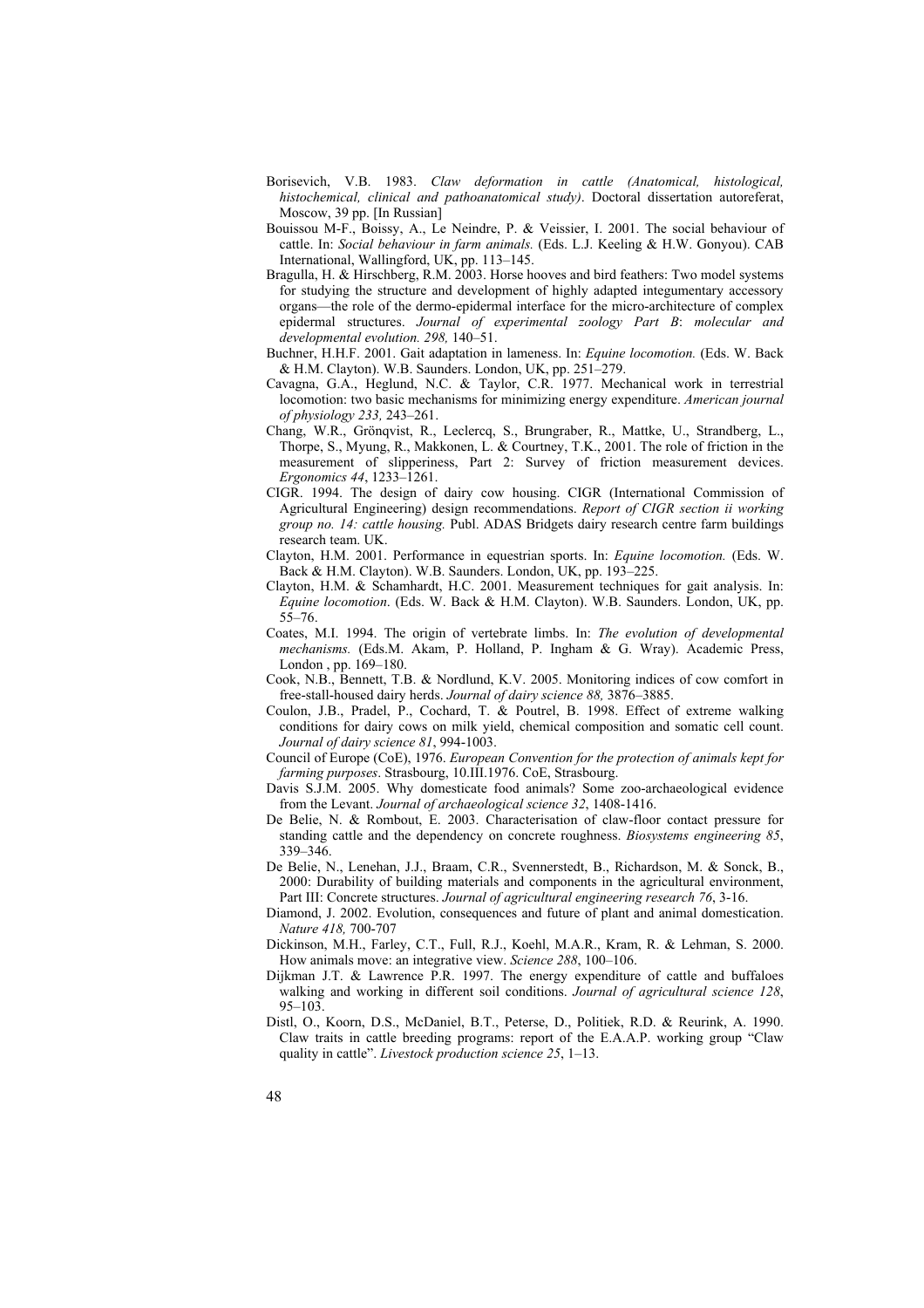Borisevich, V.B. 1983. *Claw deformation in cattle (Anatomical, histological, histochemical, clinical and pathoanatomical study)*. Doctoral dissertation autoreferat, Moscow, 39 pp. [In Russian]

Bouissou M-F., Boissy, A., Le Neindre, P. & Veissier, I. 2001. The social behaviour of cattle. In: *Social behaviour in farm animals.* (Eds. L.J. Keeling & H.W. Gonyou). CAB International, Wallingford, UK, pp. 113–145.

Bragulla, H. & Hirschberg, R.M. 2003. Horse hooves and bird feathers: Two model systems for studying the structure and development of highly adapted integumentary accessory organs—the role of the dermo-epidermal interface for the micro-architecture of complex epidermal structures. *Journal of experimental zoology Part B*: *molecular and developmental evolution. 298,* 140–51.

Buchner, H.H.F. 2001. Gait adaptation in lameness. In: *Equine locomotion.* (Eds. W. Back & H.M. Clayton). W.B. Saunders. London, UK, pp. 251–279.

Cavagna, G.A., Heglund, N.C. & Taylor, C.R. 1977. Mechanical work in terrestrial locomotion: two basic mechanisms for minimizing energy expenditure. *American journal of physiology 233,* 243–261.

Chang, W.R., Grönqvist, R., Leclercq, S., Brungraber, R., Mattke, U., Strandberg, L., Thorpe, S., Myung, R., Makkonen, L. & Courtney, T.K., 2001. The role of friction in the measurement of slipperiness, Part 2: Survey of friction measurement devices. *Ergonomics 44*, 1233–1261.

CIGR. 1994. The design of dairy cow housing. CIGR (International Commission of Agricultural Engineering) design recommendations. *Report of CIGR section ii working group no. 14: cattle housing.* Publ. ADAS Bridgets dairy research centre farm buildings research team. UK.

Clayton, H.M. 2001. Performance in equestrian sports. In: *Equine locomotion.* (Eds. W. Back & H.M. Clayton). W.B. Saunders. London, UK, pp. 193–225.

Clayton, H.M. & Schamhardt, H.C. 2001. Measurement techniques for gait analysis. In: *Equine locomotion*. (Eds. W. Back & H.M. Clayton). W.B. Saunders. London, UK, pp. 55–76.

Coates, M.I. 1994. The origin of vertebrate limbs. In: *The evolution of developmental mechanisms.* (Eds.M. Akam, P. Holland, P. Ingham & G. Wray). Academic Press, London , pp. 169–180.

Cook, N.B., Bennett, T.B. & Nordlund, K.V. 2005. Monitoring indices of cow comfort in free-stall-housed dairy herds. *Journal of dairy science 88,* 3876–3885.

Coulon, J.B., Pradel, P., Cochard, T. & Poutrel, B. 1998. Effect of extreme walking conditions for dairy cows on milk yield, chemical composition and somatic cell count. *Journal of dairy science 81*, 994-1003.

Council of Europe (CoE), 1976. *European Convention for the protection of animals kept for farming purposes*. Strasbourg, 10.III.1976. CoE, Strasbourg.

Davis S.J.M. 2005. Why domesticate food animals? Some zoo-archaeological evidence from the Levant. *Journal of archaeological science 32*, 1408-1416.

De Belie, N. & Rombout, E. 2003. Characterisation of claw-floor contact pressure for standing cattle and the dependency on concrete roughness. *Biosystems engineering 85*, 339–346.

De Belie, N., Lenehan, J.J., Braam, C.R., Svennerstedt, B., Richardson, M. & Sonck, B., 2000: Durability of building materials and components in the agricultural environment, Part III: Concrete structures. *Journal of agricultural engineering research 76*, 3-16.

Diamond, J. 2002. Evolution, consequences and future of plant and animal domestication. *Nature 418,* 700-707

Dickinson, M.H., Farley, C.T., Full, R.J., Koehl, M.A.R., Kram, R. & Lehman, S. 2000. How animals move: an integrative view. *Science 288*, 100–106.

Dijkman J.T. & Lawrence P.R. 1997. The energy expenditure of cattle and buffaloes walking and working in different soil conditions. *Journal of agricultural science 128*, 95–103.

Distl, O., Koorn, D.S., McDaniel, B.T., Peterse, D., Politiek, R.D. & Reurink, A. 1990. Claw traits in cattle breeding programs: report of the E.A.A.P. working group "Claw quality in cattle". *Livestock production science 25*, 1–13.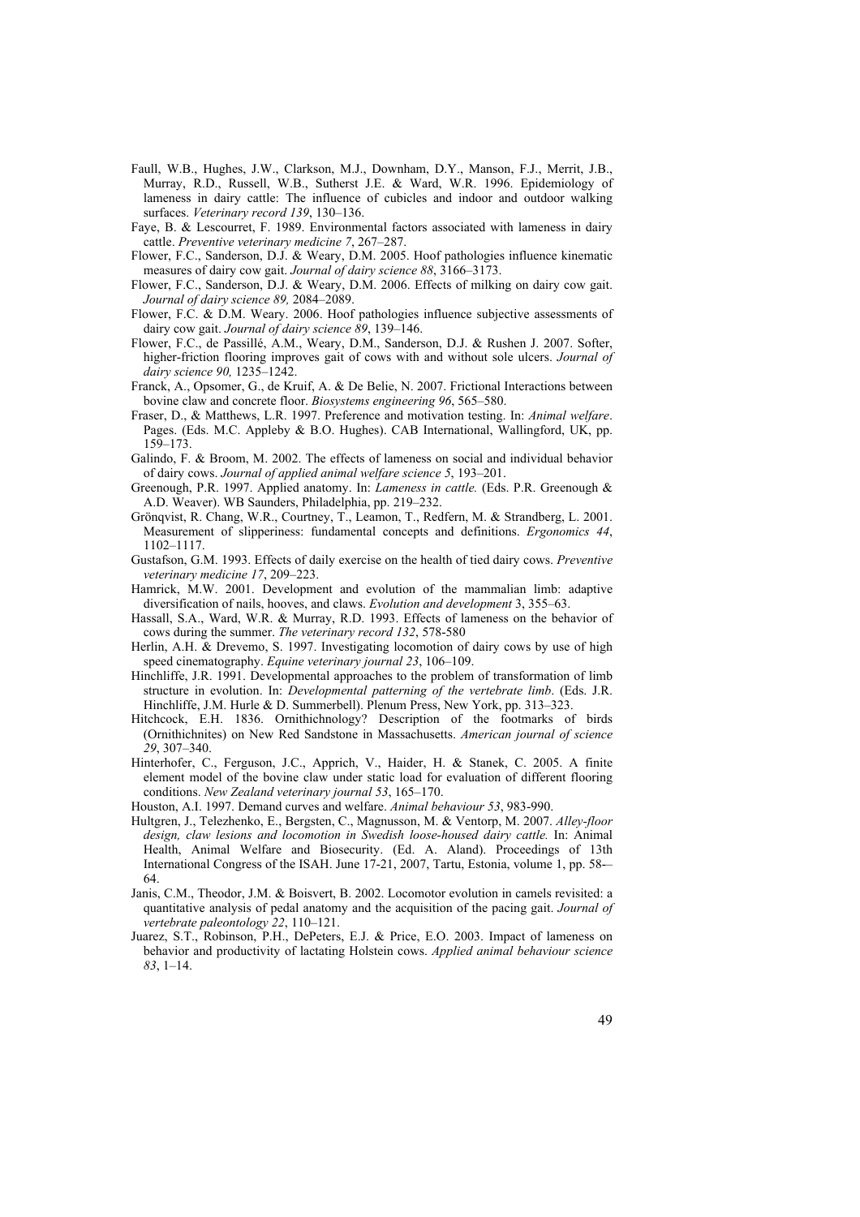Faull, W.B., Hughes, J.W., Clarkson, M.J., Downham, D.Y., Manson, F.J., Merrit, J.B., Murray, R.D., Russell, W.B., Sutherst J.E. & Ward, W.R. 1996. Epidemiology of lameness in dairy cattle: The influence of cubicles and indoor and outdoor walking surfaces. *Veterinary record 139*, 130–136.

Faye, B. & Lescourret, F. 1989. Environmental factors associated with lameness in dairy cattle. *Preventive veterinary medicine 7*, 267–287.

Flower, F.C., Sanderson, D.J. & Weary, D.M. 2005. Hoof pathologies influence kinematic measures of dairy cow gait. *Journal of dairy science 88*, 3166–3173.

Flower, F.C., Sanderson, D.J. & Weary, D.M. 2006. Effects of milking on dairy cow gait. *Journal of dairy science 89,* 2084–2089.

Flower, F.C. & D.M. Weary. 2006. Hoof pathologies influence subjective assessments of dairy cow gait. *Journal of dairy science 89*, 139–146.

Flower, F.C., de Passillé, A.M., Weary, D.M., Sanderson, D.J. & Rushen J. 2007. Softer, higher-friction flooring improves gait of cows with and without sole ulcers. *Journal of dairy science 90,* 1235–1242.

Franck, A., Opsomer, G., de Kruif, A. & De Belie, N. 2007. Frictional Interactions between bovine claw and concrete floor. *Biosystems engineering 96*, 565–580.

Fraser, D., & Matthews, L.R. 1997. Preference and motivation testing. In: *Animal welfare*. Pages. (Eds. M.C. Appleby & B.O. Hughes). CAB International, Wallingford, UK, pp. 159–173.

Galindo, F. & Broom, M. 2002. The effects of lameness on social and individual behavior of dairy cows. *Journal of applied animal welfare science 5*, 193–201.

Greenough, P.R. 1997. Applied anatomy. In: *Lameness in cattle.* (Eds. P.R. Greenough & A.D. Weaver). WB Saunders, Philadelphia, pp. 219–232.

Grönqvist, R. Chang, W.R., Courtney, T., Leamon, T., Redfern, M. & Strandberg, L. 2001. Measurement of slipperiness: fundamental concepts and definitions. *Ergonomics 44*, 1102–1117.

Gustafson, G.M. 1993. Effects of daily exercise on the health of tied dairy cows. *Preventive veterinary medicine 17*, 209–223.

Hamrick, M.W. 2001. Development and evolution of the mammalian limb: adaptive diversification of nails, hooves, and claws. *Evolution and development* 3, 355–63.

Hassall, S.A., Ward, W.R. & Murray, R.D. 1993. Effects of lameness on the behavior of cows during the summer. *The veterinary record 132*, 578-580

Herlin, A.H. & Drevemo, S. 1997. Investigating locomotion of dairy cows by use of high speed cinematography. *Equine veterinary journal 23*, 106–109.

Hinchliffe, J.R. 1991. Developmental approaches to the problem of transformation of limb structure in evolution. In: *Developmental patterning of the vertebrate limb*. (Eds. J.R. Hinchliffe, J.M. Hurle & D. Summerbell). Plenum Press, New York, pp. 313–323.

Hitchcock, E.H. 1836. Ornithichnology? Description of the footmarks of birds (Ornithichnites) on New Red Sandstone in Massachusetts. *American journal of science 29*, 307–340.

Hinterhofer, C., Ferguson, J.C., Apprich, V., Haider, H. & Stanek, C. 2005. A finite element model of the bovine claw under static load for evaluation of different flooring conditions. *New Zealand veterinary journal 53*, 165–170.

Houston, A.I. 1997. Demand curves and welfare. *Animal behaviour 53*, 983-990.

Hultgren, J., Telezhenko, E., Bergsten, C., Magnusson, M. & Ventorp, M. 2007. *Alley-floor design, claw lesions and locomotion in Swedish loose-housed dairy cattle.* In: Animal Health, Animal Welfare and Biosecurity. (Ed. A. Aland). Proceedings of 13th International Congress of the ISAH. June 17-21, 2007, Tartu, Estonia, volume 1, pp. 58-–64.

Janis, C.M., Theodor, J.M. & Boisvert, B. 2002. Locomotor evolution in camels revisited: a quantitative analysis of pedal anatomy and the acquisition of the pacing gait. *Journal of vertebrate paleontology 22*, 110–121.

Juarez, S.T., Robinson, P.H., DePeters, E.J. & Price, E.O. 2003. Impact of lameness on behavior and productivity of lactating Holstein cows. *Applied animal behaviour science 83*, 1–14.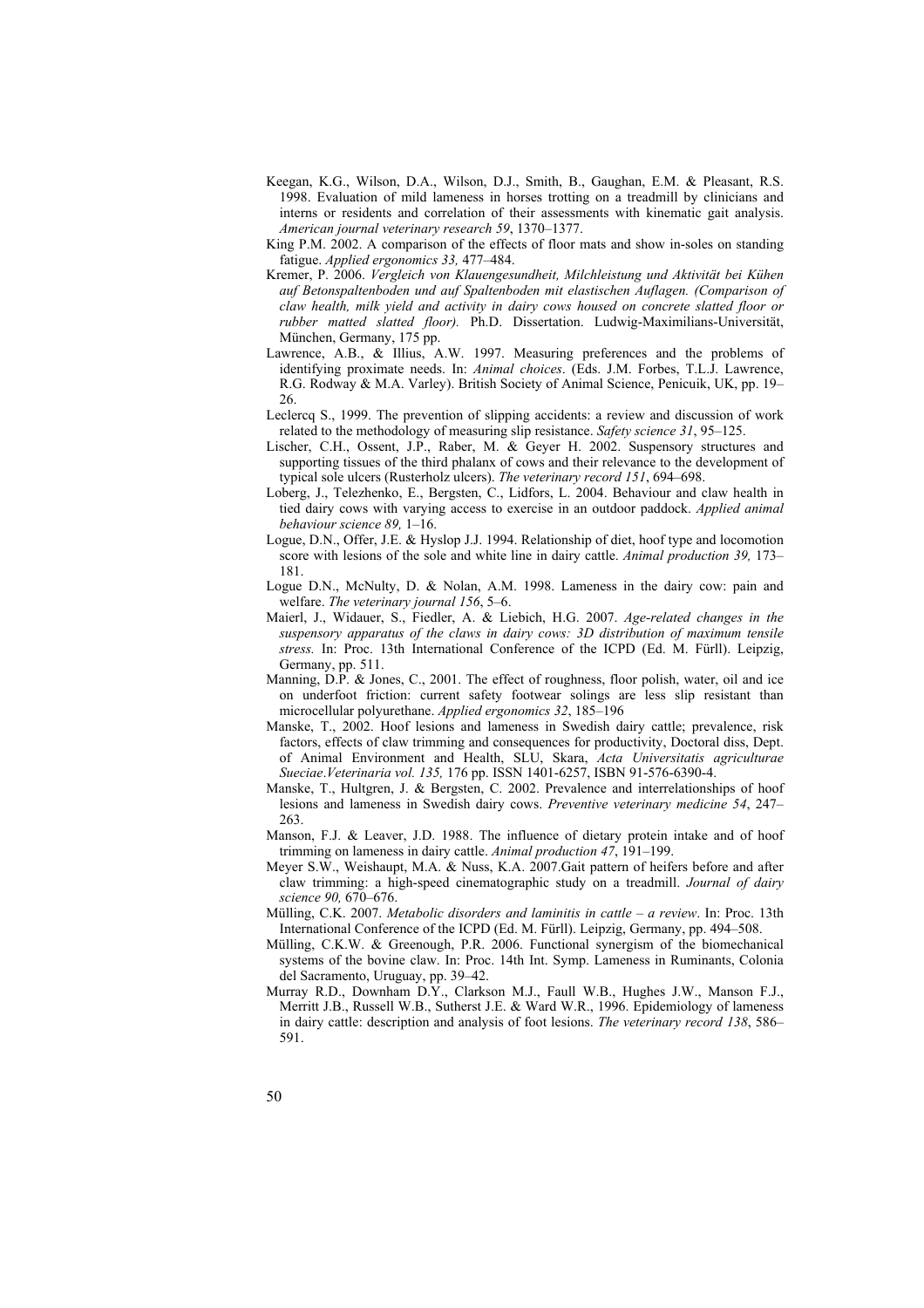Keegan, K.G., Wilson, D.A., Wilson, D.J., Smith, B., Gaughan, E.M. & Pleasant, R.S. 1998. Evaluation of mild lameness in horses trotting on a treadmill by clinicians and interns or residents and correlation of their assessments with kinematic gait analysis. *American journal veterinary research 59*, 1370–1377.

King P.M. 2002. A comparison of the effects of floor mats and show in-soles on standing fatigue. *Applied ergonomics 33,* 477–484.

Kremer, P. 2006. *Vergleich von Klauengesundheit, Milchleistung und Aktivität bei Kühen auf Betonspaltenboden und auf Spaltenboden mit elastischen Auflagen. (Comparison of claw health, milk yield and activity in dairy cows housed on concrete slatted floor or rubber matted slatted floor).* Ph.D. Dissertation. Ludwig-Maximilians-Universität, München, Germany, 175 pp.

Lawrence, A.B., & Illius, A.W. 1997. Measuring preferences and the problems of identifying proximate needs. In: *Animal choices*. (Eds. J.M. Forbes, T.L.J. Lawrence, R.G. Rodway & M.A. Varley). British Society of Animal Science, Penicuik, UK, pp. 19–26.

Leclercq S., 1999. The prevention of slipping accidents: a review and discussion of work related to the methodology of measuring slip resistance. *Safety science 31*, 95–125.

Lischer, C.H., Ossent, J.P., Raber, M. & Geyer H. 2002. Suspensory structures and supporting tissues of the third phalanx of cows and their relevance to the development of typical sole ulcers (Rusterholz ulcers). *The veterinary record 151*, 694–698.

Loberg, J., Telezhenko, E., Bergsten, C., Lidfors, L. 2004. Behaviour and claw health in tied dairy cows with varying access to exercise in an outdoor paddock. *Applied animal behaviour science 89,* 1–16.

Logue, D.N., Offer, J.E. & Hyslop J.J. 1994. Relationship of diet, hoof type and locomotion score with lesions of the sole and white line in dairy cattle. *Animal production 39,* 173–181.

Logue D.N., McNulty, D. & Nolan, A.M. 1998. Lameness in the dairy cow: pain and welfare. *The veterinary journal 156*, 5–6.

Maierl, J., Widauer, S., Fiedler, A. & Liebich, H.G. 2007. *Age-related changes in the suspensory apparatus of the claws in dairy cows: 3D distribution of maximum tensile stress.* In: Proc. 13th International Conference of the ICPD (Ed. M. Fürll). Leipzig, Germany, pp. 511.

Manning, D.P. & Jones, C., 2001. The effect of roughness, floor polish, water, oil and ice on underfoot friction: current safety footwear solings are less slip resistant than microcellular polyurethane. *Applied ergonomics 32*, 185–196

Manske, T., 2002. Hoof lesions and lameness in Swedish dairy cattle; prevalence, risk factors, effects of claw trimming and consequences for productivity, Doctoral diss, Dept. of Animal Environment and Health, SLU, Skara, *Acta Universitatis agriculturae Sueciae.Veterinaria vol. 135,* 176 pp. ISSN 1401-6257, ISBN 91-576-6390-4.

Manske, T., Hultgren, J. & Bergsten, C. 2002. Prevalence and interrelationships of hoof lesions and lameness in Swedish dairy cows. *Preventive veterinary medicine 54*, 247–263.

Manson, F.J. & Leaver, J.D. 1988. The influence of dietary protein intake and of hoof trimming on lameness in dairy cattle. *Animal production 47*, 191–199.

Meyer S.W., Weishaupt, M.A. & Nuss, K.A. 2007.Gait pattern of heifers before and after claw trimming: a high-speed cinematographic study on a treadmill. *Journal of dairy science 90,* 670–676.

Mülling, C.K. 2007. *Metabolic disorders and laminitis in cattle – a review*. In: Proc. 13th International Conference of the ICPD (Ed. M. Fürll). Leipzig, Germany, pp. 494–508.

Mülling, C.K.W. & Greenough, P.R. 2006. Functional synergism of the biomechanical systems of the bovine claw. In: Proc. 14th Int. Symp. Lameness in Ruminants, Colonia del Sacramento, Uruguay, pp. 39–42.

Murray R.D., Downham D.Y., Clarkson M.J., Faull W.B., Hughes J.W., Manson F.J., Merritt J.B., Russell W.B., Sutherst J.E. & Ward W.R., 1996. Epidemiology of lameness in dairy cattle: description and analysis of foot lesions. *The veterinary record 138*, 586–591.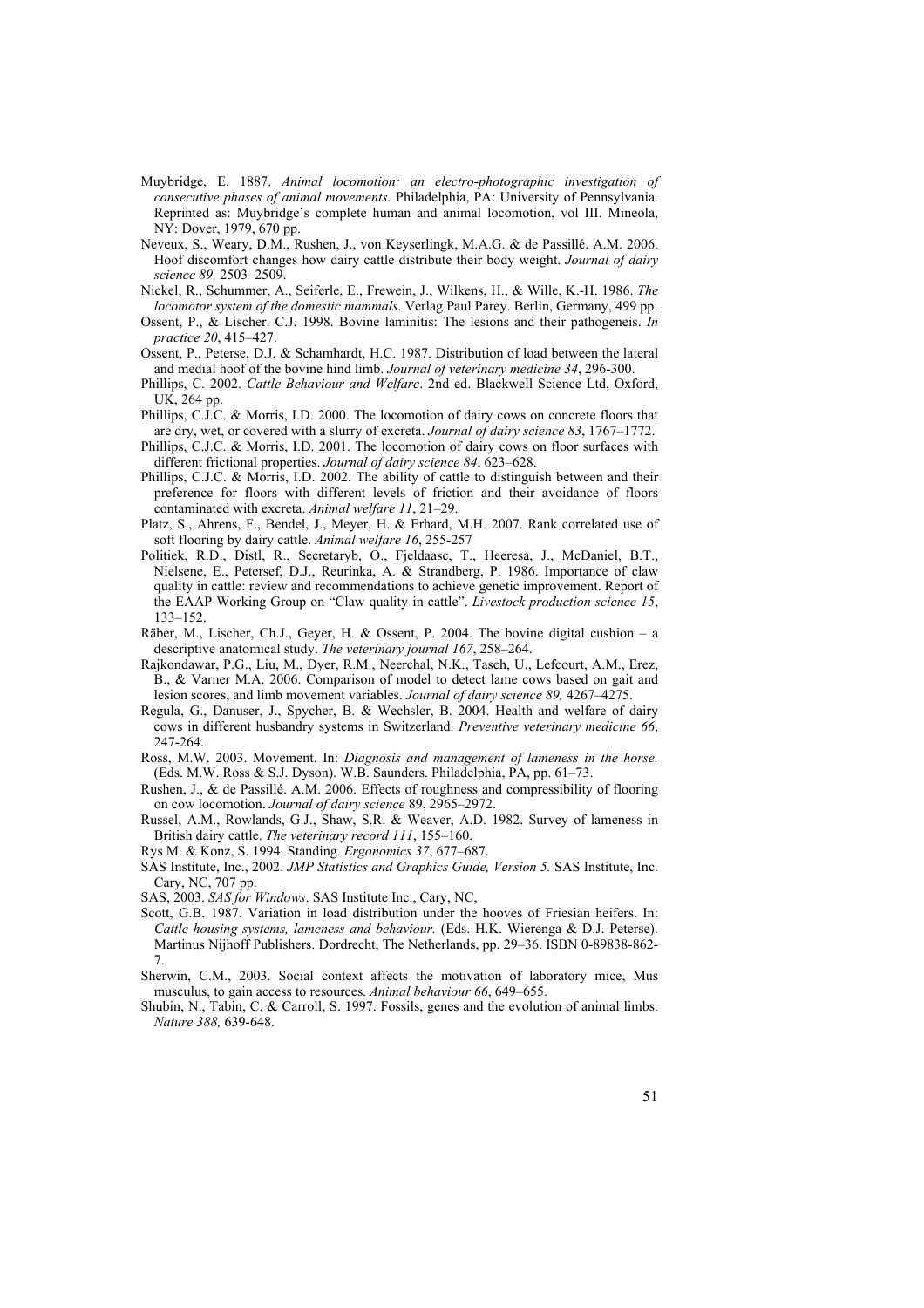Muybridge, E. 1887. *Animal locomotion: an electro-photographic investigation of consecutive phases of animal movements.* Philadelphia, PA: University of Pennsylvania. Reprinted as: Muybridge's complete human and animal locomotion, vol III. Mineola, NY: Dover, 1979, 670 pp.

Neveux, S., Weary, D.M., Rushen, J., von Keyserlingk, M.A.G. & de Passillé. A.M. 2006. Hoof discomfort changes how dairy cattle distribute their body weight. *Journal of dairy science 89,* 2503–2509.

Nickel, R., Schummer, A., Seiferle, E., Frewein, J., Wilkens, H., & Wille, K.-H. 1986. *The locomotor system of the domestic mammals*. Verlag Paul Parey. Berlin, Germany, 499 pp.

Ossent, P., & Lischer. C.J. 1998. Bovine laminitis: The lesions and their pathogeneis. *In practice 20*, 415–427.

Ossent, P., Peterse, D.J. & Schamhardt, H.C. 1987. Distribution of load between the lateral and medial hoof of the bovine hind limb. *Journal of veterinary medicine 34*, 296-300.

Phillips, C. 2002. *Cattle Behaviour and Welfare*. 2nd ed. Blackwell Science Ltd, Oxford, UK, 264 pp.

Phillips, C.J.C. & Morris, I.D. 2000. The locomotion of dairy cows on concrete floors that are dry, wet, or covered with a slurry of excreta. *Journal of dairy science 83*, 1767–1772.

Phillips, C.J.C. & Morris, I.D. 2001. The locomotion of dairy cows on floor surfaces with different frictional properties. *Journal of dairy science 84*, 623–628.

Phillips, C.J.C. & Morris, I.D. 2002. The ability of cattle to distinguish between and their preference for floors with different levels of friction and their avoidance of floors contaminated with excreta. *Animal welfare 11*, 21–29.

Platz, S., Ahrens, F., Bendel, J., Meyer, H. & Erhard, M.H. 2007. Rank correlated use of soft flooring by dairy cattle. *Animal welfare 16*, 255-257

Politiek, R.D., Distl, R., Secretaryb, O., Fjeldaasc, T., Heeresa, J., McDaniel, B.T., Nielsene, E., Petersef, D.J., Reurinka, A. & Strandberg, P. 1986. Importance of claw quality in cattle: review and recommendations to achieve genetic improvement. Report of the EAAP Working Group on "Claw quality in cattle". *Livestock production science 15*, 133–152.

Räber, M., Lischer, Ch.J., Geyer, H. & Ossent, P. 2004. The bovine digital cushion – a descriptive anatomical study. *The veterinary journal 167*, 258–264.

Rajkondawar, P.G., Liu, M., Dyer, R.M., Neerchal, N.K., Tasch, U., Lefcourt, A.M., Erez, B., & Varner M.A. 2006. Comparison of model to detect lame cows based on gait and lesion scores, and limb movement variables. *Journal of dairy science 89,* 4267–4275.

Regula, G., Danuser, J., Spycher, B. & Wechsler, B. 2004. Health and welfare of dairy cows in different husbandry systems in Switzerland. *Preventive veterinary medicine 66*, 247-264.

Ross, M.W. 2003. Movement. In: *Diagnosis and management of lameness in the horse.* (Eds. M.W. Ross & S.J. Dyson). W.B. Saunders. Philadelphia, PA, pp. 61–73.

Rushen, J., & de Passillé. A.M. 2006. Effects of roughness and compressibility of flooring on cow locomotion. *Journal of dairy science* 89, 2965–2972.

Russel, A.M., Rowlands, G.J., Shaw, S.R. & Weaver, A.D. 1982. Survey of lameness in British dairy cattle. *The veterinary record 111*, 155–160.

Rys M. & Konz, S. 1994. Standing. *Ergonomics 37*, 677–687.

SAS Institute, Inc., 2002. *JMP Statistics and Graphics Guide, Version 5.* SAS Institute, Inc. Cary, NC, 707 pp.

SAS, 2003. *SAS for Windows*. SAS Institute Inc., Cary, NC,

Scott, G.B. 1987. Variation in load distribution under the hooves of Friesian heifers. In: *Cattle housing systems, lameness and behaviour.* (Eds. H.K. Wierenga & D.J. Peterse). Martinus Nijhoff Publishers. Dordrecht, The Netherlands, pp. 29–36. ISBN 0-89838-862-7.

Sherwin, C.M., 2003. Social context affects the motivation of laboratory mice, Mus musculus, to gain access to resources. *Animal behaviour 66*, 649–655.

Shubin, N., Tabin, C. & Carroll, S. 1997. Fossils, genes and the evolution of animal limbs. *Nature 388,* 639-648.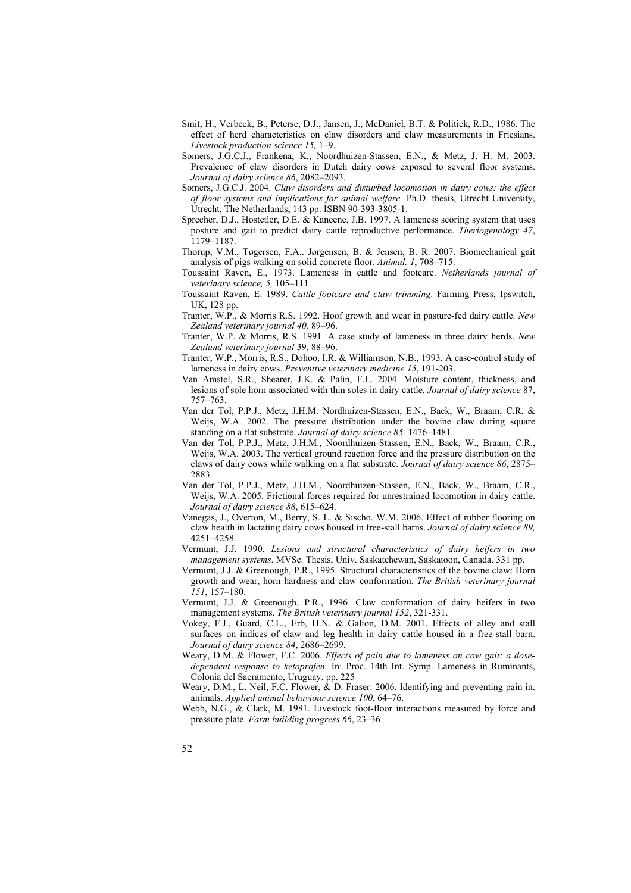Smit, H., Verbeek, B., Peterse, D.J., Jansen, J., McDaniel, B.T. & Politiek, R.D., 1986. The effect of herd characteristics on claw disorders and claw measurements in Friesians. *Livestock production science 15,* 1–9.

Somers, J.G.C.J., Frankena, K., Noordhuizen-Stassen, E.N., & Metz, J. H. M. 2003. Prevalence of claw disorders in Dutch dairy cows exposed to several floor systems. *Journal of dairy science 86*, 2082–2093.

Somers, J.G.C.J. 2004. *Claw disorders and disturbed locomotion in dairy cows: the effect of floor systems and implications for animal welfare.* Ph.D. thesis, Utrecht University, Utrecht, The Netherlands, 143 pp. ISBN 90-393-3805-1.

Sprecher, D.J., Hostetler, D.E. & Kaneene, J.B. 1997. A lameness scoring system that uses posture and gait to predict dairy cattle reproductive performance. *Theriogenology 47*, 1179–1187.

Thorup, V.M., Tøgersen, F.A.. Jørgensen, B. & Jensen, B. R. 2007. Biomechanical gait analysis of pigs walking on solid concrete floor. *Animal. 1*, 708–715.

Toussaint Raven, E., 1973. Lameness in cattle and footcare. *Netherlands journal of veterinary science, 5,* 105–111.

Toussaint Raven, E. 1989. *Cattle footcare and claw trimming*. Farming Press, Ipswitch, UK, 128 pp.

Tranter, W.P., & Morris R.S. 1992. Hoof growth and wear in pasture-fed dairy cattle. *New Zealand veterinary journal 40,* 89–96.

Tranter, W.P. & Morris, R.S. 1991. A case study of lameness in three dairy herds. *New Zealand veterinary journal* 39, 88–96.

Tranter, W.P., Morris, R.S., Dohoo, I.R. & Williamson, N.B., 1993. A case-control study of lameness in dairy cows. *Preventive veterinary medicine 15*, 191-203.

Van Amstel, S.R., Shearer, J.K. & Palin, F.L. 2004. Moisture content, thickness, and lesions of sole horn associated with thin soles in dairy cattle. *Journal of dairy science* 87, 757–763.

Van der Tol, P.P.J., Metz, J.H.M. Nordhuizen-Stassen, E.N., Back, W., Braam, C.R. & Weijs, W.A. 2002. The pressure distribution under the bovine claw during square standing on a flat substrate. *Journal of dairy science 85,* 1476–1481.

Van der Tol, P.P.J., Metz, J.H.M., Noordhuizen-Stassen, E.N., Back, W., Braam, C.R., Weijs, W.A. 2003. The vertical ground reaction force and the pressure distribution on the claws of dairy cows while walking on a flat substrate. *Journal of dairy science 86*, 2875–2883.

Van der Tol, P.P.J., Metz, J.H.M., Noordhuizen-Stassen, E.N., Back, W., Braam, C.R., Weijs, W.A. 2005. Frictional forces required for unrestrained locomotion in dairy cattle. *Journal of dairy science 88*, 615–624.

Vanegas, J., Overton, M., Berry, S. L. & Sischo. W.M. 2006. Effect of rubber flooring on claw health in lactating dairy cows housed in free-stall barns. *Journal of dairy science 89,* 4251–4258.

Vermunt, J.J. 1990. *Lesions and structural characteristics of dairy heifers in two management systems*. MVSc. Thesis, Univ. Saskatchewan, Saskatoon, Canada. 331 pp.

Vermunt, J.J. & Greenough, P.R., 1995. Structural characteristics of the bovine claw: Horn growth and wear, horn hardness and claw conformation. *The British veterinary journal 151*, 157–180.

Vermunt, J.J. & Greenough, P.R., 1996. Claw conformation of dairy heifers in two management systems. *The British veterinary journal 152*, 321-331.

Vokey, F.J., Guard, C.L., Erb, H.N. & Galton, D.M. 2001. Effects of alley and stall surfaces on indices of claw and leg health in dairy cattle housed in a free-stall barn. *Journal of dairy science 84*, 2686–2699.

Weary, D.M. & Flower, F.C. 2006. *Effects of pain due to lameness on cow gait: a dose-dependent response to ketoprofen.* In: Proc. 14th Int. Symp. Lameness in Ruminants, Colonia del Sacramento, Uruguay. pp. 225

Weary, D.M., L. Neil, F.C. Flower, & D. Fraser. 2006. Identifying and preventing pain in. animals. *Applied animal behaviour science 100*, 64–76.

Webb, N.G., & Clark, M. 1981. Livestock foot-floor interactions measured by force and pressure plate. *Farm building progress 66*, 23–36.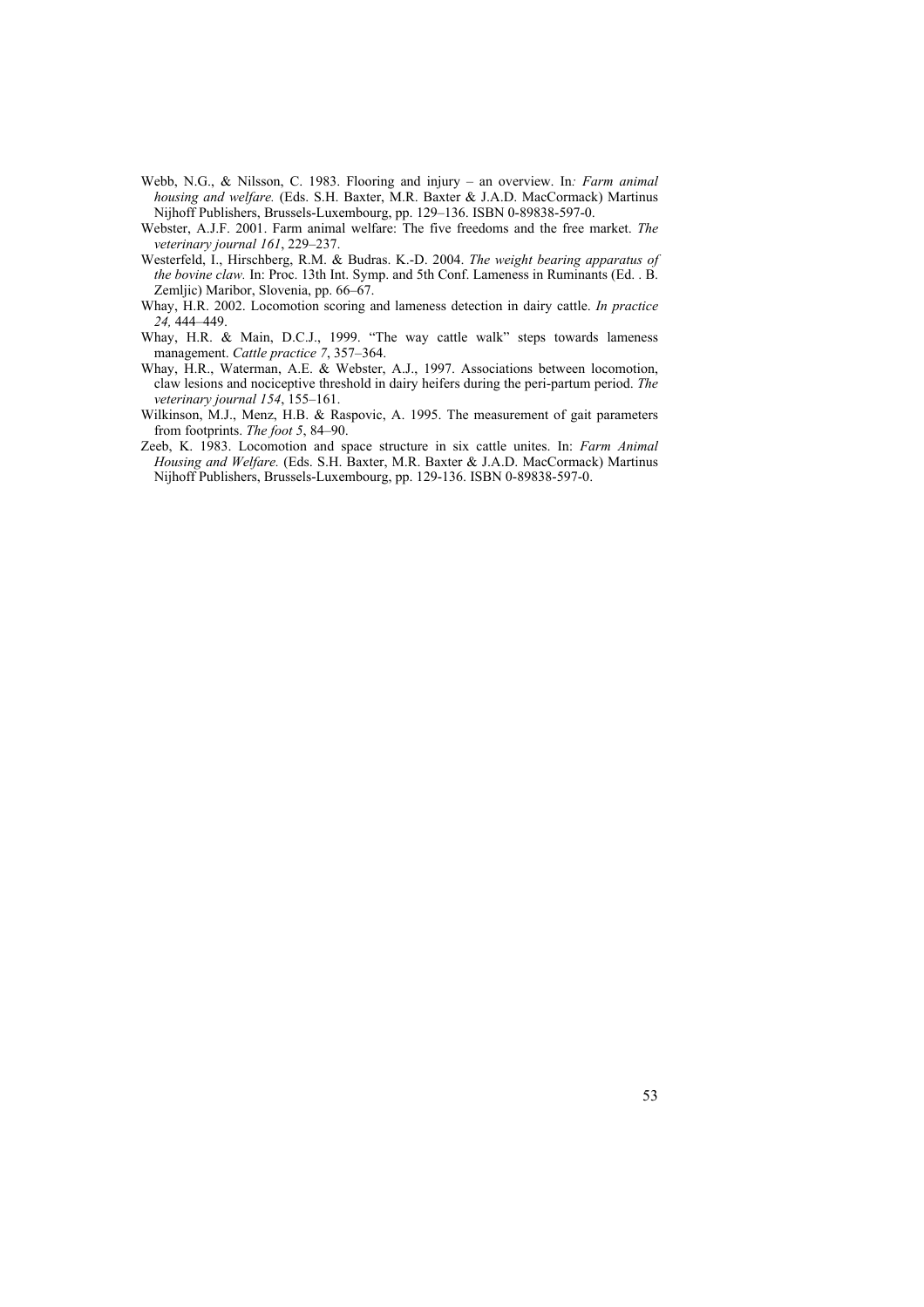Webb, N.G., & Nilsson, C. 1983. Flooring and injury – an overview. In*: Farm animal housing and welfare.* (Eds. S.H. Baxter, M.R. Baxter & J.A.D. MacCormack) Martinus Nijhoff Publishers, Brussels-Luxembourg, pp. 129–136. ISBN 0-89838-597-0.

Webster, A.J.F. 2001. Farm animal welfare: The five freedoms and the free market. *The veterinary journal 161*, 229–237.

Westerfeld, I., Hirschberg, R.M. & Budras. K.-D. 2004. *The weight bearing apparatus of the bovine claw.* In: Proc. 13th Int. Symp. and 5th Conf. Lameness in Ruminants (Ed. . B. Zemljic) Maribor, Slovenia, pp. 66–67.

Whay, H.R. 2002. Locomotion scoring and lameness detection in dairy cattle. *In practice 24,* 444–449.

Whay, H.R. & Main, D.C.J., 1999. "The way cattle walk" steps towards lameness management. *Cattle practice 7*, 357–364.

Whay, H.R., Waterman, A.E. & Webster, A.J., 1997. Associations between locomotion, claw lesions and nociceptive threshold in dairy heifers during the peri-partum period. *The veterinary journal 154*, 155–161.

Wilkinson, M.J., Menz, H.B. & Raspovic, A. 1995. The measurement of gait parameters from footprints. *The foot 5*, 84–90.

Zeeb, K. 1983. Locomotion and space structure in six cattle unites. In: *Farm Animal Housing and Welfare.* (Eds. S.H. Baxter, M.R. Baxter & J.A.D. MacCormack) Martinus Nijhoff Publishers, Brussels-Luxembourg, pp. 129-136. ISBN 0-89838-597-0.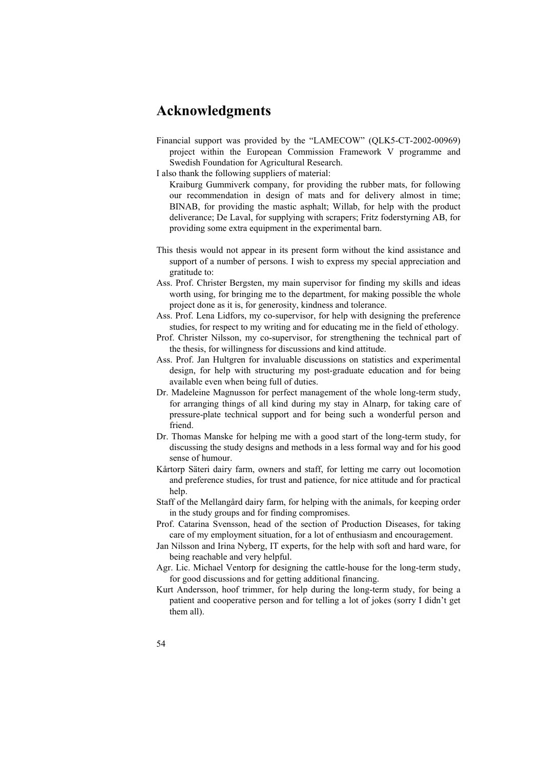# Acknowledgments

Financial support was provided by the "LAMECOW" (QLK5-CT-2002-00969) project within the European Commission Framework V programme and Swedish Foundation for Agricultural Research.

I also thank the following suppliers of material:

Kraiburg Gummiverk company, for providing the rubber mats, for following our recommendation in design of mats and for delivery almost in time; BINAB, for providing the mastic asphalt; Willab, for help with the product deliverance; De Laval, for supplying with scrapers; Fritz foderstyrning AB, for providing some extra equipment in the experimental barn.

This thesis would not appear in its present form without the kind assistance and support of a number of persons. I wish to express my special appreciation and gratitude to:

Ass. Prof. Christer Bergsten, my main supervisor for finding my skills and ideas worth using, for bringing me to the department, for making possible the whole project done as it is, for generosity, kindness and tolerance.

Ass. Prof. Lena Lidfors, my co-supervisor, for help with designing the preference studies, for respect to my writing and for educating me in the field of ethology.

Prof. Christer Nilsson, my co-supervisor, for strengthening the technical part of the thesis, for willingness for discussions and kind attitude.

Ass. Prof. Jan Hultgren for invaluable discussions on statistics and experimental design, for help with structuring my post-graduate education and for being available even when being full of duties.

Dr. Madeleine Magnusson for perfect management of the whole long-term study, for arranging things of all kind during my stay in Alnarp, for taking care of pressure-plate technical support and for being such a wonderful person and friend.

Dr. Thomas Manske for helping me with a good start of the long-term study, for discussing the study designs and methods in a less formal way and for his good sense of humour.

Kårtorp Säteri dairy farm, owners and staff, for letting me carry out locomotion and preference studies, for trust and patience, for nice attitude and for practical help.

Staff of the Mellangård dairy farm, for helping with the animals, for keeping order in the study groups and for finding compromises.

Prof. Catarina Svensson, head of the section of Production Diseases, for taking care of my employment situation, for a lot of enthusiasm and encouragement.

Jan Nilsson and Irina Nyberg, IT experts, for the help with soft and hard ware, for being reachable and very helpful.

Agr. Lic. Michael Ventorp for designing the cattle-house for the long-term study, for good discussions and for getting additional financing.

Kurt Andersson, hoof trimmer, for help during the long-term study, for being a patient and cooperative person and for telling a lot of jokes (sorry I didn't get them all).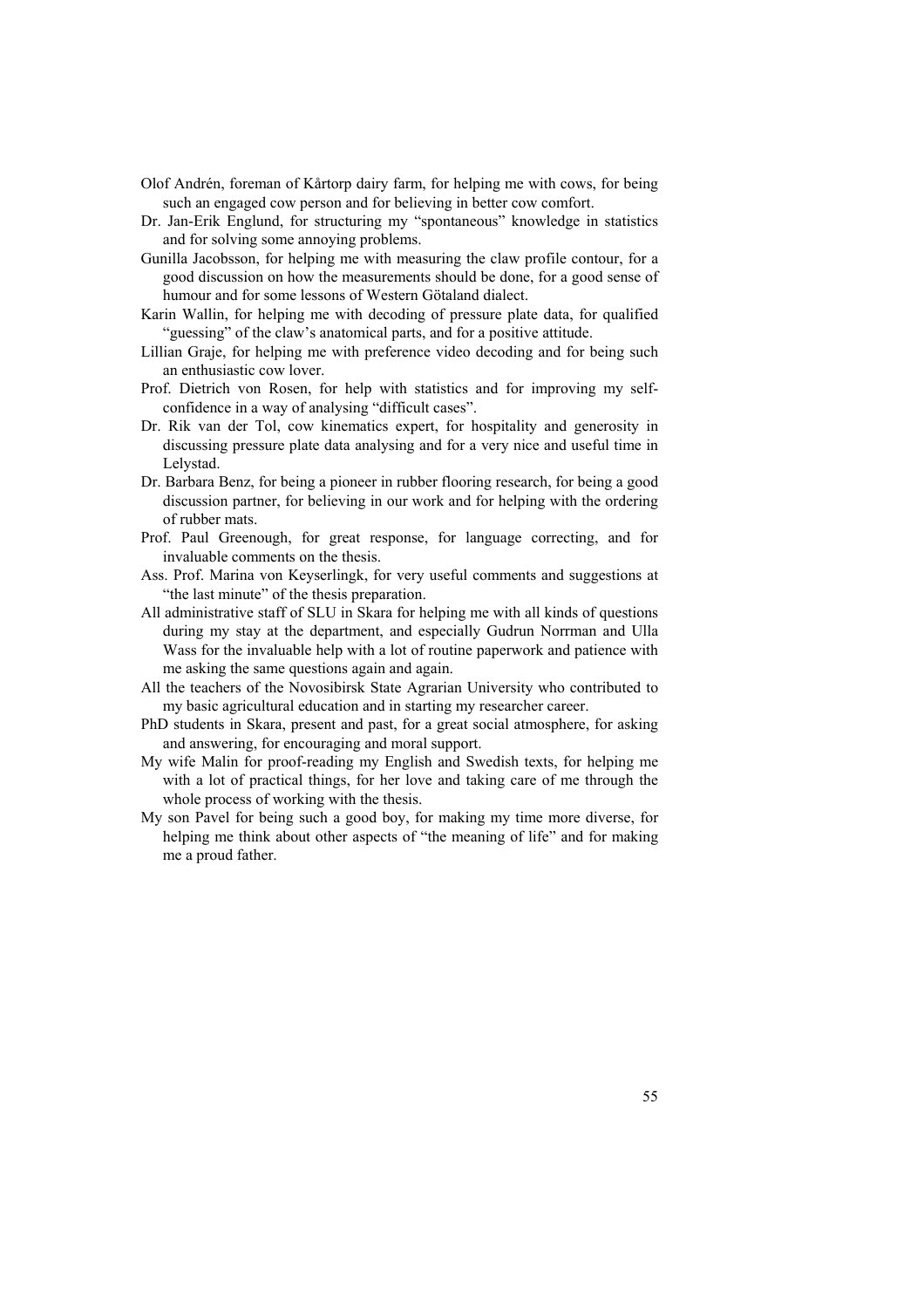Olof Andrén, foreman of Kårtorp dairy farm, for helping me with cows, for being such an engaged cow person and for believing in better cow comfort.

Dr. Jan-Erik Englund, for structuring my "spontaneous" knowledge in statistics and for solving some annoying problems.

Gunilla Jacobsson, for helping me with measuring the claw profile contour, for a good discussion on how the measurements should be done, for a good sense of humour and for some lessons of Western Götaland dialect.

Karin Wallin, for helping me with decoding of pressure plate data, for qualified "guessing" of the claw's anatomical parts, and for a positive attitude.

Lillian Graje, for helping me with preference video decoding and for being such an enthusiastic cow lover.

Prof. Dietrich von Rosen, for help with statistics and for improving my self-confidence in a way of analysing "difficult cases".

Dr. Rik van der Tol, cow kinematics expert, for hospitality and generosity in discussing pressure plate data analysing and for a very nice and useful time in Lelystad.

Dr. Barbara Benz, for being a pioneer in rubber flooring research, for being a good discussion partner, for believing in our work and for helping with the ordering of rubber mats.

Prof. Paul Greenough, for great response, for language correcting, and for invaluable comments on the thesis.

Ass. Prof. Marina von Keyserlingk, for very useful comments and suggestions at "the last minute" of the thesis preparation.

All administrative staff of SLU in Skara for helping me with all kinds of questions during my stay at the department, and especially Gudrun Norrman and Ulla Wass for the invaluable help with a lot of routine paperwork and patience with me asking the same questions again and again.

All the teachers of the Novosibirsk State Agrarian University who contributed to my basic agricultural education and in starting my researcher career.

PhD students in Skara, present and past, for a great social atmosphere, for asking and answering, for encouraging and moral support.

My wife Malin for proof-reading my English and Swedish texts, for helping me with a lot of practical things, for her love and taking care of me through the whole process of working with the thesis.

My son Pavel for being such a good boy, for making my time more diverse, for helping me think about other aspects of "the meaning of life" and for making me a proud father.